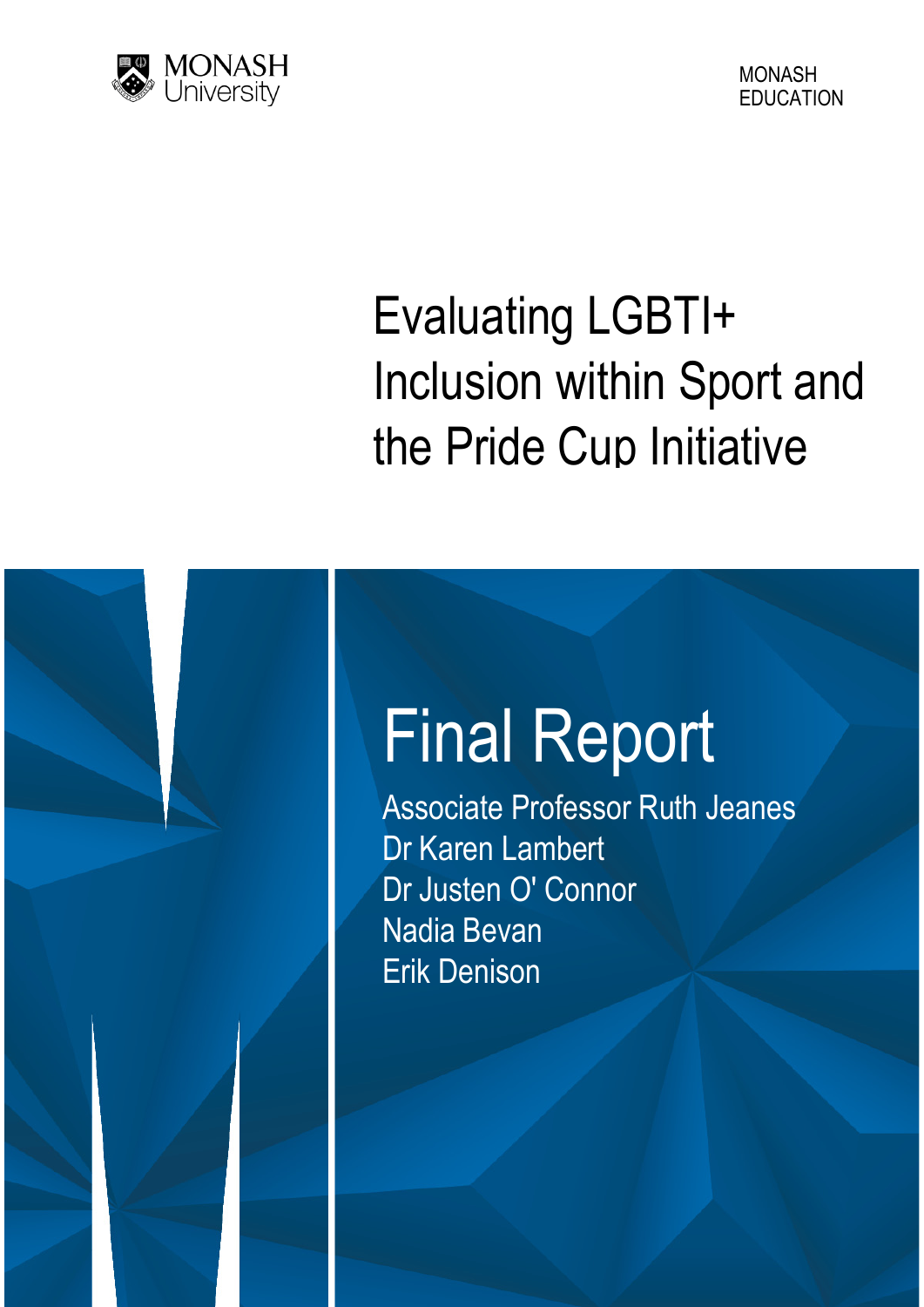MONASH University

MONASH EDUCATION

# Evaluating LGBTI+ Inclusion within Sport and the Pride Cup Initiative

## Final Report

Associate Professor Ruth Jeanes
Dr Karen Lambert
Dr Justen O' Connor
Nadia Bevan
Erik Denison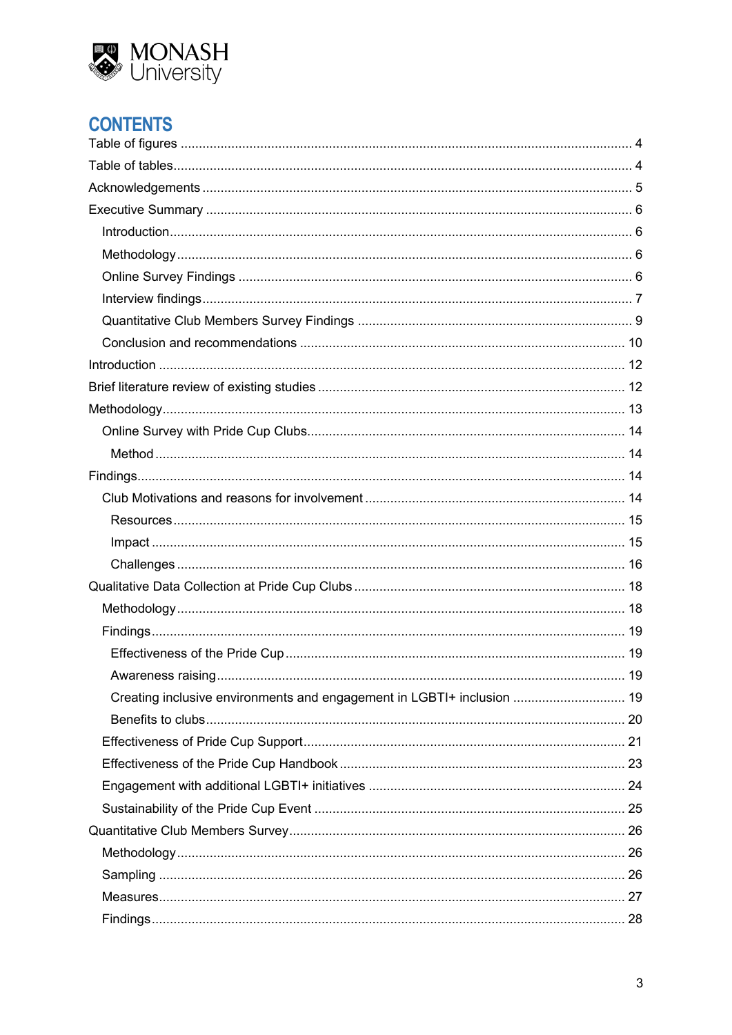# CONTENTS

Table of figures ........................................................................................................... 4

Table of tables............................................................................................................. 4

Acknowledgements ..................................................................................................... 5

Executive Summary ..................................................................................................... 6

- Introduction............................................................................................................. 6
- Methodology........................................................................................................... 6
- Online Survey Findings .......................................................................................... 6
- Interview findings.................................................................................................... 7
- Quantitative Club Members Survey Findings ......................................................... 9
- Conclusion and recommendations ........................................................................ 10

Introduction ............................................................................................................... 12

Brief literature review of existing studies ................................................................... 12

Methodology.............................................................................................................. 13

- Online Survey with Pride Cup Clubs...................................................................... 14
  - Method ............................................................................................................... 14

Findings..................................................................................................................... 14

- Club Motivations and reasons for involvement ...................................................... 14
  - Resources .......................................................................................................... 15
  - Impact ................................................................................................................ 15
  - Challenges ......................................................................................................... 16

Qualitative Data Collection at Pride Cup Clubs ......................................................... 18

- Methodology.......................................................................................................... 18
- Findings................................................................................................................. 19
  - Effectiveness of the Pride Cup ........................................................................... 19
  - Awareness raising............................................................................................... 19
  - Creating inclusive environments and engagement in LGBTI+ inclusion .............. 19
  - Benefits to clubs.................................................................................................. 20
- Effectiveness of Pride Cup Support....................................................................... 21
- Effectiveness of the Pride Cup Handbook ............................................................. 23
- Engagement with additional LGBTI+ initiatives ..................................................... 24
- Sustainability of the Pride Cup Event .................................................................... 25

Quantitative Club Members Survey............................................................................ 26

- Methodology.......................................................................................................... 26
- Sampling ............................................................................................................... 26
- Measures............................................................................................................... 27
- Findings................................................................................................................. 28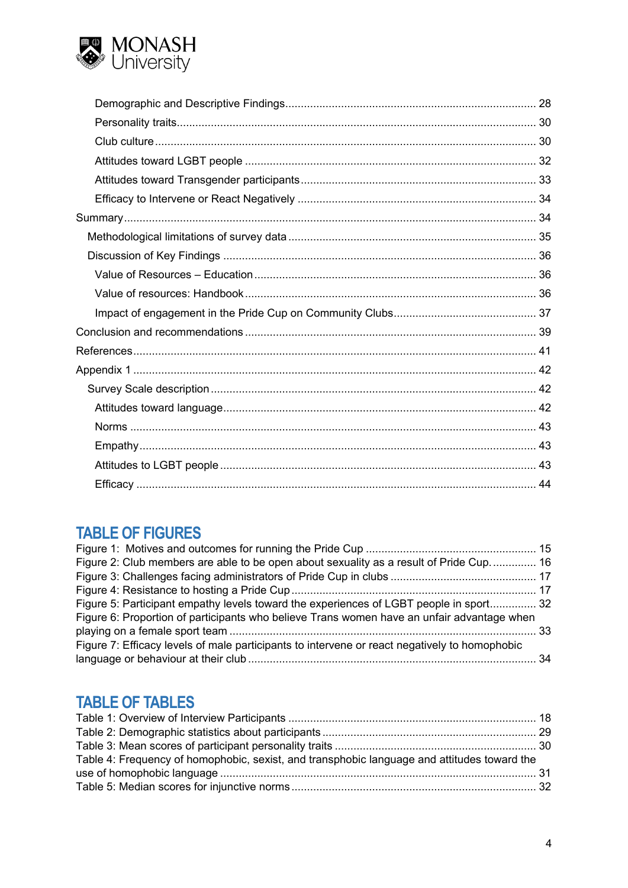Demographic and Descriptive Findings ........................................................................ 28
Personality traits ........................................................................................................ 30
Club culture ............................................................................................................... 30
Attitudes toward LGBT people ................................................................................... 32
Attitudes toward Transgender participants ................................................................. 33
Efficacy to Intervene or React Negatively .................................................................. 34
Summary ........................................................................................................................ 34
Methodological limitations of survey data ..................................................................... 35
Discussion of Key Findings .......................................................................................... 36
Value of Resources – Education ................................................................................. 36
Value of resources: Handbook .................................................................................... 36
Impact of engagement in the Pride Cup on Community Clubs ..................................... 37
Conclusion and recommendations .................................................................................. 39
References ...................................................................................................................... 41
Appendix 1 ...................................................................................................................... 42
Survey Scale description ............................................................................................... 42
Attitudes toward language ........................................................................................... 42
Norms ......................................................................................................................... 43
Empathy ...................................................................................................................... 43
Attitudes to LGBT people ............................................................................................. 43
Efficacy ....................................................................................................................... 44

## TABLE OF FIGURES

Figure 1: Motives and outcomes for running the Pride Cup ............................................ 15
Figure 2: Club members are able to be open about sexuality as a result of Pride Cup. ........ 16
Figure 3: Challenges facing administrators of Pride Cup in clubs ..................................... 17
Figure 4: Resistance to hosting a Pride Cup ................................................................... 17
Figure 5: Participant empathy levels toward the experiences of LGBT people in sport ........ 32
Figure 6: Proportion of participants who believe Trans women have an unfair advantage when playing on a female sport team ................................................................................... 33
Figure 7: Efficacy levels of male participants to intervene or react negatively to homophobic language or behaviour at their club ................................................................................. 34

## TABLE OF TABLES

Table 1: Overview of Interview Participants ................................................................... 18
Table 2: Demographic statistics about participants ........................................................ 29
Table 3: Mean scores of participant personality traits .................................................... 30
Table 4: Frequency of homophobic, sexist, and transphobic language and attitudes toward the use of homophobic language .......................................................................................... 31
Table 5: Median scores for injunctive norms .................................................................. 32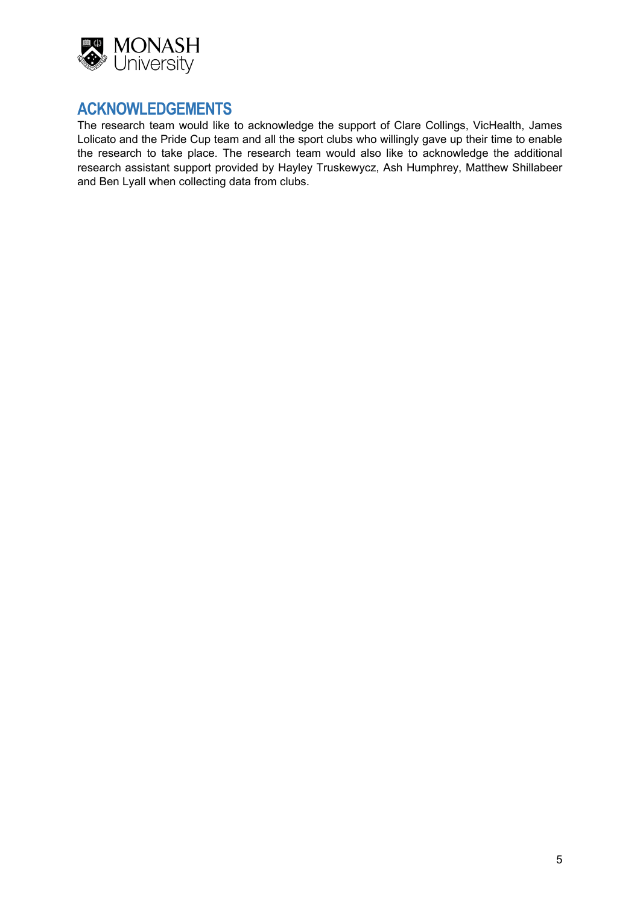## ACKNOWLEDGEMENTS

The research team would like to acknowledge the support of Clare Collings, VicHealth, James Lolicato and the Pride Cup team and all the sport clubs who willingly gave up their time to enable the research to take place. The research team would also like to acknowledge the additional research assistant support provided by Hayley Truskewycz, Ash Humphrey, Matthew Shillabeer and Ben Lyall when collecting data from clubs.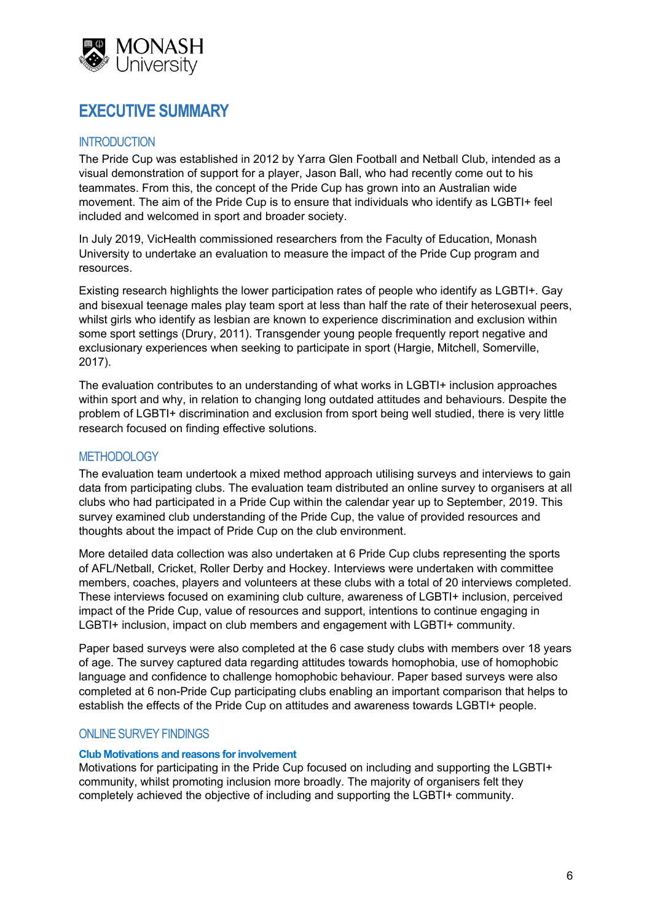# EXECUTIVE SUMMARY

## INTRODUCTION

The Pride Cup was established in 2012 by Yarra Glen Football and Netball Club, intended as a visual demonstration of support for a player, Jason Ball, who had recently come out to his teammates. From this, the concept of the Pride Cup has grown into an Australian wide movement. The aim of the Pride Cup is to ensure that individuals who identify as LGBTI+ feel included and welcomed in sport and broader society.

In July 2019, VicHealth commissioned researchers from the Faculty of Education, Monash University to undertake an evaluation to measure the impact of the Pride Cup program and resources.

Existing research highlights the lower participation rates of people who identify as LGBTI+. Gay and bisexual teenage males play team sport at less than half the rate of their heterosexual peers, whilst girls who identify as lesbian are known to experience discrimination and exclusion within some sport settings (Drury, 2011). Transgender young people frequently report negative and exclusionary experiences when seeking to participate in sport (Hargie, Mitchell, Somerville, 2017).

The evaluation contributes to an understanding of what works in LGBTI+ inclusion approaches within sport and why, in relation to changing long outdated attitudes and behaviours. Despite the problem of LGBTI+ discrimination and exclusion from sport being well studied, there is very little research focused on finding effective solutions.

## METHODOLOGY

The evaluation team undertook a mixed method approach utilising surveys and interviews to gain data from participating clubs. The evaluation team distributed an online survey to organisers at all clubs who had participated in a Pride Cup within the calendar year up to September, 2019. This survey examined club understanding of the Pride Cup, the value of provided resources and thoughts about the impact of Pride Cup on the club environment.

More detailed data collection was also undertaken at 6 Pride Cup clubs representing the sports of AFL/Netball, Cricket, Roller Derby and Hockey. Interviews were undertaken with committee members, coaches, players and volunteers at these clubs with a total of 20 interviews completed. These interviews focused on examining club culture, awareness of LGBTI+ inclusion, perceived impact of the Pride Cup, value of resources and support, intentions to continue engaging in LGBTI+ inclusion, impact on club members and engagement with LGBTI+ community.

Paper based surveys were also completed at the 6 case study clubs with members over 18 years of age. The survey captured data regarding attitudes towards homophobia, use of homophobic language and confidence to challenge homophobic behaviour. Paper based surveys were also completed at 6 non-Pride Cup participating clubs enabling an important comparison that helps to establish the effects of the Pride Cup on attitudes and awareness towards LGBTI+ people.

## ONLINE SURVEY FINDINGS

### Club Motivations and reasons for involvement

Motivations for participating in the Pride Cup focused on including and supporting the LGBTI+ community, whilst promoting inclusion more broadly. The majority of organisers felt they completely achieved the objective of including and supporting the LGBTI+ community.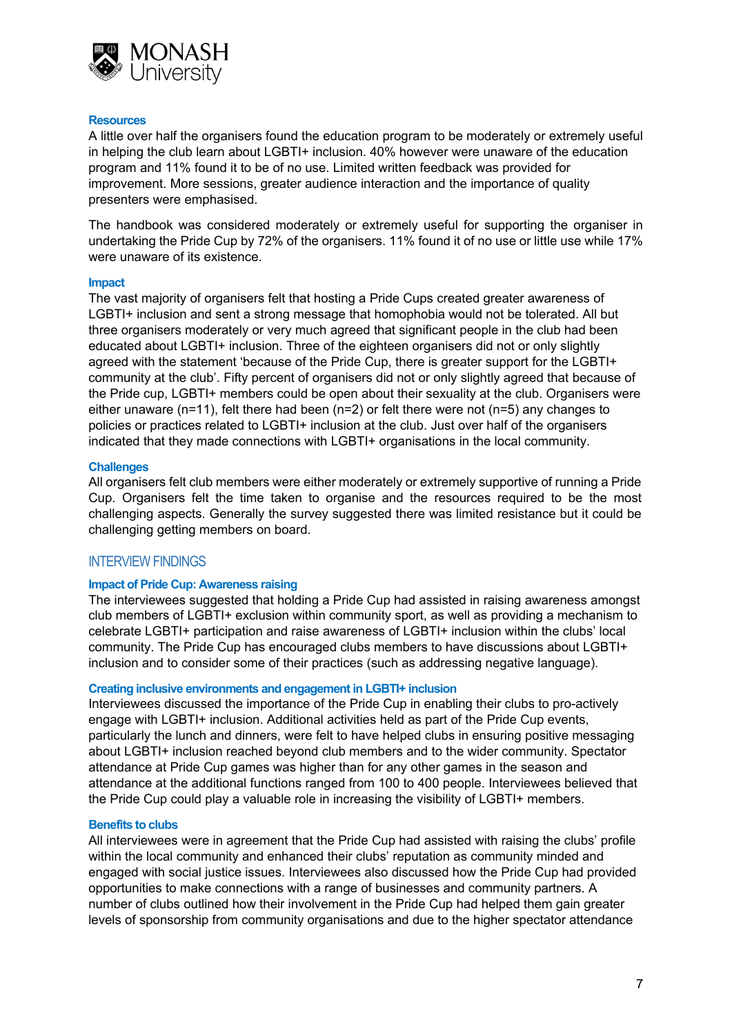### Resources

A little over half the organisers found the education program to be moderately or extremely useful in helping the club learn about LGBTI+ inclusion. 40% however were unaware of the education program and 11% found it to be of no use. Limited written feedback was provided for improvement. More sessions, greater audience interaction and the importance of quality presenters were emphasised.

The handbook was considered moderately or extremely useful for supporting the organiser in undertaking the Pride Cup by 72% of the organisers. 11% found it of no use or little use while 17% were unaware of its existence.

### Impact

The vast majority of organisers felt that hosting a Pride Cups created greater awareness of LGBTI+ inclusion and sent a strong message that homophobia would not be tolerated. All but three organisers moderately or very much agreed that significant people in the club had been educated about LGBTI+ inclusion. Three of the eighteen organisers did not or only slightly agreed with the statement 'because of the Pride Cup, there is greater support for the LGBTI+ community at the club'. Fifty percent of organisers did not or only slightly agreed that because of the Pride cup, LGBTI+ members could be open about their sexuality at the club. Organisers were either unaware (n=11), felt there had been (n=2) or felt there were not (n=5) any changes to policies or practices related to LGBTI+ inclusion at the club. Just over half of the organisers indicated that they made connections with LGBTI+ organisations in the local community.

### Challenges

All organisers felt club members were either moderately or extremely supportive of running a Pride Cup. Organisers felt the time taken to organise and the resources required to be the most challenging aspects. Generally the survey suggested there was limited resistance but it could be challenging getting members on board.

## INTERVIEW FINDINGS

### Impact of Pride Cup: Awareness raising

The interviewees suggested that holding a Pride Cup had assisted in raising awareness amongst club members of LGBTI+ exclusion within community sport, as well as providing a mechanism to celebrate LGBTI+ participation and raise awareness of LGBTI+ inclusion within the clubs' local community. The Pride Cup has encouraged clubs members to have discussions about LGBTI+ inclusion and to consider some of their practices (such as addressing negative language).

### Creating inclusive environments and engagement in LGBTI+ inclusion

Interviewees discussed the importance of the Pride Cup in enabling their clubs to pro-actively engage with LGBTI+ inclusion. Additional activities held as part of the Pride Cup events, particularly the lunch and dinners, were felt to have helped clubs in ensuring positive messaging about LGBTI+ inclusion reached beyond club members and to the wider community. Spectator attendance at Pride Cup games was higher than for any other games in the season and attendance at the additional functions ranged from 100 to 400 people. Interviewees believed that the Pride Cup could play a valuable role in increasing the visibility of LGBTI+ members.

### Benefits to clubs

All interviewees were in agreement that the Pride Cup had assisted with raising the clubs' profile within the local community and enhanced their clubs' reputation as community minded and engaged with social justice issues. Interviewees also discussed how the Pride Cup had provided opportunities to make connections with a range of businesses and community partners. A number of clubs outlined how their involvement in the Pride Cup had helped them gain greater levels of sponsorship from community organisations and due to the higher spectator attendance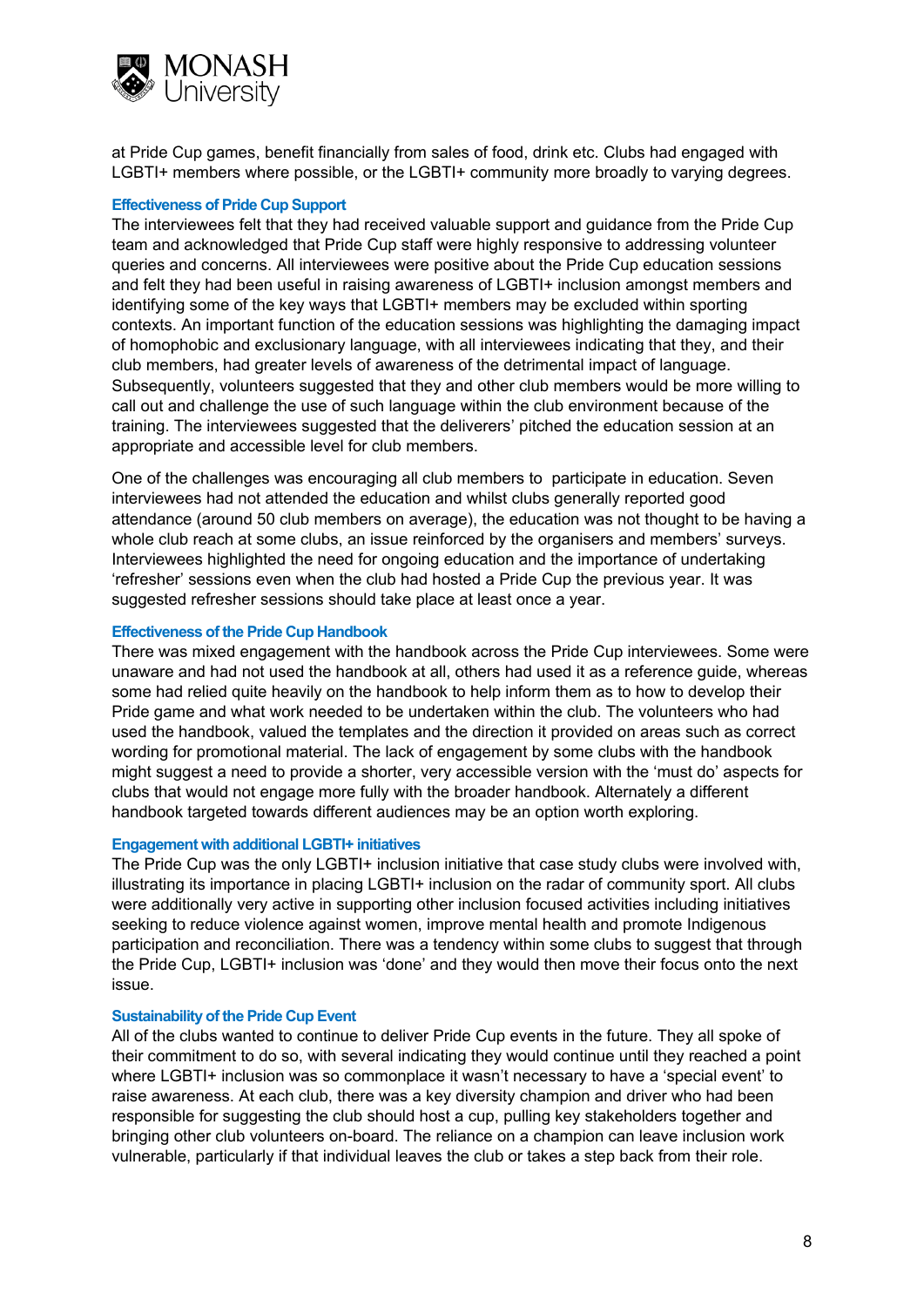at Pride Cup games, benefit financially from sales of food, drink etc. Clubs had engaged with LGBTI+ members where possible, or the LGBTI+ community more broadly to varying degrees.

### Effectiveness of Pride Cup Support

The interviewees felt that they had received valuable support and guidance from the Pride Cup team and acknowledged that Pride Cup staff were highly responsive to addressing volunteer queries and concerns. All interviewees were positive about the Pride Cup education sessions and felt they had been useful in raising awareness of LGBTI+ inclusion amongst members and identifying some of the key ways that LGBTI+ members may be excluded within sporting contexts. An important function of the education sessions was highlighting the damaging impact of homophobic and exclusionary language, with all interviewees indicating that they, and their club members, had greater levels of awareness of the detrimental impact of language. Subsequently, volunteers suggested that they and other club members would be more willing to call out and challenge the use of such language within the club environment because of the training. The interviewees suggested that the deliverers' pitched the education session at an appropriate and accessible level for club members.

One of the challenges was encouraging all club members to participate in education. Seven interviewees had not attended the education and whilst clubs generally reported good attendance (around 50 club members on average), the education was not thought to be having a whole club reach at some clubs, an issue reinforced by the organisers and members' surveys. Interviewees highlighted the need for ongoing education and the importance of undertaking 'refresher' sessions even when the club had hosted a Pride Cup the previous year. It was suggested refresher sessions should take place at least once a year.

### Effectiveness of the Pride Cup Handbook

There was mixed engagement with the handbook across the Pride Cup interviewees. Some were unaware and had not used the handbook at all, others had used it as a reference guide, whereas some had relied quite heavily on the handbook to help inform them as to how to develop their Pride game and what work needed to be undertaken within the club. The volunteers who had used the handbook, valued the templates and the direction it provided on areas such as correct wording for promotional material. The lack of engagement by some clubs with the handbook might suggest a need to provide a shorter, very accessible version with the 'must do' aspects for clubs that would not engage more fully with the broader handbook. Alternately a different handbook targeted towards different audiences may be an option worth exploring.

### Engagement with additional LGBTI+ initiatives

The Pride Cup was the only LGBTI+ inclusion initiative that case study clubs were involved with, illustrating its importance in placing LGBTI+ inclusion on the radar of community sport. All clubs were additionally very active in supporting other inclusion focused activities including initiatives seeking to reduce violence against women, improve mental health and promote Indigenous participation and reconciliation. There was a tendency within some clubs to suggest that through the Pride Cup, LGBTI+ inclusion was 'done' and they would then move their focus onto the next issue.

### Sustainability of the Pride Cup Event

All of the clubs wanted to continue to deliver Pride Cup events in the future. They all spoke of their commitment to do so, with several indicating they would continue until they reached a point where LGBTI+ inclusion was so commonplace it wasn't necessary to have a 'special event' to raise awareness. At each club, there was a key diversity champion and driver who had been responsible for suggesting the club should host a cup, pulling key stakeholders together and bringing other club volunteers on-board. The reliance on a champion can leave inclusion work vulnerable, particularly if that individual leaves the club or takes a step back from their role.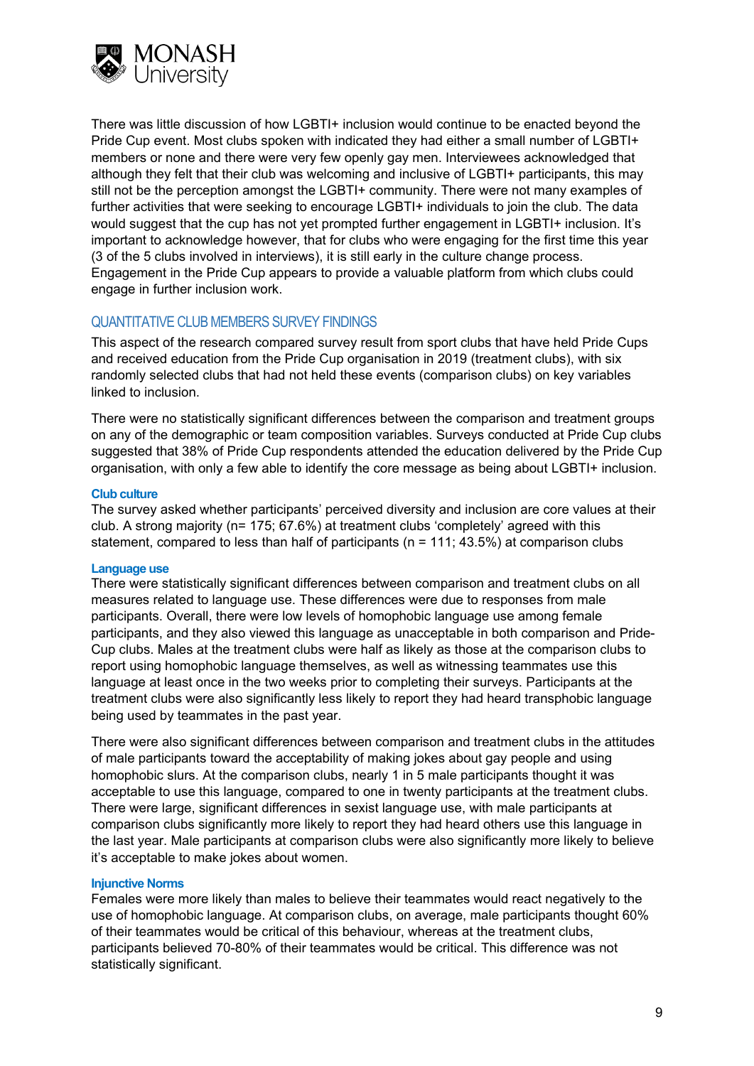There was little discussion of how LGBTI+ inclusion would continue to be enacted beyond the Pride Cup event. Most clubs spoken with indicated they had either a small number of LGBTI+ members or none and there were very few openly gay men. Interviewees acknowledged that although they felt that their club was welcoming and inclusive of LGBTI+ participants, this may still not be the perception amongst the LGBTI+ community. There were not many examples of further activities that were seeking to encourage LGBTI+ individuals to join the club. The data would suggest that the cup has not yet prompted further engagement in LGBTI+ inclusion. It's important to acknowledge however, that for clubs who were engaging for the first time this year (3 of the 5 clubs involved in interviews), it is still early in the culture change process. Engagement in the Pride Cup appears to provide a valuable platform from which clubs could engage in further inclusion work.

## QUANTITATIVE CLUB MEMBERS SURVEY FINDINGS

This aspect of the research compared survey result from sport clubs that have held Pride Cups and received education from the Pride Cup organisation in 2019 (treatment clubs), with six randomly selected clubs that had not held these events (comparison clubs) on key variables linked to inclusion.

There were no statistically significant differences between the comparison and treatment groups on any of the demographic or team composition variables. Surveys conducted at Pride Cup clubs suggested that 38% of Pride Cup respondents attended the education delivered by the Pride Cup organisation, with only a few able to identify the core message as being about LGBTI+ inclusion.

### Club culture

The survey asked whether participants' perceived diversity and inclusion are core values at their club. A strong majority (n= 175; 67.6%) at treatment clubs 'completely' agreed with this statement, compared to less than half of participants (n = 111; 43.5%) at comparison clubs

### Language use

There were statistically significant differences between comparison and treatment clubs on all measures related to language use. These differences were due to responses from male participants. Overall, there were low levels of homophobic language use among female participants, and they also viewed this language as unacceptable in both comparison and Pride-Cup clubs. Males at the treatment clubs were half as likely as those at the comparison clubs to report using homophobic language themselves, as well as witnessing teammates use this language at least once in the two weeks prior to completing their surveys. Participants at the treatment clubs were also significantly less likely to report they had heard transphobic language being used by teammates in the past year.

There were also significant differences between comparison and treatment clubs in the attitudes of male participants toward the acceptability of making jokes about gay people and using homophobic slurs. At the comparison clubs, nearly 1 in 5 male participants thought it was acceptable to use this language, compared to one in twenty participants at the treatment clubs. There were large, significant differences in sexist language use, with male participants at comparison clubs significantly more likely to report they had heard others use this language in the last year. Male participants at comparison clubs were also significantly more likely to believe it's acceptable to make jokes about women.

### Injunctive Norms

Females were more likely than males to believe their teammates would react negatively to the use of homophobic language. At comparison clubs, on average, male participants thought 60% of their teammates would be critical of this behaviour, whereas at the treatment clubs, participants believed 70-80% of their teammates would be critical. This difference was not statistically significant.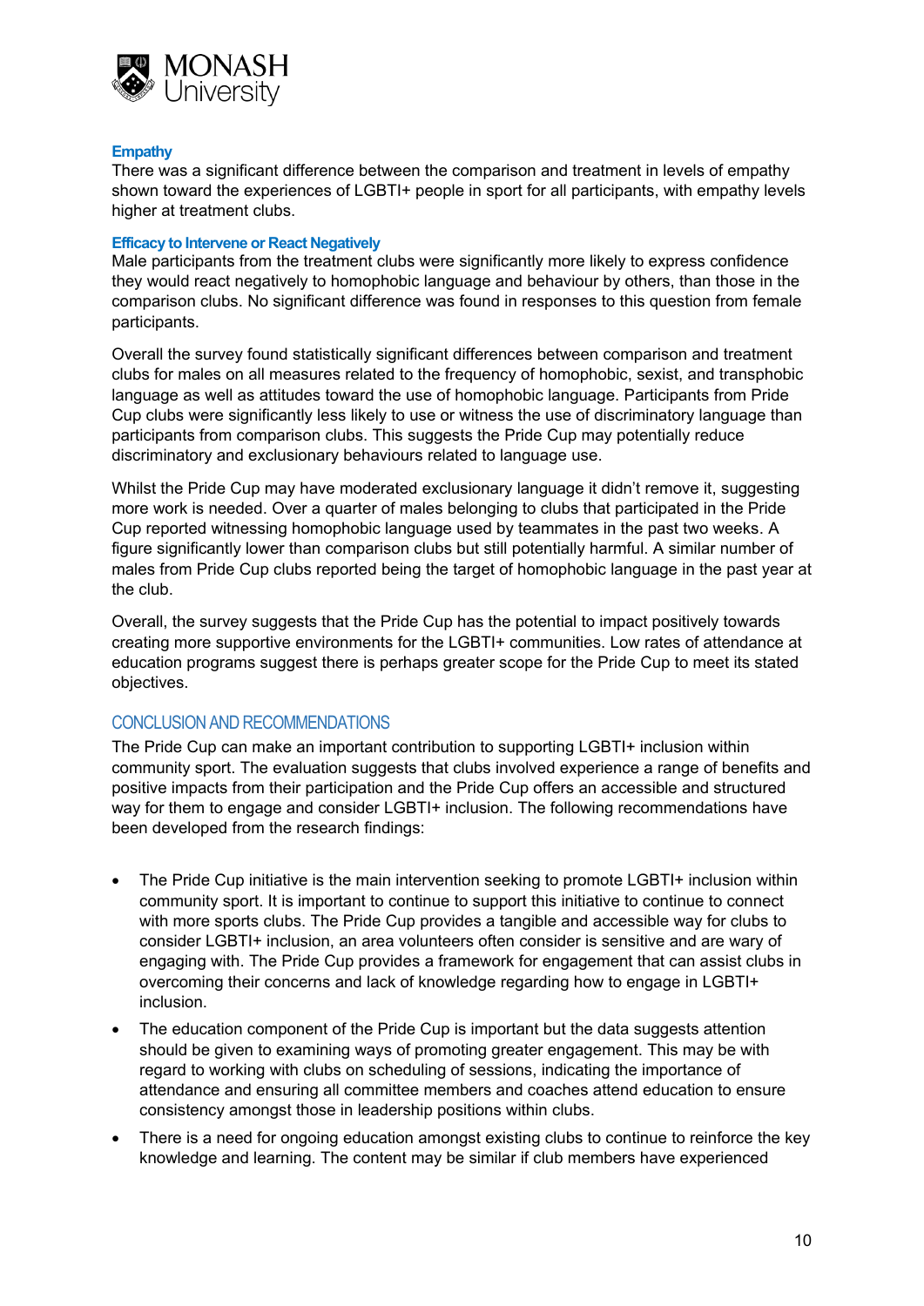### Empathy

There was a significant difference between the comparison and treatment in levels of empathy shown toward the experiences of LGBTI+ people in sport for all participants, with empathy levels higher at treatment clubs.

### Efficacy to Intervene or React Negatively

Male participants from the treatment clubs were significantly more likely to express confidence they would react negatively to homophobic language and behaviour by others, than those in the comparison clubs. No significant difference was found in responses to this question from female participants.

Overall the survey found statistically significant differences between comparison and treatment clubs for males on all measures related to the frequency of homophobic, sexist, and transphobic language as well as attitudes toward the use of homophobic language. Participants from Pride Cup clubs were significantly less likely to use or witness the use of discriminatory language than participants from comparison clubs. This suggests the Pride Cup may potentially reduce discriminatory and exclusionary behaviours related to language use.

Whilst the Pride Cup may have moderated exclusionary language it didn't remove it, suggesting more work is needed. Over a quarter of males belonging to clubs that participated in the Pride Cup reported witnessing homophobic language used by teammates in the past two weeks. A figure significantly lower than comparison clubs but still potentially harmful. A similar number of males from Pride Cup clubs reported being the target of homophobic language in the past year at the club.

Overall, the survey suggests that the Pride Cup has the potential to impact positively towards creating more supportive environments for the LGBTI+ communities. Low rates of attendance at education programs suggest there is perhaps greater scope for the Pride Cup to meet its stated objectives.

## CONCLUSION AND RECOMMENDATIONS

The Pride Cup can make an important contribution to supporting LGBTI+ inclusion within community sport. The evaluation suggests that clubs involved experience a range of benefits and positive impacts from their participation and the Pride Cup offers an accessible and structured way for them to engage and consider LGBTI+ inclusion. The following recommendations have been developed from the research findings:

- The Pride Cup initiative is the main intervention seeking to promote LGBTI+ inclusion within community sport. It is important to continue to support this initiative to continue to connect with more sports clubs. The Pride Cup provides a tangible and accessible way for clubs to consider LGBTI+ inclusion, an area volunteers often consider is sensitive and are wary of engaging with. The Pride Cup provides a framework for engagement that can assist clubs in overcoming their concerns and lack of knowledge regarding how to engage in LGBTI+ inclusion.
- The education component of the Pride Cup is important but the data suggests attention should be given to examining ways of promoting greater engagement. This may be with regard to working with clubs on scheduling of sessions, indicating the importance of attendance and ensuring all committee members and coaches attend education to ensure consistency amongst those in leadership positions within clubs.
- There is a need for ongoing education amongst existing clubs to continue to reinforce the key knowledge and learning. The content may be similar if club members have experienced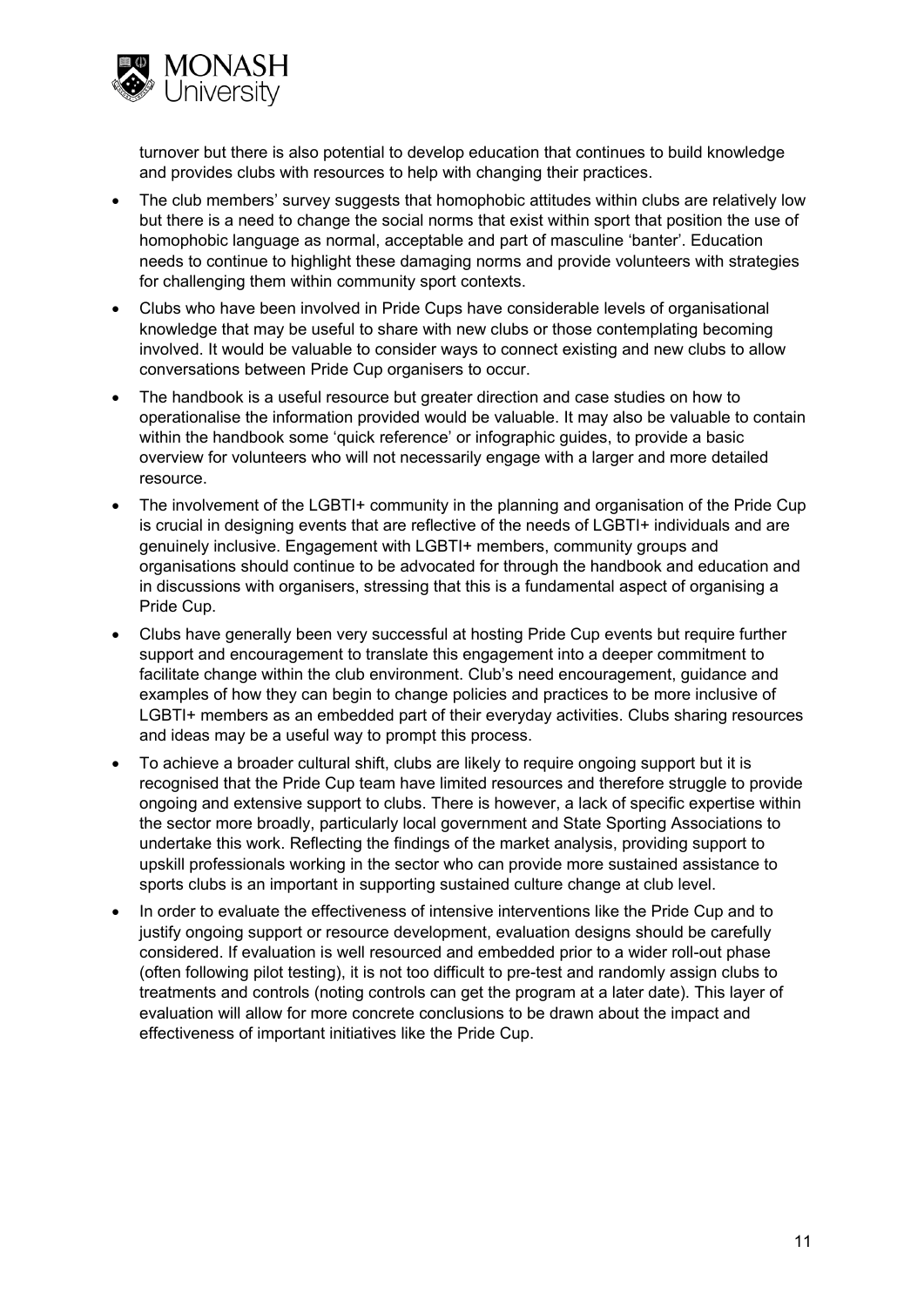turnover but there is also potential to develop education that continues to build knowledge and provides clubs with resources to help with changing their practices.

- The club members' survey suggests that homophobic attitudes within clubs are relatively low but there is a need to change the social norms that exist within sport that position the use of homophobic language as normal, acceptable and part of masculine 'banter'. Education needs to continue to highlight these damaging norms and provide volunteers with strategies for challenging them within community sport contexts.
- Clubs who have been involved in Pride Cups have considerable levels of organisational knowledge that may be useful to share with new clubs or those contemplating becoming involved. It would be valuable to consider ways to connect existing and new clubs to allow conversations between Pride Cup organisers to occur.
- The handbook is a useful resource but greater direction and case studies on how to operationalise the information provided would be valuable. It may also be valuable to contain within the handbook some 'quick reference' or infographic guides, to provide a basic overview for volunteers who will not necessarily engage with a larger and more detailed resource.
- The involvement of the LGBTI+ community in the planning and organisation of the Pride Cup is crucial in designing events that are reflective of the needs of LGBTI+ individuals and are genuinely inclusive. Engagement with LGBTI+ members, community groups and organisations should continue to be advocated for through the handbook and education and in discussions with organisers, stressing that this is a fundamental aspect of organising a Pride Cup.
- Clubs have generally been very successful at hosting Pride Cup events but require further support and encouragement to translate this engagement into a deeper commitment to facilitate change within the club environment. Club's need encouragement, guidance and examples of how they can begin to change policies and practices to be more inclusive of LGBTI+ members as an embedded part of their everyday activities. Clubs sharing resources and ideas may be a useful way to prompt this process.
- To achieve a broader cultural shift, clubs are likely to require ongoing support but it is recognised that the Pride Cup team have limited resources and therefore struggle to provide ongoing and extensive support to clubs. There is however, a lack of specific expertise within the sector more broadly, particularly local government and State Sporting Associations to undertake this work. Reflecting the findings of the market analysis, providing support to upskill professionals working in the sector who can provide more sustained assistance to sports clubs is an important in supporting sustained culture change at club level.
- In order to evaluate the effectiveness of intensive interventions like the Pride Cup and to justify ongoing support or resource development, evaluation designs should be carefully considered. If evaluation is well resourced and embedded prior to a wider roll-out phase (often following pilot testing), it is not too difficult to pre-test and randomly assign clubs to treatments and controls (noting controls can get the program at a later date). This layer of evaluation will allow for more concrete conclusions to be drawn about the impact and effectiveness of important initiatives like the Pride Cup.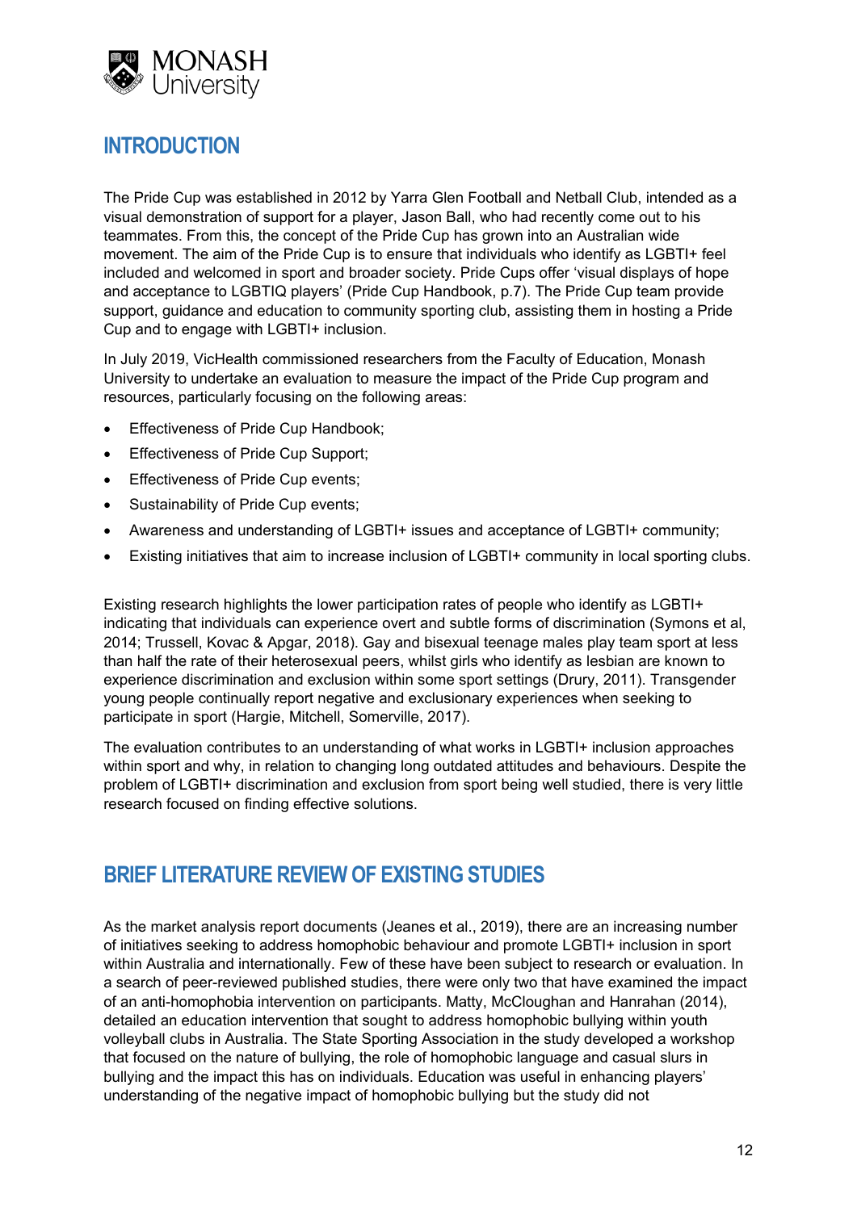## INTRODUCTION

The Pride Cup was established in 2012 by Yarra Glen Football and Netball Club, intended as a visual demonstration of support for a player, Jason Ball, who had recently come out to his teammates. From this, the concept of the Pride Cup has grown into an Australian wide movement. The aim of the Pride Cup is to ensure that individuals who identify as LGBTI+ feel included and welcomed in sport and broader society. Pride Cups offer 'visual displays of hope and acceptance to LGBTIQ players' (Pride Cup Handbook, p.7). The Pride Cup team provide support, guidance and education to community sporting club, assisting them in hosting a Pride Cup and to engage with LGBTI+ inclusion.

In July 2019, VicHealth commissioned researchers from the Faculty of Education, Monash University to undertake an evaluation to measure the impact of the Pride Cup program and resources, particularly focusing on the following areas:

- Effectiveness of Pride Cup Handbook;
- Effectiveness of Pride Cup Support;
- Effectiveness of Pride Cup events;
- Sustainability of Pride Cup events;
- Awareness and understanding of LGBTI+ issues and acceptance of LGBTI+ community;
- Existing initiatives that aim to increase inclusion of LGBTI+ community in local sporting clubs.

Existing research highlights the lower participation rates of people who identify as LGBTI+ indicating that individuals can experience overt and subtle forms of discrimination (Symons et al, 2014; Trussell, Kovac & Apgar, 2018). Gay and bisexual teenage males play team sport at less than half the rate of their heterosexual peers, whilst girls who identify as lesbian are known to experience discrimination and exclusion within some sport settings (Drury, 2011). Transgender young people continually report negative and exclusionary experiences when seeking to participate in sport (Hargie, Mitchell, Somerville, 2017).

The evaluation contributes to an understanding of what works in LGBTI+ inclusion approaches within sport and why, in relation to changing long outdated attitudes and behaviours. Despite the problem of LGBTI+ discrimination and exclusion from sport being well studied, there is very little research focused on finding effective solutions.

## BRIEF LITERATURE REVIEW OF EXISTING STUDIES

As the market analysis report documents (Jeanes et al., 2019), there are an increasing number of initiatives seeking to address homophobic behaviour and promote LGBTI+ inclusion in sport within Australia and internationally. Few of these have been subject to research or evaluation. In a search of peer-reviewed published studies, there were only two that have examined the impact of an anti-homophobia intervention on participants. Matty, McCloughan and Hanrahan (2014), detailed an education intervention that sought to address homophobic bullying within youth volleyball clubs in Australia. The State Sporting Association in the study developed a workshop that focused on the nature of bullying, the role of homophobic language and casual slurs in bullying and the impact this has on individuals. Education was useful in enhancing players' understanding of the negative impact of homophobic bullying but the study did not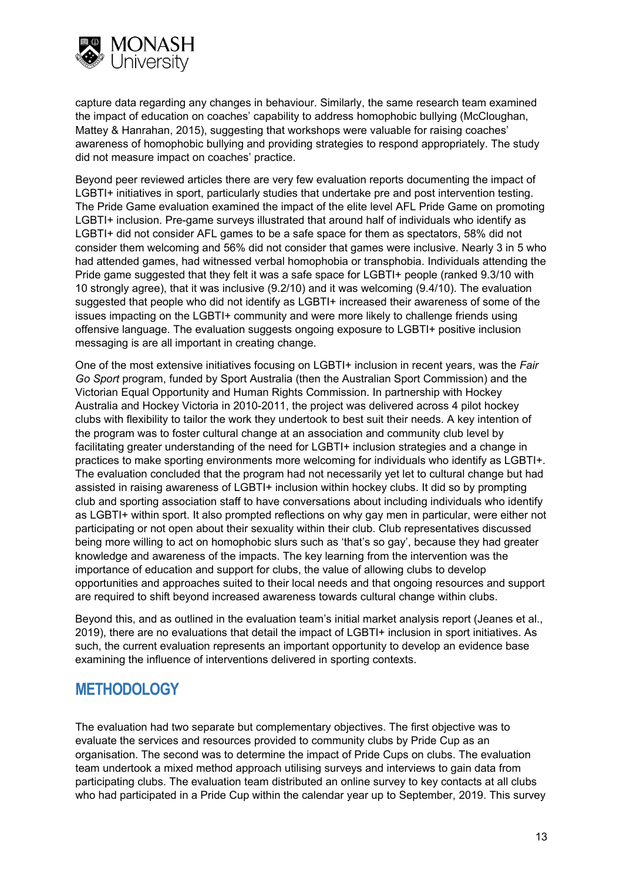capture data regarding any changes in behaviour. Similarly, the same research team examined the impact of education on coaches' capability to address homophobic bullying (McCloughan, Mattey & Hanrahan, 2015), suggesting that workshops were valuable for raising coaches' awareness of homophobic bullying and providing strategies to respond appropriately. The study did not measure impact on coaches' practice.

Beyond peer reviewed articles there are very few evaluation reports documenting the impact of LGBTI+ initiatives in sport, particularly studies that undertake pre and post intervention testing. The Pride Game evaluation examined the impact of the elite level AFL Pride Game on promoting LGBTI+ inclusion. Pre-game surveys illustrated that around half of individuals who identify as LGBTI+ did not consider AFL games to be a safe space for them as spectators, 58% did not consider them welcoming and 56% did not consider that games were inclusive. Nearly 3 in 5 who had attended games, had witnessed verbal homophobia or transphobia. Individuals attending the Pride game suggested that they felt it was a safe space for LGBTI+ people (ranked 9.3/10 with 10 strongly agree), that it was inclusive (9.2/10) and it was welcoming (9.4/10). The evaluation suggested that people who did not identify as LGBTI+ increased their awareness of some of the issues impacting on the LGBTI+ community and were more likely to challenge friends using offensive language. The evaluation suggests ongoing exposure to LGBTI+ positive inclusion messaging is are all important in creating change.

One of the most extensive initiatives focusing on LGBTI+ inclusion in recent years, was the *Fair Go Sport* program, funded by Sport Australia (then the Australian Sport Commission) and the Victorian Equal Opportunity and Human Rights Commission. In partnership with Hockey Australia and Hockey Victoria in 2010-2011, the project was delivered across 4 pilot hockey clubs with flexibility to tailor the work they undertook to best suit their needs. A key intention of the program was to foster cultural change at an association and community club level by facilitating greater understanding of the need for LGBTI+ inclusion strategies and a change in practices to make sporting environments more welcoming for individuals who identify as LGBTI+. The evaluation concluded that the program had not necessarily yet let to cultural change but had assisted in raising awareness of LGBTI+ inclusion within hockey clubs. It did so by prompting club and sporting association staff to have conversations about including individuals who identify as LGBTI+ within sport. It also prompted reflections on why gay men in particular, were either not participating or not open about their sexuality within their club. Club representatives discussed being more willing to act on homophobic slurs such as 'that's so gay', because they had greater knowledge and awareness of the impacts. The key learning from the intervention was the importance of education and support for clubs, the value of allowing clubs to develop opportunities and approaches suited to their local needs and that ongoing resources and support are required to shift beyond increased awareness towards cultural change within clubs.

Beyond this, and as outlined in the evaluation team's initial market analysis report (Jeanes et al., 2019), there are no evaluations that detail the impact of LGBTI+ inclusion in sport initiatives. As such, the current evaluation represents an important opportunity to develop an evidence base examining the influence of interventions delivered in sporting contexts.

## METHODOLOGY

The evaluation had two separate but complementary objectives. The first objective was to evaluate the services and resources provided to community clubs by Pride Cup as an organisation. The second was to determine the impact of Pride Cups on clubs. The evaluation team undertook a mixed method approach utilising surveys and interviews to gain data from participating clubs. The evaluation team distributed an online survey to key contacts at all clubs who had participated in a Pride Cup within the calendar year up to September, 2019. This survey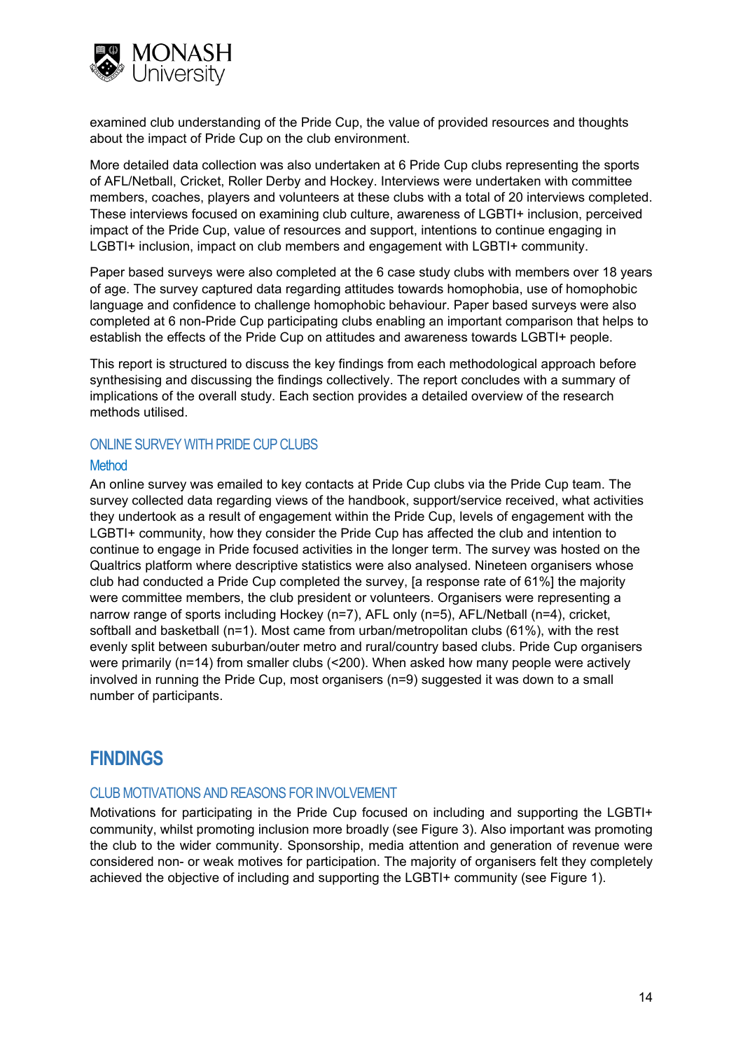examined club understanding of the Pride Cup, the value of provided resources and thoughts about the impact of Pride Cup on the club environment.

More detailed data collection was also undertaken at 6 Pride Cup clubs representing the sports of AFL/Netball, Cricket, Roller Derby and Hockey. Interviews were undertaken with committee members, coaches, players and volunteers at these clubs with a total of 20 interviews completed. These interviews focused on examining club culture, awareness of LGBTI+ inclusion, perceived impact of the Pride Cup, value of resources and support, intentions to continue engaging in LGBTI+ inclusion, impact on club members and engagement with LGBTI+ community.

Paper based surveys were also completed at the 6 case study clubs with members over 18 years of age. The survey captured data regarding attitudes towards homophobia, use of homophobic language and confidence to challenge homophobic behaviour. Paper based surveys were also completed at 6 non-Pride Cup participating clubs enabling an important comparison that helps to establish the effects of the Pride Cup on attitudes and awareness towards LGBTI+ people.

This report is structured to discuss the key findings from each methodological approach before synthesising and discussing the findings collectively. The report concludes with a summary of implications of the overall study. Each section provides a detailed overview of the research methods utilised.

## ONLINE SURVEY WITH PRIDE CUP CLUBS

### Method

An online survey was emailed to key contacts at Pride Cup clubs via the Pride Cup team. The survey collected data regarding views of the handbook, support/service received, what activities they undertook as a result of engagement within the Pride Cup, levels of engagement with the LGBTI+ community, how they consider the Pride Cup has affected the club and intention to continue to engage in Pride focused activities in the longer term. The survey was hosted on the Qualtrics platform where descriptive statistics were also analysed. Nineteen organisers whose club had conducted a Pride Cup completed the survey, [a response rate of 61%] the majority were committee members, the club president or volunteers. Organisers were representing a narrow range of sports including Hockey (n=7), AFL only (n=5), AFL/Netball (n=4), cricket, softball and basketball (n=1). Most came from urban/metropolitan clubs (61%), with the rest evenly split between suburban/outer metro and rural/country based clubs. Pride Cup organisers were primarily (n=14) from smaller clubs (<200). When asked how many people were actively involved in running the Pride Cup, most organisers (n=9) suggested it was down to a small number of participants.

# FINDINGS

## CLUB MOTIVATIONS AND REASONS FOR INVOLVEMENT

Motivations for participating in the Pride Cup focused on including and supporting the LGBTI+ community, whilst promoting inclusion more broadly (see Figure 3). Also important was promoting the club to the wider community. Sponsorship, media attention and generation of revenue were considered non- or weak motives for participation. The majority of organisers felt they completely achieved the objective of including and supporting the LGBTI+ community (see Figure 1).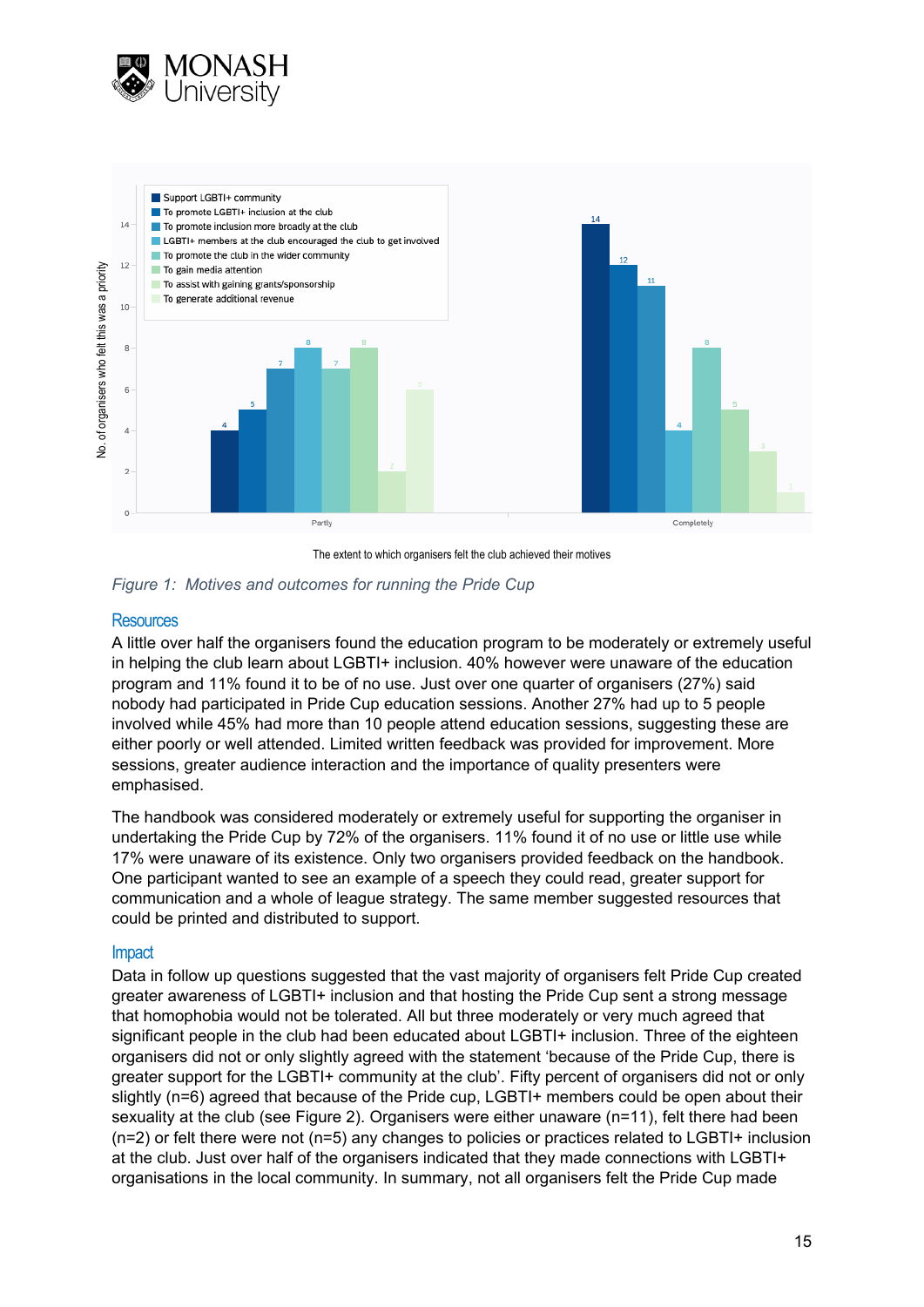| The extent to which organisers felt the club achieved their motives | Partly | Completely |
|---|---|---|
| Support LGBTI+ community | 4 | 14 |
| To promote LGBTI+ inclusion at the club | 5 | 12 |
| To promote inclusion more broadly at the club | 7 | 11 |
| LGBTI+ members at the club encouraged the club to get involved | 8 | 4 |
| To promote the club in the wider community | 7 | 8 |
| To gain media attention | 8 | 5 |
| To assist with gaining grants/sponsorship | 2 | 3 |
| To generate additional revenue | 6 | 1 |

Y-axis: No. of organisers who felt this was a priority

The extent to which organisers felt the club achieved their motives

*Figure 1: Motives and outcomes for running the Pride Cup*

## Resources

A little over half the organisers found the education program to be moderately or extremely useful in helping the club learn about LGBTI+ inclusion. 40% however were unaware of the education program and 11% found it to be of no use. Just over one quarter of organisers (27%) said nobody had participated in Pride Cup education sessions. Another 27% had up to 5 people involved while 45% had more than 10 people attend education sessions, suggesting these are either poorly or well attended. Limited written feedback was provided for improvement. More sessions, greater audience interaction and the importance of quality presenters were emphasised.

The handbook was considered moderately or extremely useful for supporting the organiser in undertaking the Pride Cup by 72% of the organisers. 11% found it of no use or little use while 17% were unaware of its existence. Only two organisers provided feedback on the handbook. One participant wanted to see an example of a speech they could read, greater support for communication and a whole of league strategy. The same member suggested resources that could be printed and distributed to support.

## Impact

Data in follow up questions suggested that the vast majority of organisers felt Pride Cup created greater awareness of LGBTI+ inclusion and that hosting the Pride Cup sent a strong message that homophobia would not be tolerated. All but three moderately or very much agreed that significant people in the club had been educated about LGBTI+ inclusion. Three of the eighteen organisers did not or only slightly agreed with the statement 'because of the Pride Cup, there is greater support for the LGBTI+ community at the club'. Fifty percent of organisers did not or only slightly (n=6) agreed that because of the Pride cup, LGBTI+ members could be open about their sexuality at the club (see Figure 2). Organisers were either unaware (n=11), felt there had been (n=2) or felt there were not (n=5) any changes to policies or practices related to LGBTI+ inclusion at the club. Just over half of the organisers indicated that they made connections with LGBTI+ organisations in the local community. In summary, not all organisers felt the Pride Cup made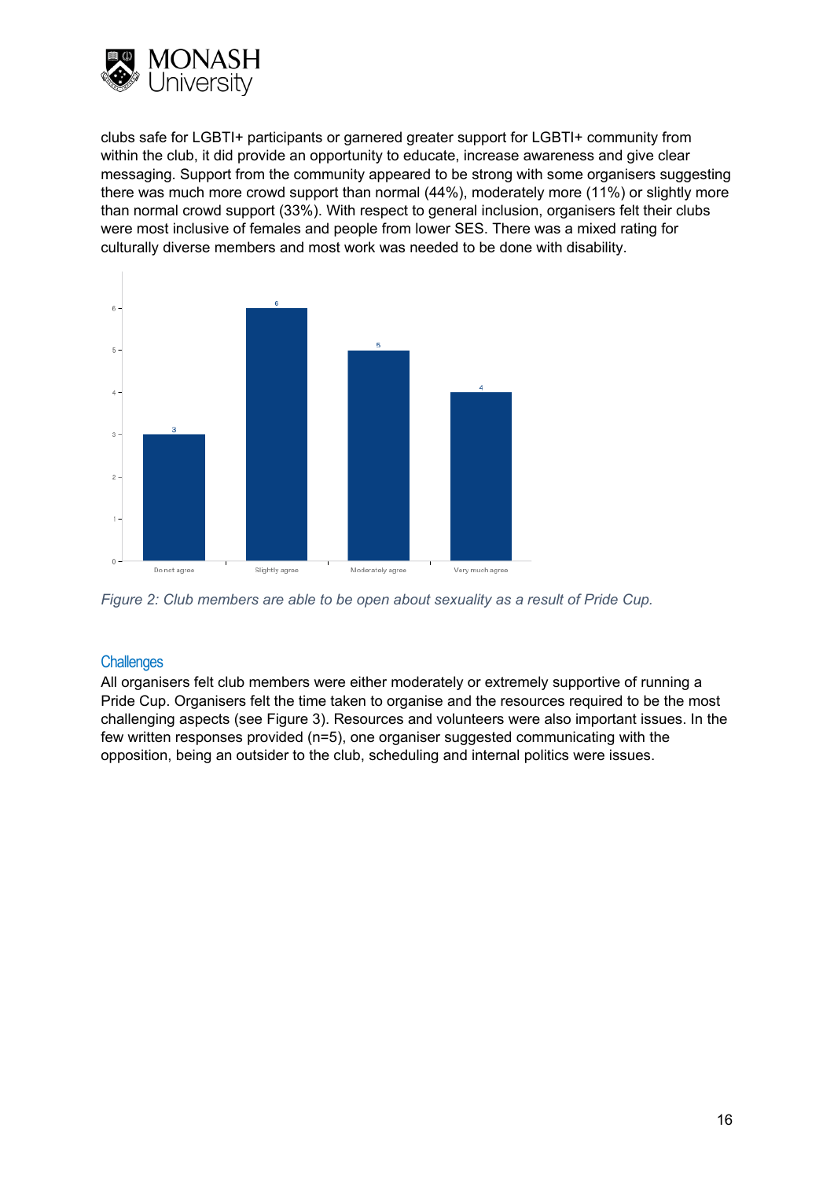clubs safe for LGBTI+ participants or garnered greater support for LGBTI+ community from within the club, it did provide an opportunity to educate, increase awareness and give clear messaging. Support from the community appeared to be strong with some organisers suggesting there was much more crowd support than normal (44%), moderately more (11%) or slightly more than normal crowd support (33%). With respect to general inclusion, organisers felt their clubs were most inclusive of females and people from lower SES. There was a mixed rating for culturally diverse members and most work was needed to be done with disability.

| Response | Count |
|---|---|
| Do not agree | 3 |
| Slightly agree | 6 |
| Moderately agree | 5 |
| Very much agree | 4 |

*Figure 2: Club members are able to be open about sexuality as a result of Pride Cup.*

## Challenges

All organisers felt club members were either moderately or extremely supportive of running a Pride Cup. Organisers felt the time taken to organise and the resources required to be the most challenging aspects (see Figure 3). Resources and volunteers were also important issues. In the few written responses provided (n=5), one organiser suggested communicating with the opposition, being an outsider to the club, scheduling and internal politics were issues.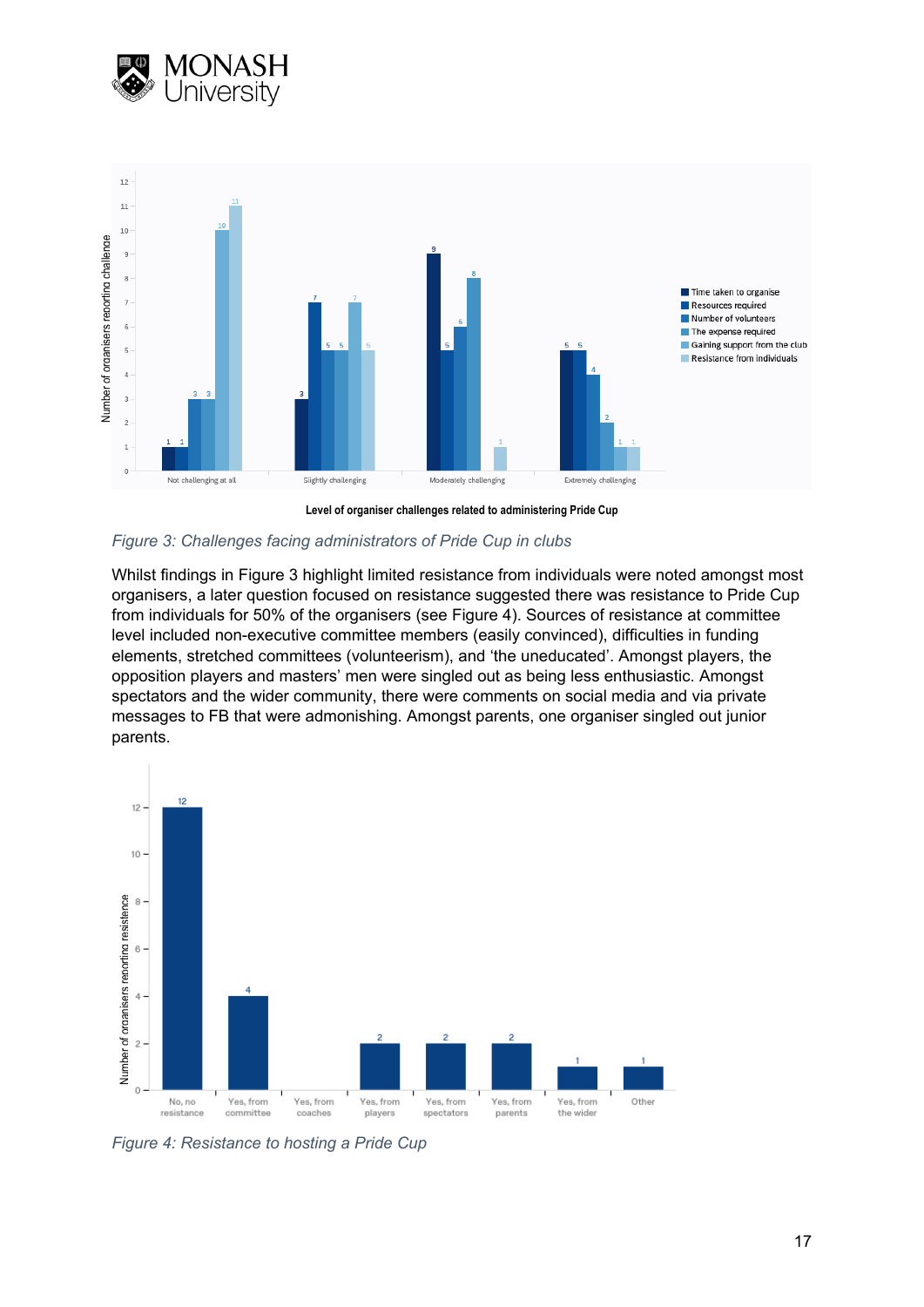Level of organiser challenges related to administering Pride Cup

*Figure 3: Challenges facing administrators of Pride Cup in clubs*

Whilst findings in Figure 3 highlight limited resistance from individuals were noted amongst most organisers, a later question focused on resistance suggested there was resistance to Pride Cup from individuals for 50% of the organisers (see Figure 4). Sources of resistance at committee level included non-executive committee members (easily convinced), difficulties in funding elements, stretched committees (volunteerism), and 'the uneducated'. Amongst players, the opposition players and masters' men were singled out as being less enthusiastic. Amongst spectators and the wider community, there were comments on social media and via private messages to FB that were admonishing. Amongst parents, one organiser singled out junior parents.

*Figure 4: Resistance to hosting a Pride Cup*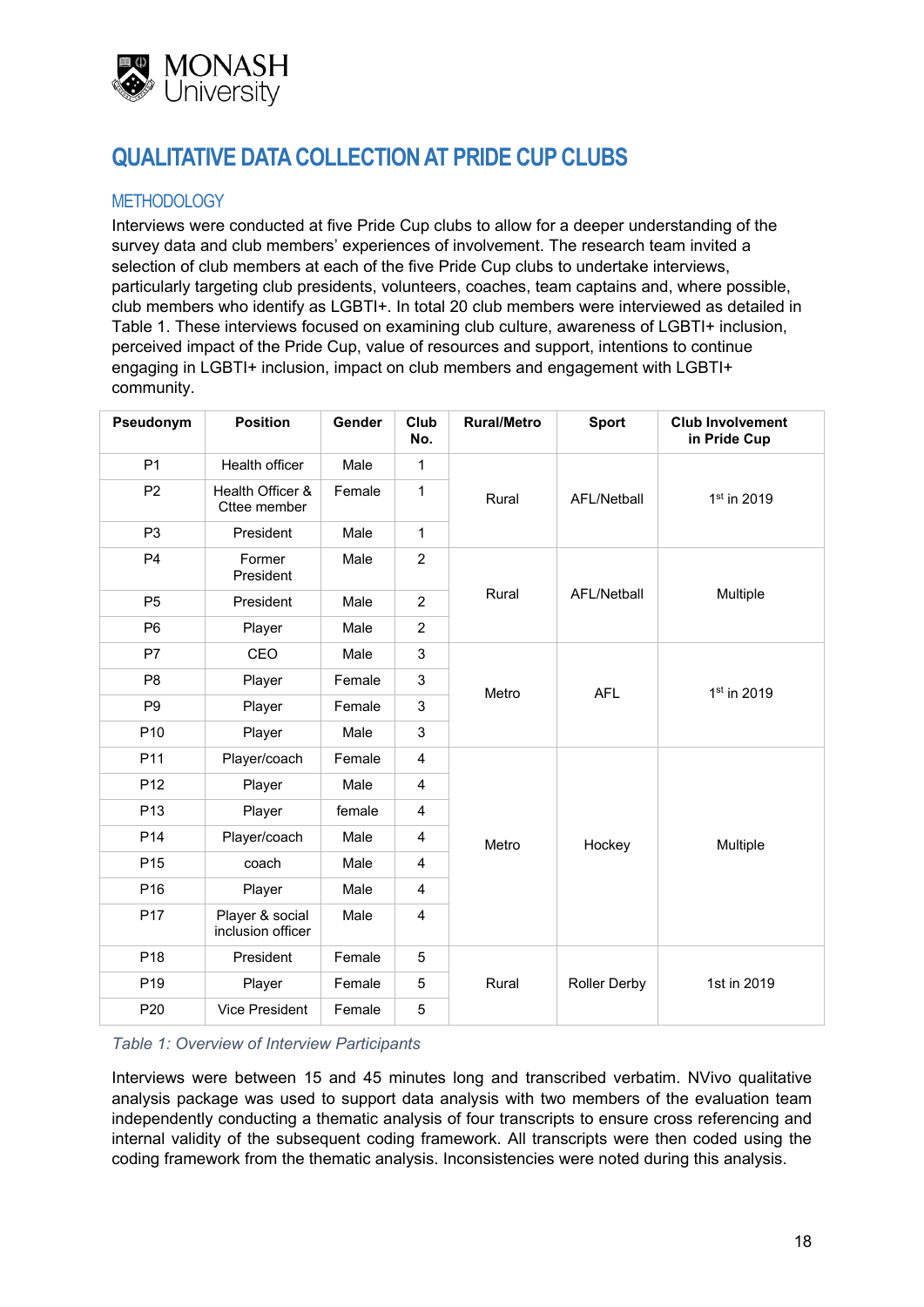# QUALITATIVE DATA COLLECTION AT PRIDE CUP CLUBS

## METHODOLOGY

Interviews were conducted at five Pride Cup clubs to allow for a deeper understanding of the survey data and club members' experiences of involvement. The research team invited a selection of club members at each of the five Pride Cup clubs to undertake interviews, particularly targeting club presidents, volunteers, coaches, team captains and, where possible, club members who identify as LGBTI+. In total 20 club members were interviewed as detailed in Table 1. These interviews focused on examining club culture, awareness of LGBTI+ inclusion, perceived impact of the Pride Cup, value of resources and support, intentions to continue engaging in LGBTI+ inclusion, impact on club members and engagement with LGBTI+ community.

| Pseudonym | Position | Gender | Club No. | Rural/Metro | Sport | Club Involvement in Pride Cup |
|---|---|---|---|---|---|---|
| P1 | Health officer | Male | 1 | Rural | AFL/Netball | 1st in 2019 |
| P2 | Health Officer & Cttee member | Female | 1 | | | |
| P3 | President | Male | 1 | | | |
| P4 | Former President | Male | 2 | Rural | AFL/Netball | Multiple |
| P5 | President | Male | 2 | | | |
| P6 | Player | Male | 2 | | | |
| P7 | CEO | Male | 3 | Metro | AFL | 1st in 2019 |
| P8 | Player | Female | 3 | | | |
| P9 | Player | Female | 3 | | | |
| P10 | Player | Male | 3 | | | |
| P11 | Player/coach | Female | 4 | Metro | Hockey | Multiple |
| P12 | Player | Male | 4 | | | |
| P13 | Player | female | 4 | | | |
| P14 | Player/coach | Male | 4 | | | |
| P15 | coach | Male | 4 | | | |
| P16 | Player | Male | 4 | | | |
| P17 | Player & social inclusion officer | Male | 4 | | | |
| P18 | President | Female | 5 | Rural | Roller Derby | 1st in 2019 |
| P19 | Player | Female | 5 | | | |
| P20 | Vice President | Female | 5 | | | |

*Table 1: Overview of Interview Participants*

Interviews were between 15 and 45 minutes long and transcribed verbatim. NVivo qualitative analysis package was used to support data analysis with two members of the evaluation team independently conducting a thematic analysis of four transcripts to ensure cross referencing and internal validity of the subsequent coding framework. All transcripts were then coded using the coding framework from the thematic analysis. Inconsistencies were noted during this analysis.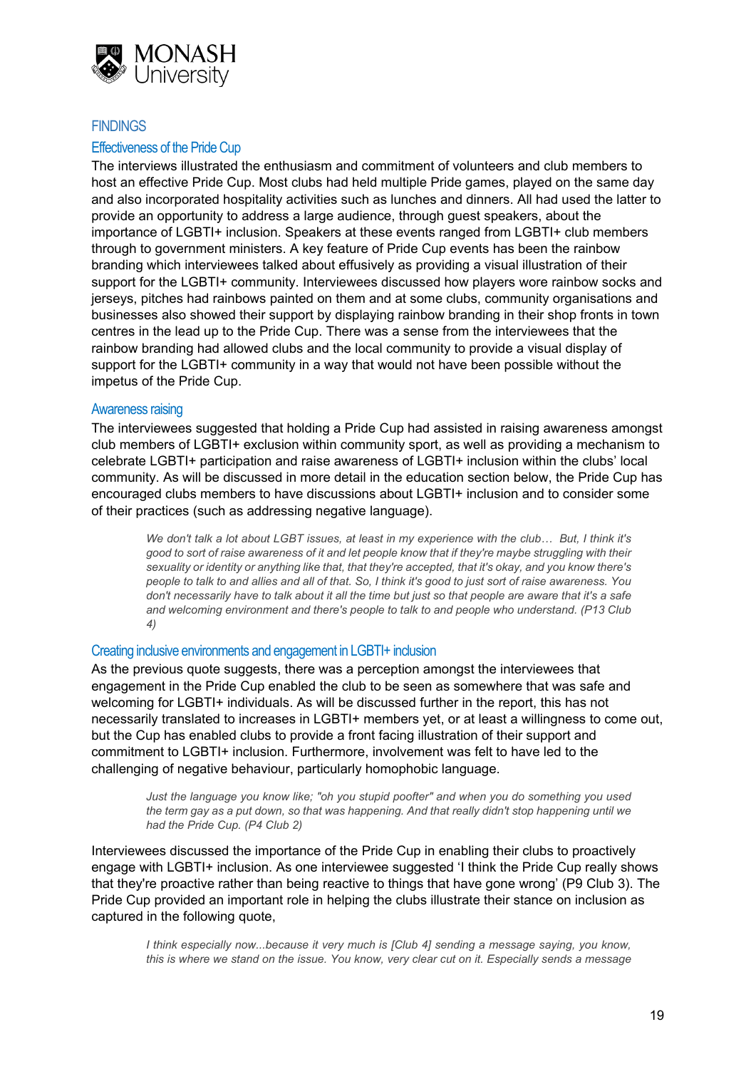## FINDINGS

### Effectiveness of the Pride Cup

The interviews illustrated the enthusiasm and commitment of volunteers and club members to host an effective Pride Cup. Most clubs had held multiple Pride games, played on the same day and also incorporated hospitality activities such as lunches and dinners. All had used the latter to provide an opportunity to address a large audience, through guest speakers, about the importance of LGBTI+ inclusion. Speakers at these events ranged from LGBTI+ club members through to government ministers. A key feature of Pride Cup events has been the rainbow branding which interviewees talked about effusively as providing a visual illustration of their support for the LGBTI+ community. Interviewees discussed how players wore rainbow socks and jerseys, pitches had rainbows painted on them and at some clubs, community organisations and businesses also showed their support by displaying rainbow branding in their shop fronts in town centres in the lead up to the Pride Cup. There was a sense from the interviewees that the rainbow branding had allowed clubs and the local community to provide a visual display of support for the LGBTI+ community in a way that would not have been possible without the impetus of the Pride Cup.

### Awareness raising

The interviewees suggested that holding a Pride Cup had assisted in raising awareness amongst club members of LGBTI+ exclusion within community sport, as well as providing a mechanism to celebrate LGBTI+ participation and raise awareness of LGBTI+ inclusion within the clubs' local community. As will be discussed in more detail in the education section below, the Pride Cup has encouraged clubs members to have discussions about LGBTI+ inclusion and to consider some of their practices (such as addressing negative language).

> *We don't talk a lot about LGBT issues, at least in my experience with the club… But, I think it's good to sort of raise awareness of it and let people know that if they're maybe struggling with their sexuality or identity or anything like that, that they're accepted, that it's okay, and you know there's people to talk to and allies and all of that. So, I think it's good to just sort of raise awareness. You don't necessarily have to talk about it all the time but just so that people are aware that it's a safe and welcoming environment and there's people to talk to and people who understand. (P13 Club 4)*

### Creating inclusive environments and engagement in LGBTI+ inclusion

As the previous quote suggests, there was a perception amongst the interviewees that engagement in the Pride Cup enabled the club to be seen as somewhere that was safe and welcoming for LGBTI+ individuals. As will be discussed further in the report, this has not necessarily translated to increases in LGBTI+ members yet, or at least a willingness to come out, but the Cup has enabled clubs to provide a front facing illustration of their support and commitment to LGBTI+ inclusion. Furthermore, involvement was felt to have led to the challenging of negative behaviour, particularly homophobic language.

> *Just the language you know like; "oh you stupid poofter" and when you do something you used the term gay as a put down, so that was happening. And that really didn't stop happening until we had the Pride Cup. (P4 Club 2)*

Interviewees discussed the importance of the Pride Cup in enabling their clubs to proactively engage with LGBTI+ inclusion. As one interviewee suggested 'I think the Pride Cup really shows that they're proactive rather than being reactive to things that have gone wrong' (P9 Club 3). The Pride Cup provided an important role in helping the clubs illustrate their stance on inclusion as captured in the following quote,

> *I think especially now...because it very much is [Club 4] sending a message saying, you know, this is where we stand on the issue. You know, very clear cut on it. Especially sends a message*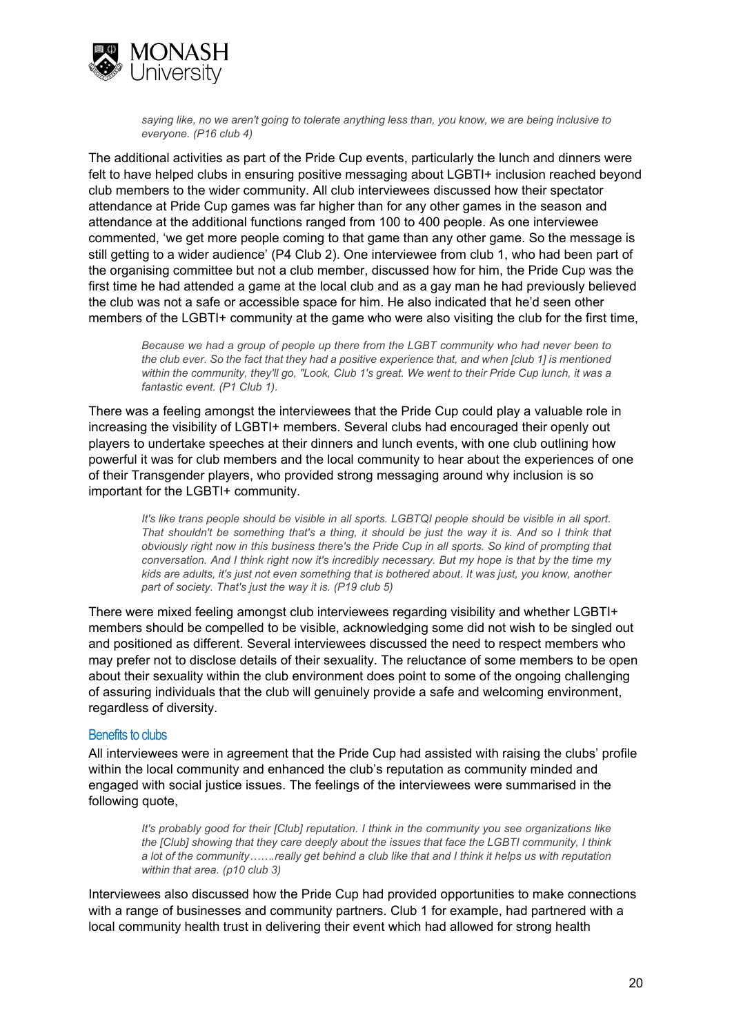> *saying like, no we aren't going to tolerate anything less than, you know, we are being inclusive to everyone. (P16 club 4)*

The additional activities as part of the Pride Cup events, particularly the lunch and dinners were felt to have helped clubs in ensuring positive messaging about LGBTI+ inclusion reached beyond club members to the wider community. All club interviewees discussed how their spectator attendance at Pride Cup games was far higher than for any other games in the season and attendance at the additional functions ranged from 100 to 400 people. As one interviewee commented, 'we get more people coming to that game than any other game. So the message is still getting to a wider audience' (P4 Club 2). One interviewee from club 1, who had been part of the organising committee but not a club member, discussed how for him, the Pride Cup was the first time he had attended a game at the local club and as a gay man he had previously believed the club was not a safe or accessible space for him. He also indicated that he'd seen other members of the LGBTI+ community at the game who were also visiting the club for the first time,

> *Because we had a group of people up there from the LGBT community who had never been to the club ever. So the fact that they had a positive experience that, and when [club 1] is mentioned within the community, they'll go, "Look, Club 1's great. We went to their Pride Cup lunch, it was a fantastic event. (P1 Club 1).*

There was a feeling amongst the interviewees that the Pride Cup could play a valuable role in increasing the visibility of LGBTI+ members. Several clubs had encouraged their openly out players to undertake speeches at their dinners and lunch events, with one club outlining how powerful it was for club members and the local community to hear about the experiences of one of their Transgender players, who provided strong messaging around why inclusion is so important for the LGBTI+ community.

> *It's like trans people should be visible in all sports. LGBTQI people should be visible in all sport. That shouldn't be something that's a thing, it should be just the way it is. And so I think that obviously right now in this business there's the Pride Cup in all sports. So kind of prompting that conversation. And I think right now it's incredibly necessary. But my hope is that by the time my kids are adults, it's just not even something that is bothered about. It was just, you know, another part of society. That's just the way it is. (P19 club 5)*

There were mixed feeling amongst club interviewees regarding visibility and whether LGBTI+ members should be compelled to be visible, acknowledging some did not wish to be singled out and positioned as different. Several interviewees discussed the need to respect members who may prefer not to disclose details of their sexuality. The reluctance of some members to be open about their sexuality within the club environment does point to some of the ongoing challenging of assuring individuals that the club will genuinely provide a safe and welcoming environment, regardless of diversity.

### Benefits to clubs

All interviewees were in agreement that the Pride Cup had assisted with raising the clubs' profile within the local community and enhanced the club's reputation as community minded and engaged with social justice issues. The feelings of the interviewees were summarised in the following quote,

> *It's probably good for their [Club] reputation. I think in the community you see organizations like the [Club] showing that they care deeply about the issues that face the LGBTI community, I think a lot of the community…….really get behind a club like that and I think it helps us with reputation within that area. (p10 club 3)*

Interviewees also discussed how the Pride Cup had provided opportunities to make connections with a range of businesses and community partners. Club 1 for example, had partnered with a local community health trust in delivering their event which had allowed for strong health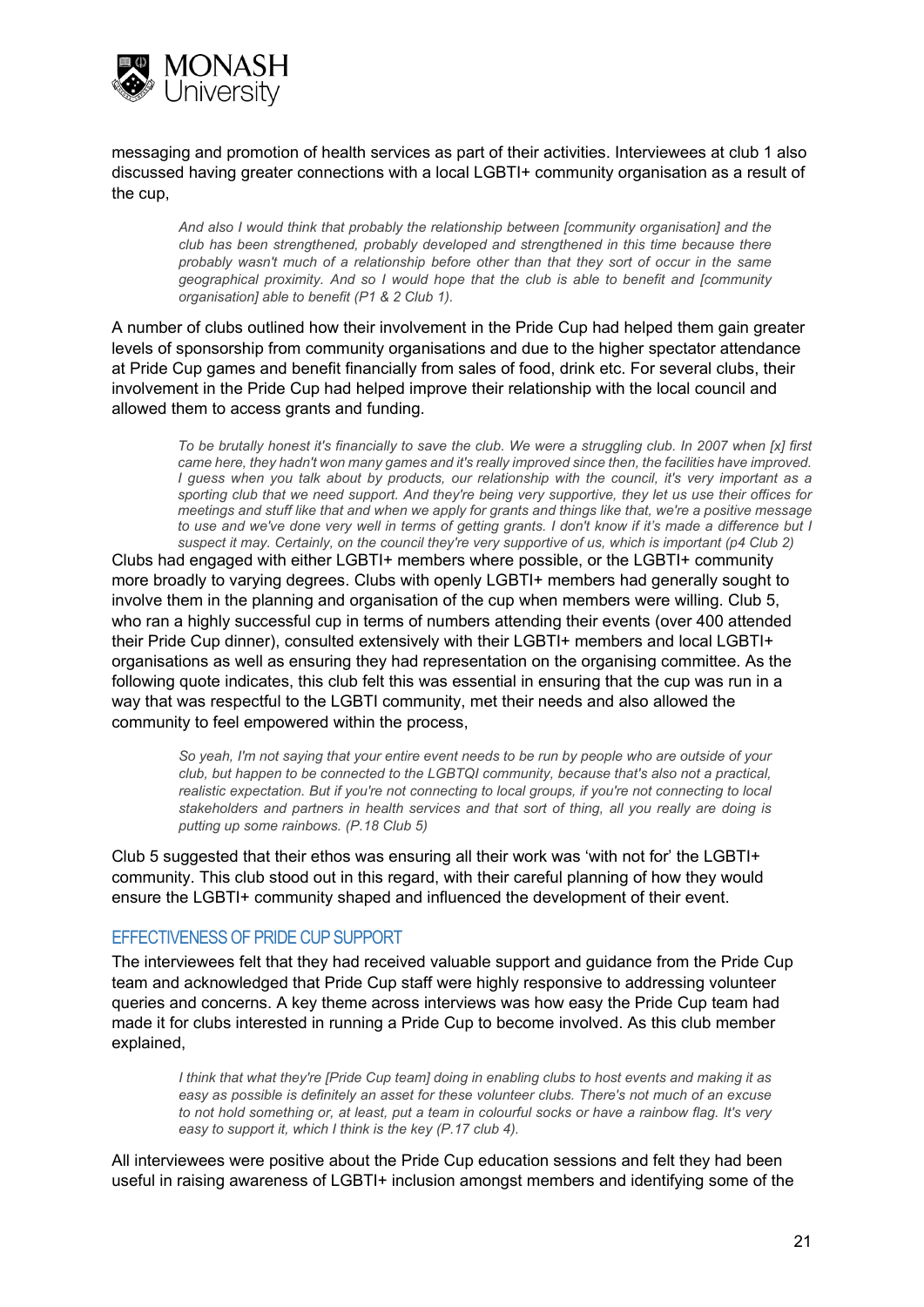messaging and promotion of health services as part of their activities. Interviewees at club 1 also discussed having greater connections with a local LGBTI+ community organisation as a result of the cup,

> *And also I would think that probably the relationship between [community organisation] and the club has been strengthened, probably developed and strengthened in this time because there probably wasn't much of a relationship before other than that they sort of occur in the same geographical proximity. And so I would hope that the club is able to benefit and [community organisation] able to benefit (P1 & 2 Club 1).*

A number of clubs outlined how their involvement in the Pride Cup had helped them gain greater levels of sponsorship from community organisations and due to the higher spectator attendance at Pride Cup games and benefit financially from sales of food, drink etc. For several clubs, their involvement in the Pride Cup had helped improve their relationship with the local council and allowed them to access grants and funding.

> *To be brutally honest it's financially to save the club. We were a struggling club. In 2007 when [x] first came here, they hadn't won many games and it's really improved since then, the facilities have improved. I guess when you talk about by products, our relationship with the council, it's very important as a sporting club that we need support. And they're being very supportive, they let us use their offices for meetings and stuff like that and when we apply for grants and things like that, we're a positive message to use and we've done very well in terms of getting grants. I don't know if it's made a difference but I suspect it may. Certainly, on the council they're very supportive of us, which is important (p4 Club 2)*

Clubs had engaged with either LGBTI+ members where possible, or the LGBTI+ community more broadly to varying degrees. Clubs with openly LGBTI+ members had generally sought to involve them in the planning and organisation of the cup when members were willing. Club 5, who ran a highly successful cup in terms of numbers attending their events (over 400 attended their Pride Cup dinner), consulted extensively with their LGBTI+ members and local LGBTI+ organisations as well as ensuring they had representation on the organising committee. As the following quote indicates, this club felt this was essential in ensuring that the cup was run in a way that was respectful to the LGBTI community, met their needs and also allowed the community to feel empowered within the process,

> *So yeah, I'm not saying that your entire event needs to be run by people who are outside of your club, but happen to be connected to the LGBTQI community, because that's also not a practical, realistic expectation. But if you're not connecting to local groups, if you're not connecting to local stakeholders and partners in health services and that sort of thing, all you really are doing is putting up some rainbows. (P.18 Club 5)*

Club 5 suggested that their ethos was ensuring all their work was 'with not for' the LGBTI+ community. This club stood out in this regard, with their careful planning of how they would ensure the LGBTI+ community shaped and influenced the development of their event.

## EFFECTIVENESS OF PRIDE CUP SUPPORT

The interviewees felt that they had received valuable support and guidance from the Pride Cup team and acknowledged that Pride Cup staff were highly responsive to addressing volunteer queries and concerns. A key theme across interviews was how easy the Pride Cup team had made it for clubs interested in running a Pride Cup to become involved. As this club member explained,

> *I think that what they're [Pride Cup team] doing in enabling clubs to host events and making it as easy as possible is definitely an asset for these volunteer clubs. There's not much of an excuse to not hold something or, at least, put a team in colourful socks or have a rainbow flag. It's very easy to support it, which I think is the key (P.17 club 4).*

All interviewees were positive about the Pride Cup education sessions and felt they had been useful in raising awareness of LGBTI+ inclusion amongst members and identifying some of the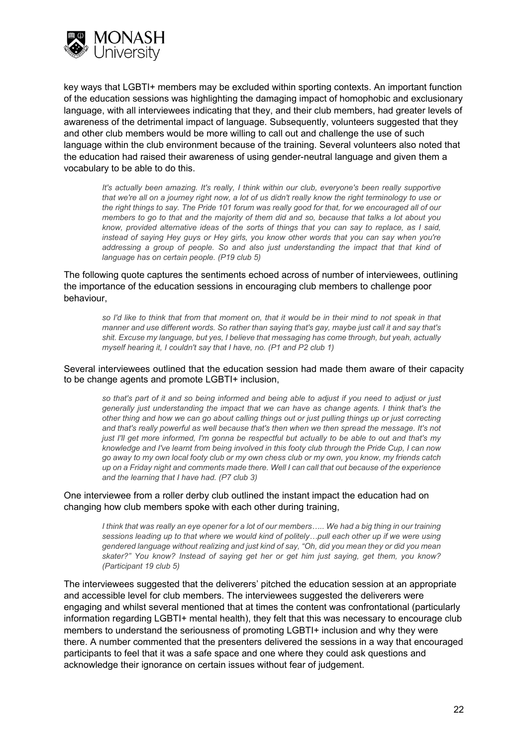key ways that LGBTI+ members may be excluded within sporting contexts. An important function of the education sessions was highlighting the damaging impact of homophobic and exclusionary language, with all interviewees indicating that they, and their club members, had greater levels of awareness of the detrimental impact of language. Subsequently, volunteers suggested that they and other club members would be more willing to call out and challenge the use of such language within the club environment because of the training. Several volunteers also noted that the education had raised their awareness of using gender-neutral language and given them a vocabulary to be able to do this.

> *It's actually been amazing. It's really, I think within our club, everyone's been really supportive that we're all on a journey right now, a lot of us didn't really know the right terminology to use or the right things to say. The Pride 101 forum was really good for that, for we encouraged all of our members to go to that and the majority of them did and so, because that talks a lot about you know, provided alternative ideas of the sorts of things that you can say to replace, as I said, instead of saying Hey guys or Hey girls, you know other words that you can say when you're addressing a group of people. So and also just understanding the impact that that kind of language has on certain people. (P19 club 5)*

The following quote captures the sentiments echoed across of number of interviewees, outlining the importance of the education sessions in encouraging club members to challenge poor behaviour,

> *so I'd like to think that from that moment on, that it would be in their mind to not speak in that manner and use different words. So rather than saying that's gay, maybe just call it and say that's shit. Excuse my language, but yes, I believe that messaging has come through, but yeah, actually myself hearing it, I couldn't say that I have, no. (P1 and P2 club 1)*

Several interviewees outlined that the education session had made them aware of their capacity to be change agents and promote LGBTI+ inclusion,

> *so that's part of it and so being informed and being able to adjust if you need to adjust or just generally just understanding the impact that we can have as change agents. I think that's the other thing and how we can go about calling things out or just pulling things up or just correcting and that's really powerful as well because that's then when we then spread the message. It's not just I'll get more informed, I'm gonna be respectful but actually to be able to out and that's my knowledge and I've learnt from being involved in this footy club through the Pride Cup, I can now go away to my own local footy club or my own chess club or my own, you know, my friends catch up on a Friday night and comments made there. Well I can call that out because of the experience and the learning that I have had. (P7 club 3)*

One interviewee from a roller derby club outlined the instant impact the education had on changing how club members spoke with each other during training,

> *I think that was really an eye opener for a lot of our members….. We had a big thing in our training sessions leading up to that where we would kind of politely…pull each other up if we were using gendered language without realizing and just kind of say, "Oh, did you mean they or did you mean skater?" You know? Instead of saying get her or get him just saying, get them, you know? (Participant 19 club 5)*

The interviewees suggested that the deliverers' pitched the education session at an appropriate and accessible level for club members. The interviewees suggested the deliverers were engaging and whilst several mentioned that at times the content was confrontational (particularly information regarding LGBTI+ mental health), they felt that this was necessary to encourage club members to understand the seriousness of promoting LGBTI+ inclusion and why they were there. A number commented that the presenters delivered the sessions in a way that encouraged participants to feel that it was a safe space and one where they could ask questions and acknowledge their ignorance on certain issues without fear of judgement.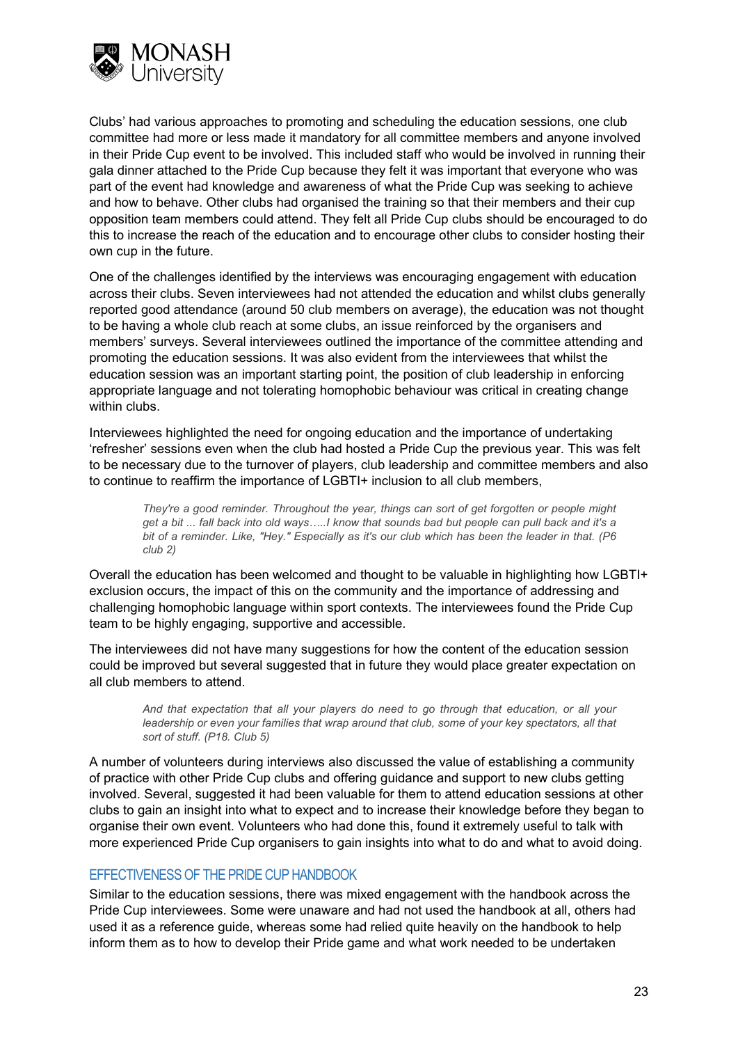Clubs' had various approaches to promoting and scheduling the education sessions, one club committee had more or less made it mandatory for all committee members and anyone involved in their Pride Cup event to be involved. This included staff who would be involved in running their gala dinner attached to the Pride Cup because they felt it was important that everyone who was part of the event had knowledge and awareness of what the Pride Cup was seeking to achieve and how to behave. Other clubs had organised the training so that their members and their cup opposition team members could attend. They felt all Pride Cup clubs should be encouraged to do this to increase the reach of the education and to encourage other clubs to consider hosting their own cup in the future.

One of the challenges identified by the interviews was encouraging engagement with education across their clubs. Seven interviewees had not attended the education and whilst clubs generally reported good attendance (around 50 club members on average), the education was not thought to be having a whole club reach at some clubs, an issue reinforced by the organisers and members' surveys. Several interviewees outlined the importance of the committee attending and promoting the education sessions. It was also evident from the interviewees that whilst the education session was an important starting point, the position of club leadership in enforcing appropriate language and not tolerating homophobic behaviour was critical in creating change within clubs.

Interviewees highlighted the need for ongoing education and the importance of undertaking 'refresher' sessions even when the club had hosted a Pride Cup the previous year. This was felt to be necessary due to the turnover of players, club leadership and committee members and also to continue to reaffirm the importance of LGBTI+ inclusion to all club members,

> *They're a good reminder. Throughout the year, things can sort of get forgotten or people might get a bit ... fall back into old ways…..I know that sounds bad but people can pull back and it's a bit of a reminder. Like, "Hey." Especially as it's our club which has been the leader in that. (P6 club 2)*

Overall the education has been welcomed and thought to be valuable in highlighting how LGBTI+ exclusion occurs, the impact of this on the community and the importance of addressing and challenging homophobic language within sport contexts. The interviewees found the Pride Cup team to be highly engaging, supportive and accessible.

The interviewees did not have many suggestions for how the content of the education session could be improved but several suggested that in future they would place greater expectation on all club members to attend.

> *And that expectation that all your players do need to go through that education, or all your leadership or even your families that wrap around that club, some of your key spectators, all that sort of stuff. (P18. Club 5)*

A number of volunteers during interviews also discussed the value of establishing a community of practice with other Pride Cup clubs and offering guidance and support to new clubs getting involved. Several, suggested it had been valuable for them to attend education sessions at other clubs to gain an insight into what to expect and to increase their knowledge before they began to organise their own event. Volunteers who had done this, found it extremely useful to talk with more experienced Pride Cup organisers to gain insights into what to do and what to avoid doing.

### EFFECTIVENESS OF THE PRIDE CUP HANDBOOK

Similar to the education sessions, there was mixed engagement with the handbook across the Pride Cup interviewees. Some were unaware and had not used the handbook at all, others had used it as a reference guide, whereas some had relied quite heavily on the handbook to help inform them as to how to develop their Pride game and what work needed to be undertaken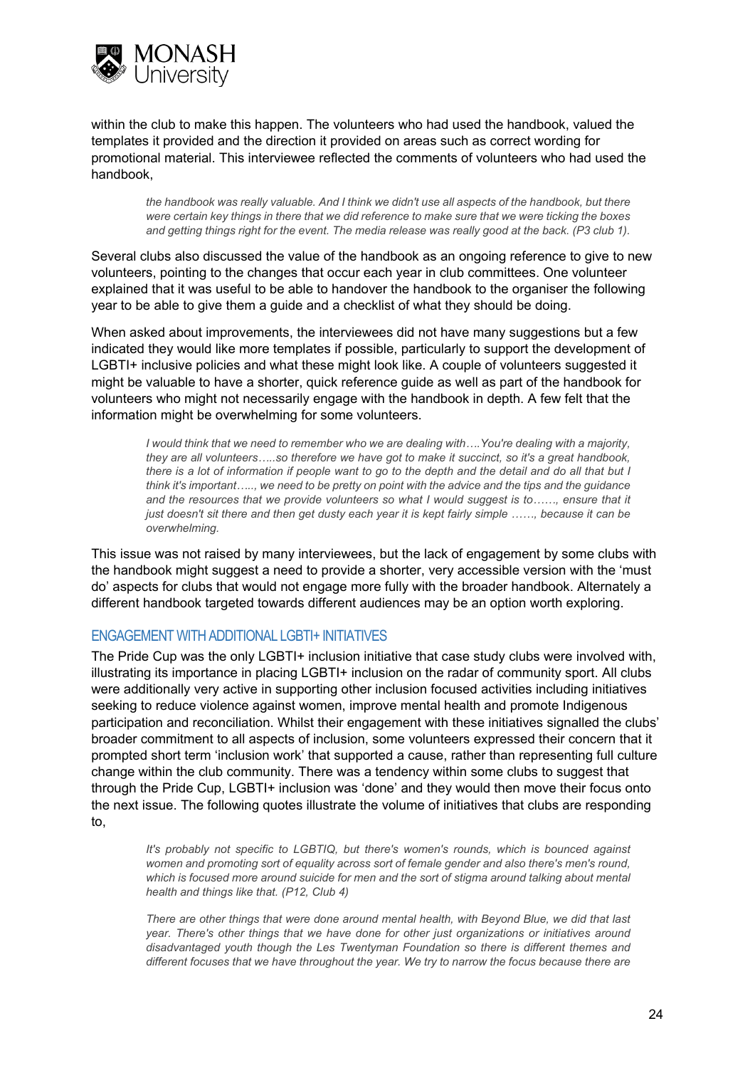within the club to make this happen. The volunteers who had used the handbook, valued the templates it provided and the direction it provided on areas such as correct wording for promotional material. This interviewee reflected the comments of volunteers who had used the handbook,

> *the handbook was really valuable. And I think we didn't use all aspects of the handbook, but there were certain key things in there that we did reference to make sure that we were ticking the boxes and getting things right for the event. The media release was really good at the back. (P3 club 1).*

Several clubs also discussed the value of the handbook as an ongoing reference to give to new volunteers, pointing to the changes that occur each year in club committees. One volunteer explained that it was useful to be able to handover the handbook to the organiser the following year to be able to give them a guide and a checklist of what they should be doing.

When asked about improvements, the interviewees did not have many suggestions but a few indicated they would like more templates if possible, particularly to support the development of LGBTI+ inclusive policies and what these might look like. A couple of volunteers suggested it might be valuable to have a shorter, quick reference guide as well as part of the handbook for volunteers who might not necessarily engage with the handbook in depth. A few felt that the information might be overwhelming for some volunteers.

> *I would think that we need to remember who we are dealing with….You're dealing with a majority, they are all volunteers…..so therefore we have got to make it succinct, so it's a great handbook, there is a lot of information if people want to go to the depth and the detail and do all that but I think it's important….., we need to be pretty on point with the advice and the tips and the guidance and the resources that we provide volunteers so what I would suggest is to……, ensure that it just doesn't sit there and then get dusty each year it is kept fairly simple ……, because it can be overwhelming.*

This issue was not raised by many interviewees, but the lack of engagement by some clubs with the handbook might suggest a need to provide a shorter, very accessible version with the 'must do' aspects for clubs that would not engage more fully with the broader handbook. Alternately a different handbook targeted towards different audiences may be an option worth exploring.

## ENGAGEMENT WITH ADDITIONAL LGBTI+ INITIATIVES

The Pride Cup was the only LGBTI+ inclusion initiative that case study clubs were involved with, illustrating its importance in placing LGBTI+ inclusion on the radar of community sport. All clubs were additionally very active in supporting other inclusion focused activities including initiatives seeking to reduce violence against women, improve mental health and promote Indigenous participation and reconciliation. Whilst their engagement with these initiatives signalled the clubs' broader commitment to all aspects of inclusion, some volunteers expressed their concern that it prompted short term 'inclusion work' that supported a cause, rather than representing full culture change within the club community. There was a tendency within some clubs to suggest that through the Pride Cup, LGBTI+ inclusion was 'done' and they would then move their focus onto the next issue. The following quotes illustrate the volume of initiatives that clubs are responding to,

> *It's probably not specific to LGBTIQ, but there's women's rounds, which is bounced against women and promoting sort of equality across sort of female gender and also there's men's round, which is focused more around suicide for men and the sort of stigma around talking about mental health and things like that. (P12, Club 4)*

> *There are other things that were done around mental health, with Beyond Blue, we did that last year. There's other things that we have done for other just organizations or initiatives around disadvantaged youth though the Les Twentyman Foundation so there is different themes and different focuses that we have throughout the year. We try to narrow the focus because there are*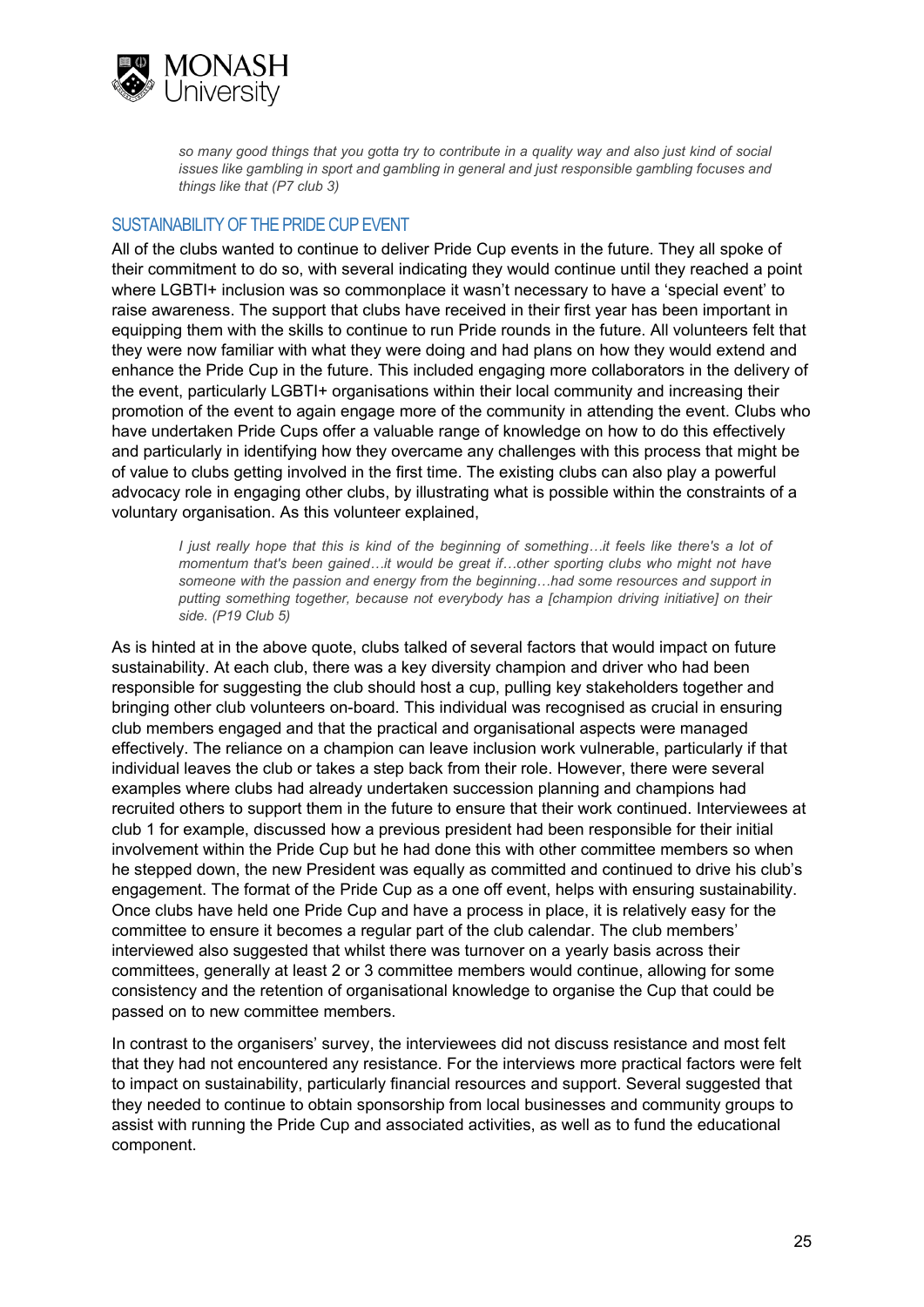> *so many good things that you gotta try to contribute in a quality way and also just kind of social issues like gambling in sport and gambling in general and just responsible gambling focuses and things like that (P7 club 3)*

## SUSTAINABILITY OF THE PRIDE CUP EVENT

All of the clubs wanted to continue to deliver Pride Cup events in the future. They all spoke of their commitment to do so, with several indicating they would continue until they reached a point where LGBTI+ inclusion was so commonplace it wasn't necessary to have a 'special event' to raise awareness. The support that clubs have received in their first year has been important in equipping them with the skills to continue to run Pride rounds in the future. All volunteers felt that they were now familiar with what they were doing and had plans on how they would extend and enhance the Pride Cup in the future. This included engaging more collaborators in the delivery of the event, particularly LGBTI+ organisations within their local community and increasing their promotion of the event to again engage more of the community in attending the event. Clubs who have undertaken Pride Cups offer a valuable range of knowledge on how to do this effectively and particularly in identifying how they overcame any challenges with this process that might be of value to clubs getting involved in the first time. The existing clubs can also play a powerful advocacy role in engaging other clubs, by illustrating what is possible within the constraints of a voluntary organisation. As this volunteer explained,

> *I just really hope that this is kind of the beginning of something…it feels like there's a lot of momentum that's been gained…it would be great if…other sporting clubs who might not have someone with the passion and energy from the beginning…had some resources and support in putting something together, because not everybody has a [champion driving initiative] on their side. (P19 Club 5)*

As is hinted at in the above quote, clubs talked of several factors that would impact on future sustainability. At each club, there was a key diversity champion and driver who had been responsible for suggesting the club should host a cup, pulling key stakeholders together and bringing other club volunteers on-board. This individual was recognised as crucial in ensuring club members engaged and that the practical and organisational aspects were managed effectively. The reliance on a champion can leave inclusion work vulnerable, particularly if that individual leaves the club or takes a step back from their role. However, there were several examples where clubs had already undertaken succession planning and champions had recruited others to support them in the future to ensure that their work continued. Interviewees at club 1 for example, discussed how a previous president had been responsible for their initial involvement within the Pride Cup but he had done this with other committee members so when he stepped down, the new President was equally as committed and continued to drive his club's engagement. The format of the Pride Cup as a one off event, helps with ensuring sustainability. Once clubs have held one Pride Cup and have a process in place, it is relatively easy for the committee to ensure it becomes a regular part of the club calendar. The club members' interviewed also suggested that whilst there was turnover on a yearly basis across their committees, generally at least 2 or 3 committee members would continue, allowing for some consistency and the retention of organisational knowledge to organise the Cup that could be passed on to new committee members.

In contrast to the organisers' survey, the interviewees did not discuss resistance and most felt that they had not encountered any resistance. For the interviews more practical factors were felt to impact on sustainability, particularly financial resources and support. Several suggested that they needed to continue to obtain sponsorship from local businesses and community groups to assist with running the Pride Cup and associated activities, as well as to fund the educational component.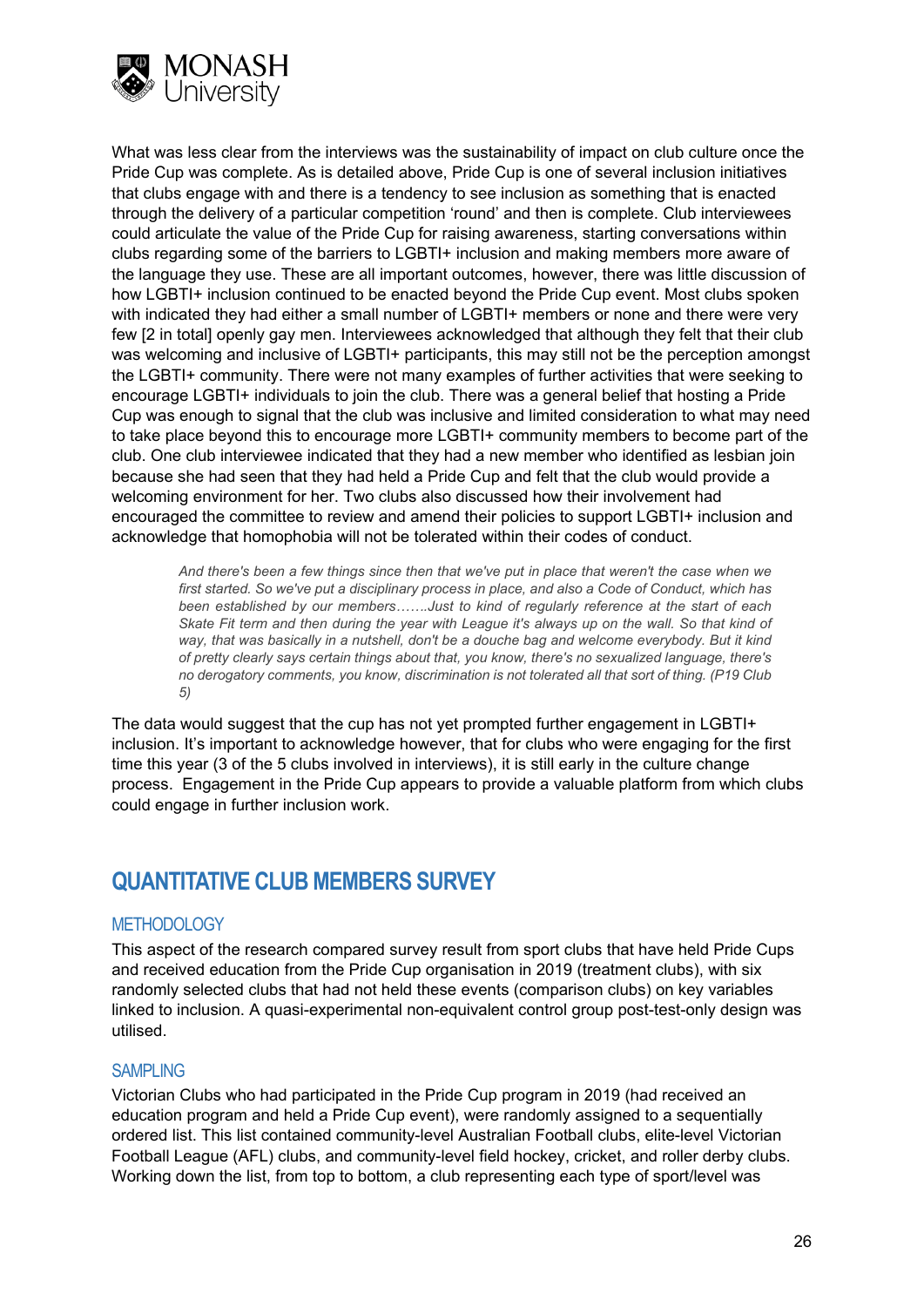What was less clear from the interviews was the sustainability of impact on club culture once the Pride Cup was complete. As is detailed above, Pride Cup is one of several inclusion initiatives that clubs engage with and there is a tendency to see inclusion as something that is enacted through the delivery of a particular competition 'round' and then is complete. Club interviewees could articulate the value of the Pride Cup for raising awareness, starting conversations within clubs regarding some of the barriers to LGBTI+ inclusion and making members more aware of the language they use. These are all important outcomes, however, there was little discussion of how LGBTI+ inclusion continued to be enacted beyond the Pride Cup event. Most clubs spoken with indicated they had either a small number of LGBTI+ members or none and there were very few [2 in total] openly gay men. Interviewees acknowledged that although they felt that their club was welcoming and inclusive of LGBTI+ participants, this may still not be the perception amongst the LGBTI+ community. There were not many examples of further activities that were seeking to encourage LGBTI+ individuals to join the club. There was a general belief that hosting a Pride Cup was enough to signal that the club was inclusive and limited consideration to what may need to take place beyond this to encourage more LGBTI+ community members to become part of the club. One club interviewee indicated that they had a new member who identified as lesbian join because she had seen that they had held a Pride Cup and felt that the club would provide a welcoming environment for her. Two clubs also discussed how their involvement had encouraged the committee to review and amend their policies to support LGBTI+ inclusion and acknowledge that homophobia will not be tolerated within their codes of conduct.

> *And there's been a few things since then that we've put in place that weren't the case when we first started. So we've put a disciplinary process in place, and also a Code of Conduct, which has been established by our members…….Just to kind of regularly reference at the start of each Skate Fit term and then during the year with League it's always up on the wall. So that kind of way, that was basically in a nutshell, don't be a douche bag and welcome everybody. But it kind of pretty clearly says certain things about that, you know, there's no sexualized language, there's no derogatory comments, you know, discrimination is not tolerated all that sort of thing. (P19 Club 5)*

The data would suggest that the cup has not yet prompted further engagement in LGBTI+ inclusion. It's important to acknowledge however, that for clubs who were engaging for the first time this year (3 of the 5 clubs involved in interviews), it is still early in the culture change process. Engagement in the Pride Cup appears to provide a valuable platform from which clubs could engage in further inclusion work.

## QUANTITATIVE CLUB MEMBERS SURVEY

### METHODOLOGY

This aspect of the research compared survey result from sport clubs that have held Pride Cups and received education from the Pride Cup organisation in 2019 (treatment clubs), with six randomly selected clubs that had not held these events (comparison clubs) on key variables linked to inclusion. A quasi-experimental non-equivalent control group post-test-only design was utilised.

### SAMPLING

Victorian Clubs who had participated in the Pride Cup program in 2019 (had received an education program and held a Pride Cup event), were randomly assigned to a sequentially ordered list. This list contained community-level Australian Football clubs, elite-level Victorian Football League (AFL) clubs, and community-level field hockey, cricket, and roller derby clubs. Working down the list, from top to bottom, a club representing each type of sport/level was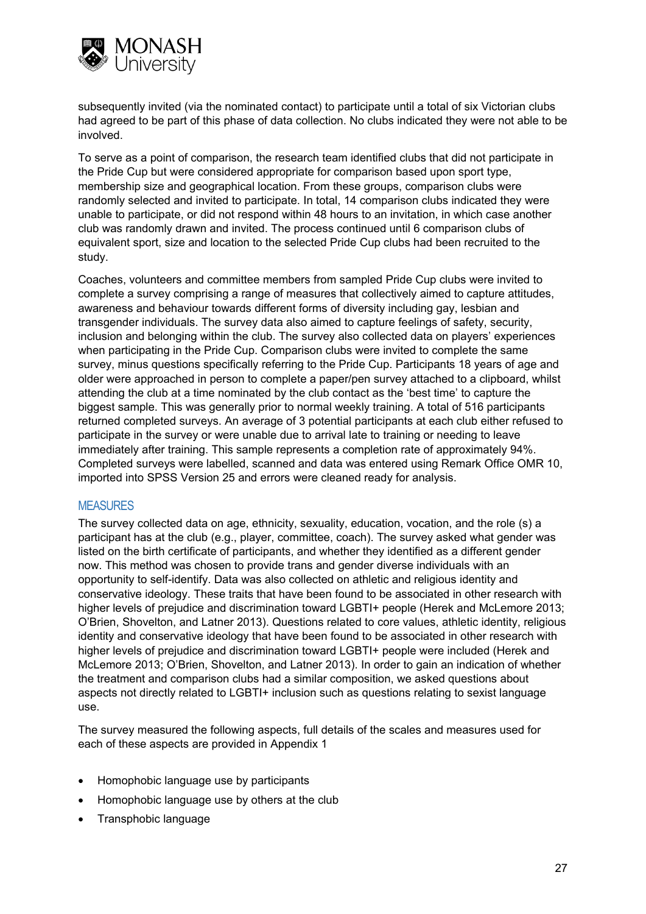subsequently invited (via the nominated contact) to participate until a total of six Victorian clubs had agreed to be part of this phase of data collection. No clubs indicated they were not able to be involved.

To serve as a point of comparison, the research team identified clubs that did not participate in the Pride Cup but were considered appropriate for comparison based upon sport type, membership size and geographical location. From these groups, comparison clubs were randomly selected and invited to participate. In total, 14 comparison clubs indicated they were unable to participate, or did not respond within 48 hours to an invitation, in which case another club was randomly drawn and invited. The process continued until 6 comparison clubs of equivalent sport, size and location to the selected Pride Cup clubs had been recruited to the study.

Coaches, volunteers and committee members from sampled Pride Cup clubs were invited to complete a survey comprising a range of measures that collectively aimed to capture attitudes, awareness and behaviour towards different forms of diversity including gay, lesbian and transgender individuals. The survey data also aimed to capture feelings of safety, security, inclusion and belonging within the club. The survey also collected data on players' experiences when participating in the Pride Cup. Comparison clubs were invited to complete the same survey, minus questions specifically referring to the Pride Cup. Participants 18 years of age and older were approached in person to complete a paper/pen survey attached to a clipboard, whilst attending the club at a time nominated by the club contact as the 'best time' to capture the biggest sample. This was generally prior to normal weekly training. A total of 516 participants returned completed surveys. An average of 3 potential participants at each club either refused to participate in the survey or were unable due to arrival late to training or needing to leave immediately after training. This sample represents a completion rate of approximately 94%. Completed surveys were labelled, scanned and data was entered using Remark Office OMR 10, imported into SPSS Version 25 and errors were cleaned ready for analysis.

## MEASURES

The survey collected data on age, ethnicity, sexuality, education, vocation, and the role (s) a participant has at the club (e.g., player, committee, coach). The survey asked what gender was listed on the birth certificate of participants, and whether they identified as a different gender now. This method was chosen to provide trans and gender diverse individuals with an opportunity to self-identify. Data was also collected on athletic and religious identity and conservative ideology. These traits that have been found to be associated in other research with higher levels of prejudice and discrimination toward LGBTI+ people (Herek and McLemore 2013; O'Brien, Shovelton, and Latner 2013). Questions related to core values, athletic identity, religious identity and conservative ideology that have been found to be associated in other research with higher levels of prejudice and discrimination toward LGBTI+ people were included (Herek and McLemore 2013; O'Brien, Shovelton, and Latner 2013). In order to gain an indication of whether the treatment and comparison clubs had a similar composition, we asked questions about aspects not directly related to LGBTI+ inclusion such as questions relating to sexist language use.

The survey measured the following aspects, full details of the scales and measures used for each of these aspects are provided in Appendix 1

- Homophobic language use by participants
- Homophobic language use by others at the club
- Transphobic language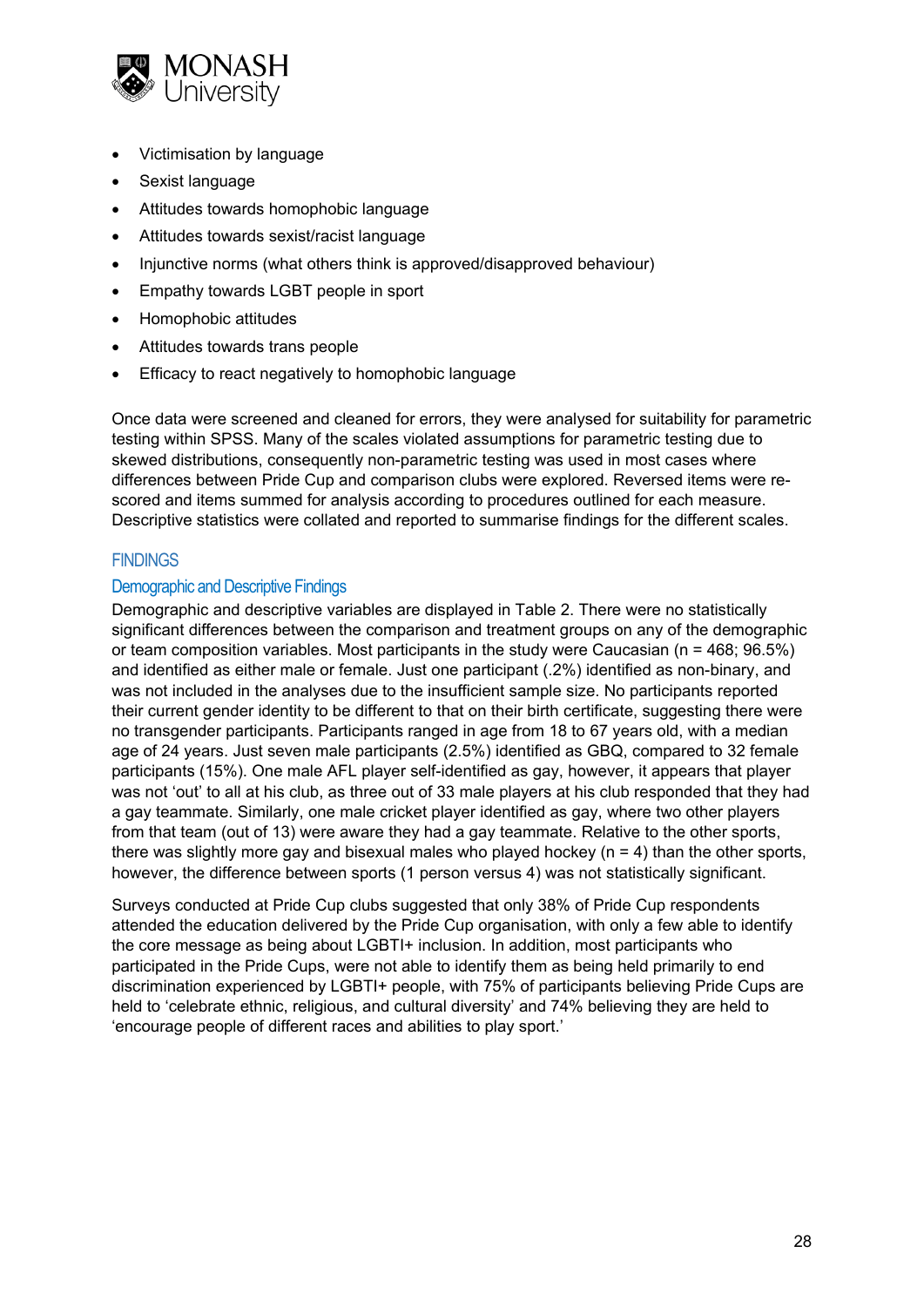- Victimisation by language
- Sexist language
- Attitudes towards homophobic language
- Attitudes towards sexist/racist language
- Injunctive norms (what others think is approved/disapproved behaviour)
- Empathy towards LGBT people in sport
- Homophobic attitudes
- Attitudes towards trans people
- Efficacy to react negatively to homophobic language

Once data were screened and cleaned for errors, they were analysed for suitability for parametric testing within SPSS. Many of the scales violated assumptions for parametric testing due to skewed distributions, consequently non-parametric testing was used in most cases where differences between Pride Cup and comparison clubs were explored. Reversed items were re-scored and items summed for analysis according to procedures outlined for each measure. Descriptive statistics were collated and reported to summarise findings for the different scales.

## FINDINGS

### Demographic and Descriptive Findings

Demographic and descriptive variables are displayed in Table 2. There were no statistically significant differences between the comparison and treatment groups on any of the demographic or team composition variables. Most participants in the study were Caucasian (n = 468; 96.5%) and identified as either male or female. Just one participant (.2%) identified as non-binary, and was not included in the analyses due to the insufficient sample size. No participants reported their current gender identity to be different to that on their birth certificate, suggesting there were no transgender participants. Participants ranged in age from 18 to 67 years old, with a median age of 24 years. Just seven male participants (2.5%) identified as GBQ, compared to 32 female participants (15%). One male AFL player self-identified as gay, however, it appears that player was not 'out' to all at his club, as three out of 33 male players at his club responded that they had a gay teammate. Similarly, one male cricket player identified as gay, where two other players from that team (out of 13) were aware they had a gay teammate. Relative to the other sports, there was slightly more gay and bisexual males who played hockey (n = 4) than the other sports, however, the difference between sports (1 person versus 4) was not statistically significant.

Surveys conducted at Pride Cup clubs suggested that only 38% of Pride Cup respondents attended the education delivered by the Pride Cup organisation, with only a few able to identify the core message as being about LGBTI+ inclusion. In addition, most participants who participated in the Pride Cups, were not able to identify them as being held primarily to end discrimination experienced by LGBTI+ people, with 75% of participants believing Pride Cups are held to 'celebrate ethnic, religious, and cultural diversity' and 74% believing they are held to 'encourage people of different races and abilities to play sport.'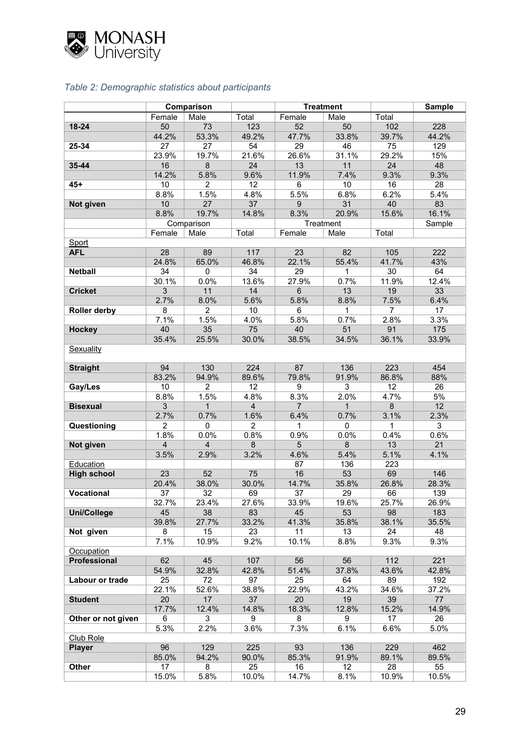*Table 2: Demographic statistics about participants*

| | Comparison | | | Treatment | | | Sample |
|---|---|---|---|---|---|---|---|
| | Female | Male | Total | Female | Male | Total | |
| **18-24** | 50 | 73 | 123 | 52 | 50 | 102 | 228 |
| | 44.2% | 53.3% | 49.2% | 47.7% | 33.8% | 39.7% | 44.2% |
| **25-34** | 27 | 27 | 54 | 29 | 46 | 75 | 129 |
| | 23.9% | 19.7% | 21.6% | 26.6% | 31.1% | 29.2% | 15% |
| **35-44** | 16 | 8 | 24 | 13 | 11 | 24 | 48 |
| | 14.2% | 5.8% | 9.6% | 11.9% | 7.4% | 9.3% | 9.3% |
| **45+** | 10 | 2 | 12 | 6 | 10 | 16 | 28 |
| | 8.8% | 1.5% | 4.8% | 5.5% | 6.8% | 6.2% | 5.4% |
| **Not given** | 10 | 27 | 37 | 9 | 31 | 40 | 83 |
| | 8.8% | 19.7% | 14.8% | 8.3% | 20.9% | 15.6% | 16.1% |
| | Comparison | | | Treatment | | | Sample |
| | Female | Male | Total | Female | Male | Total | |
| Sport | | | | | | | |
| **AFL** | 28 | 89 | 117 | 23 | 82 | 105 | 222 |
| | 24.8% | 65.0% | 46.8% | 22.1% | 55.4% | 41.7% | 43% |
| **Netball** | 34 | 0 | 34 | 29 | 1 | 30 | 64 |
| | 30.1% | 0.0% | 13.6% | 27.9% | 0.7% | 11.9% | 12.4% |
| **Cricket** | 3 | 11 | 14 | 6 | 13 | 19 | 33 |
| | 2.7% | 8.0% | 5.6% | 5.8% | 8.8% | 7.5% | 6.4% |
| **Roller derby** | 8 | 2 | 10 | 6 | 1 | 7 | 17 |
| | 7.1% | 1.5% | 4.0% | 5.8% | 0.7% | 2.8% | 3.3% |
| **Hockey** | 40 | 35 | 75 | 40 | 51 | 91 | 175 |
| | 35.4% | 25.5% | 30.0% | 38.5% | 34.5% | 36.1% | 33.9% |
| Sexuality | | | | | | | |
| **Straight** | 94 | 130 | 224 | 87 | 136 | 223 | 454 |
| | 83.2% | 94.9% | 89.6% | 79.8% | 91.9% | 86.8% | 88% |
| **Gay/Les** | 10 | 2 | 12 | 9 | 3 | 12 | 26 |
| | 8.8% | 1.5% | 4.8% | 8.3% | 2.0% | 4.7% | 5% |
| **Bisexual** | 3 | 1 | 4 | 7 | 1 | 8 | 12 |
| | 2.7% | 0.7% | 1.6% | 6.4% | 0.7% | 3.1% | 2.3% |
| **Questioning** | 2 | 0 | 2 | 1 | 0 | 1 | 3 |
| | 1.8% | 0.0% | 0.8% | 0.9% | 0.0% | 0.4% | 0.6% |
| **Not given** | 4 | 4 | 8 | 5 | 8 | 13 | 21 |
| | 3.5% | 2.9% | 3.2% | 4.6% | 5.4% | 5.1% | 4.1% |
| Education | | | | 87 | 136 | 223 | |
| **High school** | 23 | 52 | 75 | 16 | 53 | 69 | 146 |
| | 20.4% | 38.0% | 30.0% | 14.7% | 35.8% | 26.8% | 28.3% |
| **Vocational** | 37 | 32 | 69 | 37 | 29 | 66 | 139 |
| | 32.7% | 23.4% | 27.6% | 33.9% | 19.6% | 25.7% | 26.9% |
| **Uni/College** | 45 | 38 | 83 | 45 | 53 | 98 | 183 |
| | 39.8% | 27.7% | 33.2% | 41.3% | 35.8% | 38.1% | 35.5% |
| **Not given** | 8 | 15 | 23 | 11 | 13 | 24 | 48 |
| | 7.1% | 10.9% | 9.2% | 10.1% | 8.8% | 9.3% | 9.3% |
| Occupation | | | | | | | |
| **Professional** | 62 | 45 | 107 | 56 | 56 | 112 | 221 |
| | 54.9% | 32.8% | 42.8% | 51.4% | 37.8% | 43.6% | 42.8% |
| **Labour or trade** | 25 | 72 | 97 | 25 | 64 | 89 | 192 |
| | 22.1% | 52.6% | 38.8% | 22.9% | 43.2% | 34.6% | 37.2% |
| **Student** | 20 | 17 | 37 | 20 | 19 | 39 | 77 |
| | 17.7% | 12.4% | 14.8% | 18.3% | 12.8% | 15.2% | 14.9% |
| **Other or not given** | 6 | 3 | 9 | 8 | 9 | 17 | 26 |
| | 5.3% | 2.2% | 3.6% | 7.3% | 6.1% | 6.6% | 5.0% |
| Club Role | | | | | | | |
| **Player** | 96 | 129 | 225 | 93 | 136 | 229 | 462 |
| | 85.0% | 94.2% | 90.0% | 85.3% | 91.9% | 89.1% | 89.5% |
| **Other** | 17 | 8 | 25 | 16 | 12 | 28 | 55 |
| | 15.0% | 5.8% | 10.0% | 14.7% | 8.1% | 10.9% | 10.5% |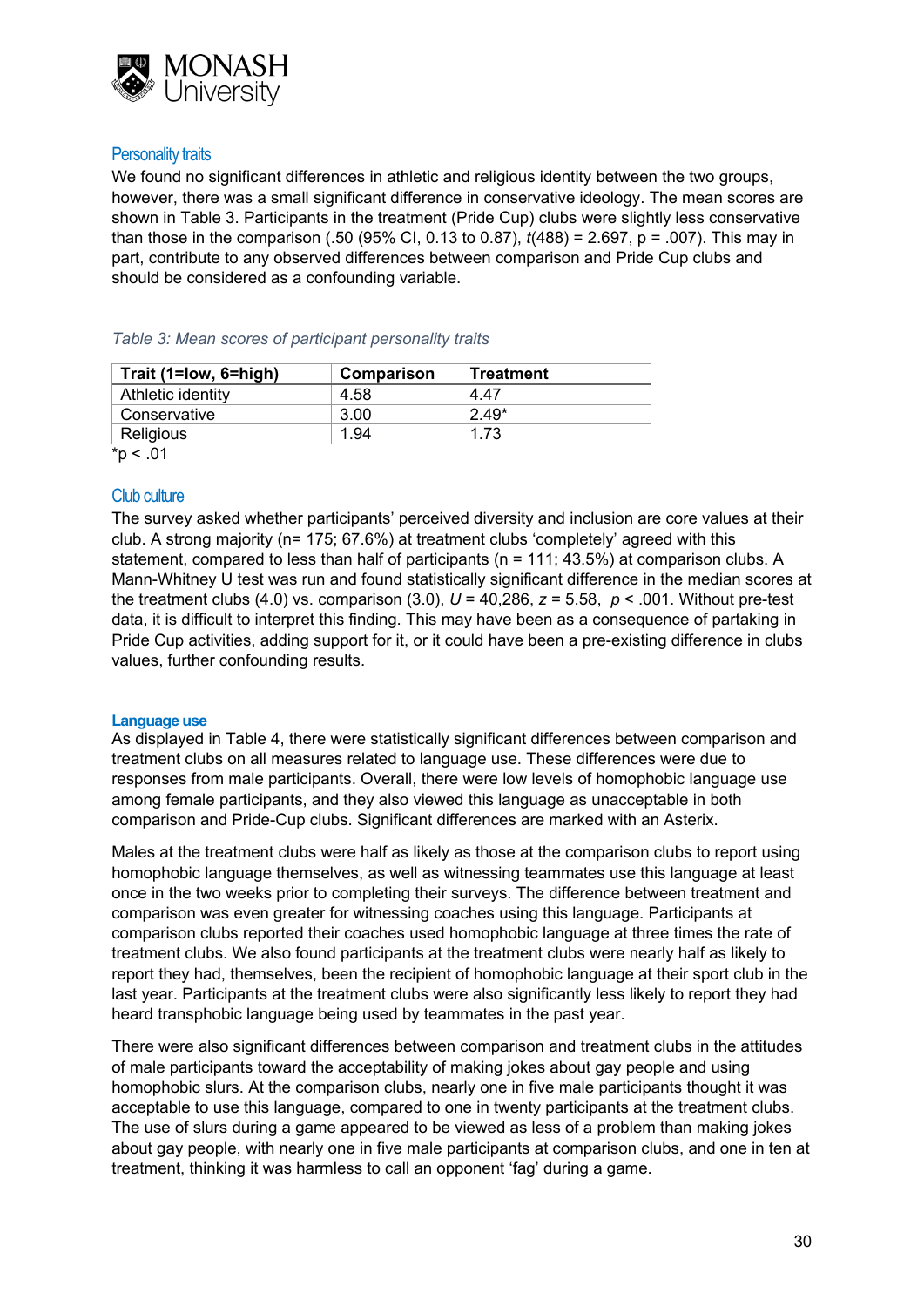### Personality traits

We found no significant differences in athletic and religious identity between the two groups, however, there was a small significant difference in conservative ideology. The mean scores are shown in Table 3. Participants in the treatment (Pride Cup) clubs were slightly less conservative than those in the comparison (.50 (95% CI, 0.13 to 0.87), $t(488) = 2.697$, $p = .007$). This may in part, contribute to any observed differences between comparison and Pride Cup clubs and should be considered as a confounding variable.

*Table 3: Mean scores of participant personality traits*

| Trait (1=low, 6=high) | Comparison | Treatment |
|---|---|---|
| Athletic identity | 4.58 | 4.47 |
| Conservative | 3.00 | 2.49* |
| Religious | 1.94 | 1.73 |

*p < .01

### Club culture

The survey asked whether participants' perceived diversity and inclusion are core values at their club. A strong majority (n= 175; 67.6%) at treatment clubs 'completely' agreed with this statement, compared to less than half of participants (n = 111; 43.5%) at comparison clubs. A Mann-Whitney U test was run and found statistically significant difference in the median scores at the treatment clubs (4.0) vs. comparison (3.0), $U = 40{,}286$, $z = 5.58$, $p < .001$. Without pre-test data, it is difficult to interpret this finding. This may have been as a consequence of partaking in Pride Cup activities, adding support for it, or it could have been a pre-existing difference in clubs values, further confounding results.

### Language use

As displayed in Table 4, there were statistically significant differences between comparison and treatment clubs on all measures related to language use. These differences were due to responses from male participants. Overall, there were low levels of homophobic language use among female participants, and they also viewed this language as unacceptable in both comparison and Pride-Cup clubs. Significant differences are marked with an Asterix.

Males at the treatment clubs were half as likely as those at the comparison clubs to report using homophobic language themselves, as well as witnessing teammates use this language at least once in the two weeks prior to completing their surveys. The difference between treatment and comparison was even greater for witnessing coaches using this language. Participants at comparison clubs reported their coaches used homophobic language at three times the rate of treatment clubs. We also found participants at the treatment clubs were nearly half as likely to report they had, themselves, been the recipient of homophobic language at their sport club in the last year. Participants at the treatment clubs were also significantly less likely to report they had heard transphobic language being used by teammates in the past year.

There were also significant differences between comparison and treatment clubs in the attitudes of male participants toward the acceptability of making jokes about gay people and using homophobic slurs. At the comparison clubs, nearly one in five male participants thought it was acceptable to use this language, compared to one in twenty participants at the treatment clubs. The use of slurs during a game appeared to be viewed as less of a problem than making jokes about gay people, with nearly one in five male participants at comparison clubs, and one in ten at treatment, thinking it was harmless to call an opponent 'fag' during a game.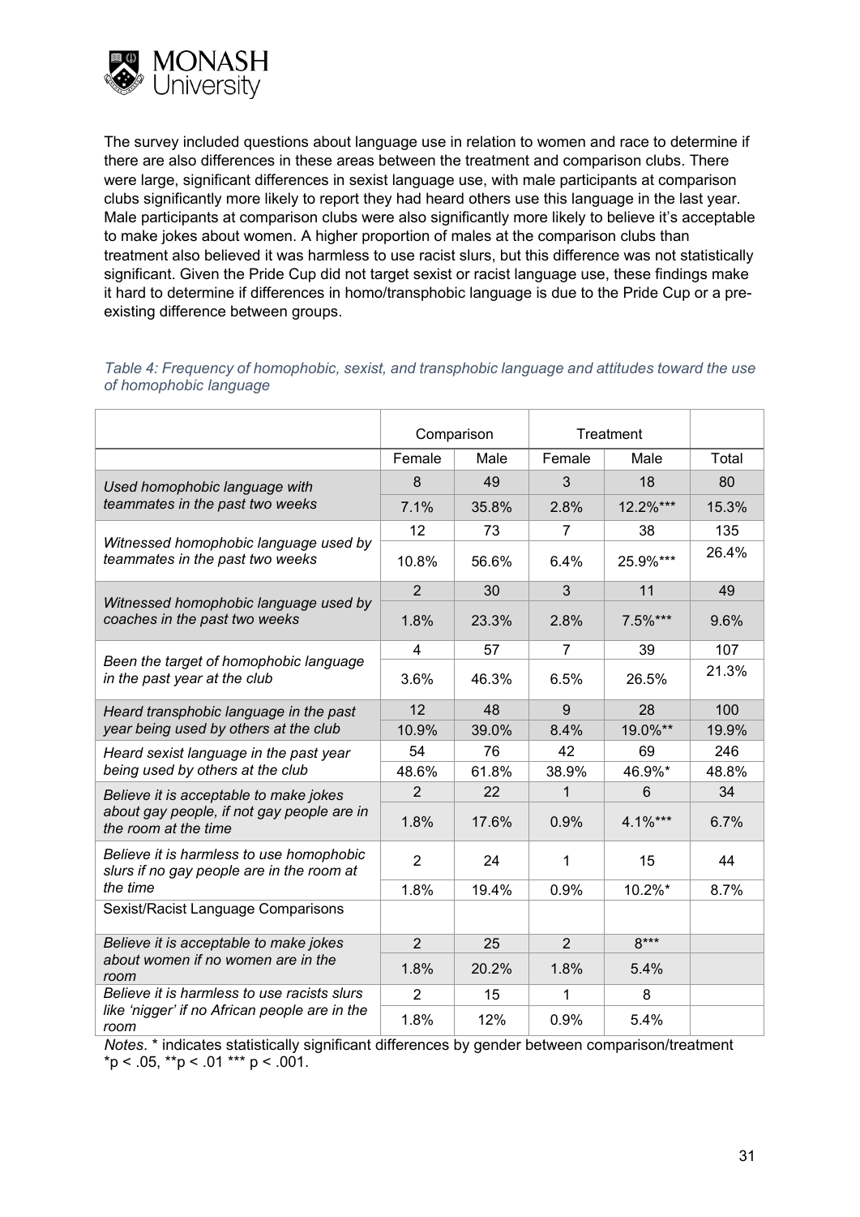The survey included questions about language use in relation to women and race to determine if there are also differences in these areas between the treatment and comparison clubs. There were large, significant differences in sexist language use, with male participants at comparison clubs significantly more likely to report they had heard others use this language in the last year. Male participants at comparison clubs were also significantly more likely to believe it's acceptable to make jokes about women. A higher proportion of males at the comparison clubs than treatment also believed it was harmless to use racist slurs, but this difference was not statistically significant. Given the Pride Cup did not target sexist or racist language use, these findings make it hard to determine if differences in homo/transphobic language is due to the Pride Cup or a pre-existing difference between groups.

*Table 4: Frequency of homophobic, sexist, and transphobic language and attitudes toward the use of homophobic language*

| | Comparison | | Treatment | | |
|---|---|---|---|---|---|
| | Female | Male | Female | Male | Total |
| *Used homophobic language with teammates in the past two weeks* | 8 | 49 | 3 | 18 | 80 |
| | 7.1% | 35.8% | 2.8% | 12.2%*** | 15.3% |
| *Witnessed homophobic language used by teammates in the past two weeks* | 12 | 73 | 7 | 38 | 135 |
| | 10.8% | 56.6% | 6.4% | 25.9%*** | 26.4% |
| *Witnessed homophobic language used by coaches in the past two weeks* | 2 | 30 | 3 | 11 | 49 |
| | 1.8% | 23.3% | 2.8% | 7.5%*** | 9.6% |
| *Been the target of homophobic language in the past year at the club* | 4 | 57 | 7 | 39 | 107 |
| | 3.6% | 46.3% | 6.5% | 26.5% | 21.3% |
| *Heard transphobic language in the past year being used by others at the club* | 12 | 48 | 9 | 28 | 100 |
| | 10.9% | 39.0% | 8.4% | 19.0%** | 19.9% |
| *Heard sexist language in the past year being used by others at the club* | 54 | 76 | 42 | 69 | 246 |
| | 48.6% | 61.8% | 38.9% | 46.9%* | 48.8% |
| *Believe it is acceptable to make jokes about gay people, if not gay people are in the room at the time* | 2 | 22 | 1 | 6 | 34 |
| | 1.8% | 17.6% | 0.9% | 4.1%*** | 6.7% |
| *Believe it is harmless to use homophobic slurs if no gay people are in the room at the time* | 2 | 24 | 1 | 15 | 44 |
| | 1.8% | 19.4% | 0.9% | 10.2%* | 8.7% |
| Sexist/Racist Language Comparisons | | | | | |
| *Believe it is acceptable to make jokes about women if no women are in the room* | 2 | 25 | 2 | 8*** | |
| | 1.8% | 20.2% | 1.8% | 5.4% | |
| *Believe it is harmless to use racists slurs like 'nigger' if no African people are in the room* | 2 | 15 | 1 | 8 | |
| | 1.8% | 12% | 0.9% | 5.4% | |

*Notes*. * indicates statistically significant differences by gender between comparison/treatment *$p < .05$, **$p < .01$ *** $p < .001$.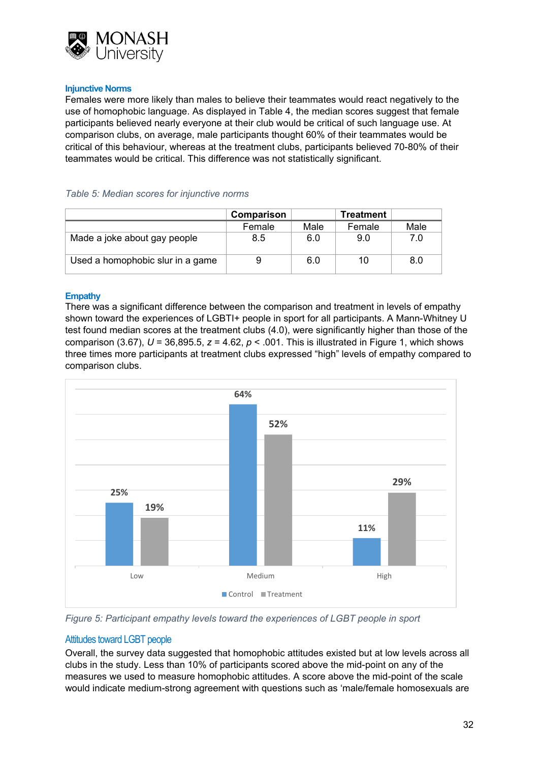### Injunctive Norms

Females were more likely than males to believe their teammates would react negatively to the use of homophobic language. As displayed in Table 4, the median scores suggest that female participants believed nearly everyone at their club would be critical of such language use. At comparison clubs, on average, male participants thought 60% of their teammates would be critical of this behaviour, whereas at the treatment clubs, participants believed 70-80% of their teammates would be critical. This difference was not statistically significant.

*Table 5: Median scores for injunctive norms*

| | Comparison | | Treatment | |
|---|---|---|---|---|
| | Female | Male | Female | Male |
| Made a joke about gay people | 8.5 | 6.0 | 9.0 | 7.0 |
| Used a homophobic slur in a game | 9 | 6.0 | 10 | 8.0 |

### Empathy

There was a significant difference between the comparison and treatment in levels of empathy shown toward the experiences of LGBTI+ people in sport for all participants. A Mann-Whitney U test found median scores at the treatment clubs (4.0), were significantly higher than those of the comparison (3.67), $U = 36{,}895.5$, $z = 4.62$, $p < .001$. This is illustrated in Figure 1, which shows three times more participants at treatment clubs expressed "high" levels of empathy compared to comparison clubs.

*Figure 5: Participant empathy levels toward the experiences of LGBT people in sport*

### Attitudes toward LGBT people

Overall, the survey data suggested that homophobic attitudes existed but at low levels across all clubs in the study. Less than 10% of participants scored above the mid-point on any of the measures we used to measure homophobic attitudes. A score above the mid-point of the scale would indicate medium-strong agreement with questions such as 'male/female homosexuals are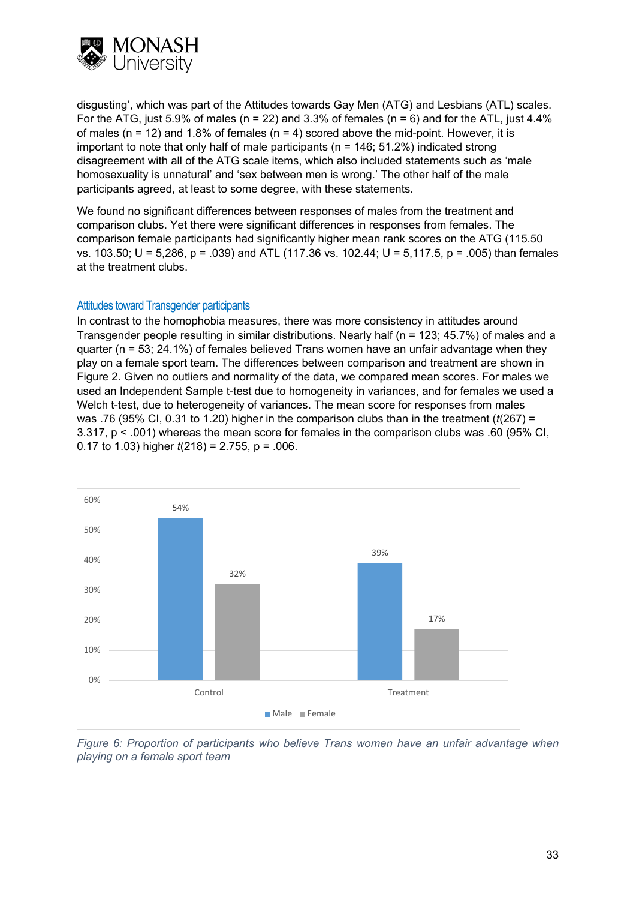disgusting', which was part of the Attitudes towards Gay Men (ATG) and Lesbians (ATL) scales. For the ATG, just 5.9% of males (n = 22) and 3.3% of females (n = 6) and for the ATL, just 4.4% of males (n = 12) and 1.8% of females (n = 4) scored above the mid-point. However, it is important to note that only half of male participants (n = 146; 51.2%) indicated strong disagreement with all of the ATG scale items, which also included statements such as 'male homosexuality is unnatural' and 'sex between men is wrong.' The other half of the male participants agreed, at least to some degree, with these statements.

We found no significant differences between responses of males from the treatment and comparison clubs. Yet there were significant differences in responses from females. The comparison female participants had significantly higher mean rank scores on the ATG (115.50 vs. 103.50; U = 5,286, p = .039) and ATL (117.36 vs. 102.44; U = 5,117.5, p = .005) than females at the treatment clubs.

### Attitudes toward Transgender participants

In contrast to the homophobia measures, there was more consistency in attitudes around Transgender people resulting in similar distributions. Nearly half (n = 123; 45.7%) of males and a quarter (n = 53; 24.1%) of females believed Trans women have an unfair advantage when they play on a female sport team. The differences between comparison and treatment are shown in Figure 2. Given no outliers and normality of the data, we compared mean scores. For males we used an Independent Sample t-test due to homogeneity in variances, and for females we used a Welch t-test, due to heterogeneity of variances. The mean score for responses from males was .76 (95% CI, 0.31 to 1.20) higher in the comparison clubs than in the treatment ($t(267) = 3.317$, $p < .001$) whereas the mean score for females in the comparison clubs was .60 (95% CI, 0.17 to 1.03) higher $t(218) = 2.755$, $p = .006$.

| | Male | Female |
|---|---|---|
| Control | 54% | 32% |
| Treatment | 39% | 17% |

*Figure 6: Proportion of participants who believe Trans women have an unfair advantage when playing on a female sport team*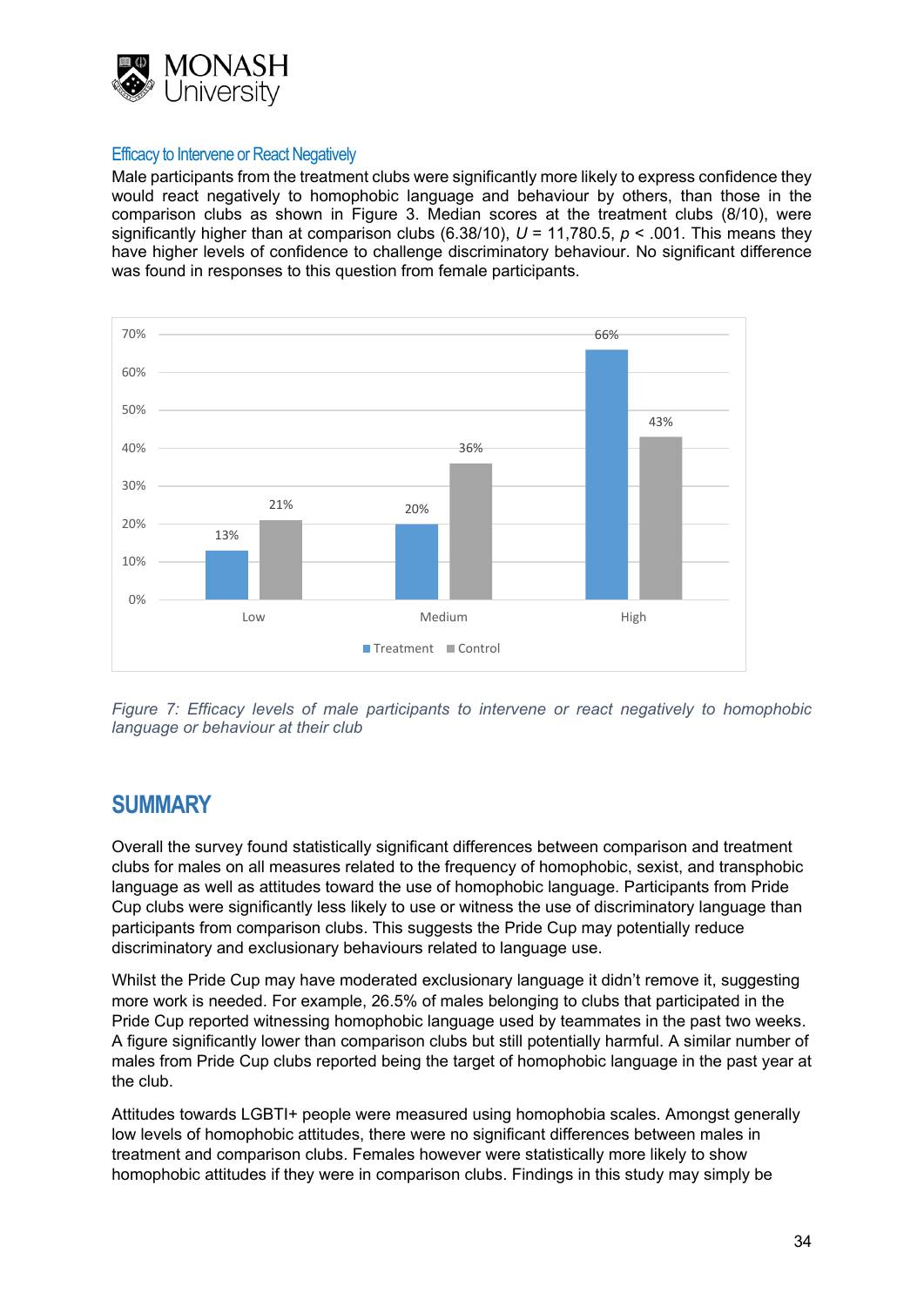### Efficacy to Intervene or React Negatively

Male participants from the treatment clubs were significantly more likely to express confidence they would react negatively to homophobic language and behaviour by others, than those in the comparison clubs as shown in Figure 3. Median scores at the treatment clubs (8/10), were significantly higher than at comparison clubs (6.38/10), $U$ = 11,780.5, $p$ < .001. This means they have higher levels of confidence to challenge discriminatory behaviour. No significant difference was found in responses to this question from female participants.

*Figure 7: Efficacy levels of male participants to intervene or react negatively to homophobic language or behaviour at their club*

## SUMMARY

Overall the survey found statistically significant differences between comparison and treatment clubs for males on all measures related to the frequency of homophobic, sexist, and transphobic language as well as attitudes toward the use of homophobic language. Participants from Pride Cup clubs were significantly less likely to use or witness the use of discriminatory language than participants from comparison clubs. This suggests the Pride Cup may potentially reduce discriminatory and exclusionary behaviours related to language use.

Whilst the Pride Cup may have moderated exclusionary language it didn't remove it, suggesting more work is needed. For example, 26.5% of males belonging to clubs that participated in the Pride Cup reported witnessing homophobic language used by teammates in the past two weeks. A figure significantly lower than comparison clubs but still potentially harmful. A similar number of males from Pride Cup clubs reported being the target of homophobic language in the past year at the club.

Attitudes towards LGBTI+ people were measured using homophobia scales. Amongst generally low levels of homophobic attitudes, there were no significant differences between males in treatment and comparison clubs. Females however were statistically more likely to show homophobic attitudes if they were in comparison clubs. Findings in this study may simply be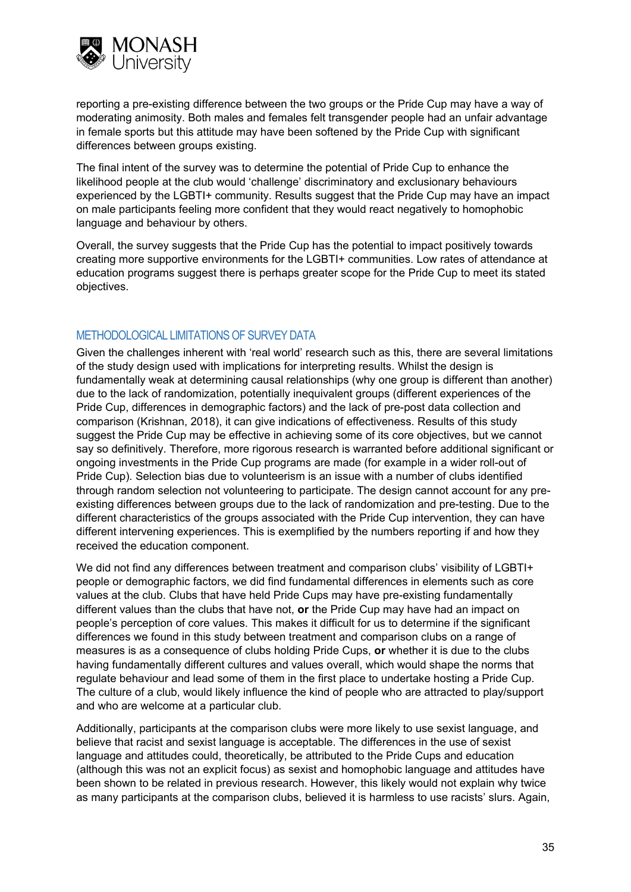reporting a pre-existing difference between the two groups or the Pride Cup may have a way of moderating animosity. Both males and females felt transgender people had an unfair advantage in female sports but this attitude may have been softened by the Pride Cup with significant differences between groups existing.

The final intent of the survey was to determine the potential of Pride Cup to enhance the likelihood people at the club would 'challenge' discriminatory and exclusionary behaviours experienced by the LGBTI+ community. Results suggest that the Pride Cup may have an impact on male participants feeling more confident that they would react negatively to homophobic language and behaviour by others.

Overall, the survey suggests that the Pride Cup has the potential to impact positively towards creating more supportive environments for the LGBTI+ communities. Low rates of attendance at education programs suggest there is perhaps greater scope for the Pride Cup to meet its stated objectives.

## METHODOLOGICAL LIMITATIONS OF SURVEY DATA

Given the challenges inherent with 'real world' research such as this, there are several limitations of the study design used with implications for interpreting results. Whilst the design is fundamentally weak at determining causal relationships (why one group is different than another) due to the lack of randomization, potentially inequivalent groups (different experiences of the Pride Cup, differences in demographic factors) and the lack of pre-post data collection and comparison (Krishnan, 2018), it can give indications of effectiveness. Results of this study suggest the Pride Cup may be effective in achieving some of its core objectives, but we cannot say so definitively. Therefore, more rigorous research is warranted before additional significant or ongoing investments in the Pride Cup programs are made (for example in a wider roll-out of Pride Cup). Selection bias due to volunteerism is an issue with a number of clubs identified through random selection not volunteering to participate. The design cannot account for any pre-existing differences between groups due to the lack of randomization and pre-testing. Due to the different characteristics of the groups associated with the Pride Cup intervention, they can have different intervening experiences. This is exemplified by the numbers reporting if and how they received the education component.

We did not find any differences between treatment and comparison clubs' visibility of LGBTI+ people or demographic factors, we did find fundamental differences in elements such as core values at the club. Clubs that have held Pride Cups may have pre-existing fundamentally different values than the clubs that have not, **or** the Pride Cup may have had an impact on people's perception of core values. This makes it difficult for us to determine if the significant differences we found in this study between treatment and comparison clubs on a range of measures is as a consequence of clubs holding Pride Cups, **or** whether it is due to the clubs having fundamentally different cultures and values overall, which would shape the norms that regulate behaviour and lead some of them in the first place to undertake hosting a Pride Cup. The culture of a club, would likely influence the kind of people who are attracted to play/support and who are welcome at a particular club.

Additionally, participants at the comparison clubs were more likely to use sexist language, and believe that racist and sexist language is acceptable. The differences in the use of sexist language and attitudes could, theoretically, be attributed to the Pride Cups and education (although this was not an explicit focus) as sexist and homophobic language and attitudes have been shown to be related in previous research. However, this likely would not explain why twice as many participants at the comparison clubs, believed it is harmless to use racists' slurs. Again,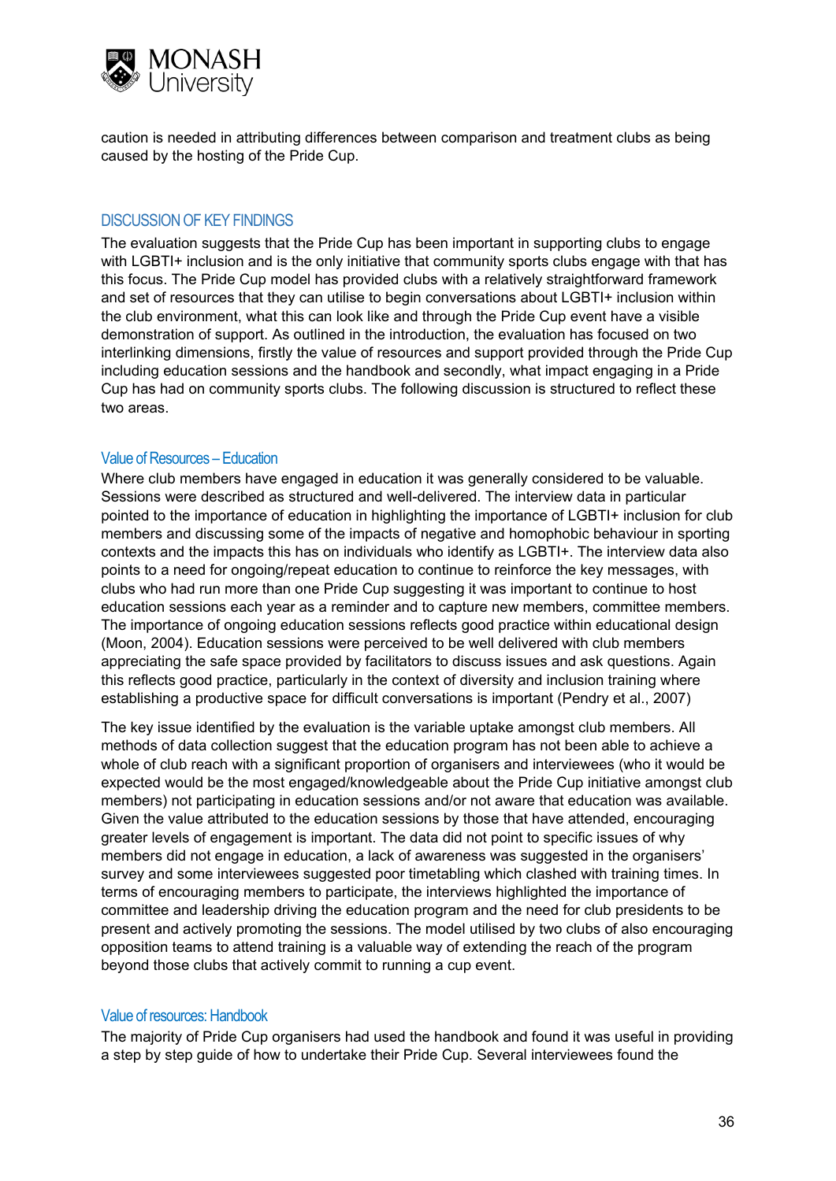caution is needed in attributing differences between comparison and treatment clubs as being caused by the hosting of the Pride Cup.

## DISCUSSION OF KEY FINDINGS

The evaluation suggests that the Pride Cup has been important in supporting clubs to engage with LGBTI+ inclusion and is the only initiative that community sports clubs engage with that has this focus. The Pride Cup model has provided clubs with a relatively straightforward framework and set of resources that they can utilise to begin conversations about LGBTI+ inclusion within the club environment, what this can look like and through the Pride Cup event have a visible demonstration of support. As outlined in the introduction, the evaluation has focused on two interlinking dimensions, firstly the value of resources and support provided through the Pride Cup including education sessions and the handbook and secondly, what impact engaging in a Pride Cup has had on community sports clubs. The following discussion is structured to reflect these two areas.

### Value of Resources – Education

Where club members have engaged in education it was generally considered to be valuable. Sessions were described as structured and well-delivered. The interview data in particular pointed to the importance of education in highlighting the importance of LGBTI+ inclusion for club members and discussing some of the impacts of negative and homophobic behaviour in sporting contexts and the impacts this has on individuals who identify as LGBTI+. The interview data also points to a need for ongoing/repeat education to continue to reinforce the key messages, with clubs who had run more than one Pride Cup suggesting it was important to continue to host education sessions each year as a reminder and to capture new members, committee members. The importance of ongoing education sessions reflects good practice within educational design (Moon, 2004). Education sessions were perceived to be well delivered with club members appreciating the safe space provided by facilitators to discuss issues and ask questions. Again this reflects good practice, particularly in the context of diversity and inclusion training where establishing a productive space for difficult conversations is important (Pendry et al., 2007)

The key issue identified by the evaluation is the variable uptake amongst club members. All methods of data collection suggest that the education program has not been able to achieve a whole of club reach with a significant proportion of organisers and interviewees (who it would be expected would be the most engaged/knowledgeable about the Pride Cup initiative amongst club members) not participating in education sessions and/or not aware that education was available. Given the value attributed to the education sessions by those that have attended, encouraging greater levels of engagement is important. The data did not point to specific issues of why members did not engage in education, a lack of awareness was suggested in the organisers' survey and some interviewees suggested poor timetabling which clashed with training times. In terms of encouraging members to participate, the interviews highlighted the importance of committee and leadership driving the education program and the need for club presidents to be present and actively promoting the sessions. The model utilised by two clubs of also encouraging opposition teams to attend training is a valuable way of extending the reach of the program beyond those clubs that actively commit to running a cup event.

### Value of resources: Handbook

The majority of Pride Cup organisers had used the handbook and found it was useful in providing a step by step guide of how to undertake their Pride Cup. Several interviewees found the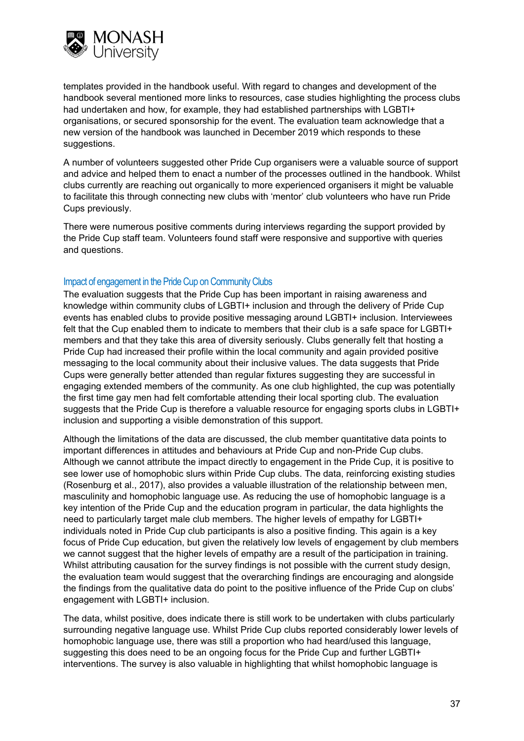templates provided in the handbook useful. With regard to changes and development of the handbook several mentioned more links to resources, case studies highlighting the process clubs had undertaken and how, for example, they had established partnerships with LGBTI+ organisations, or secured sponsorship for the event. The evaluation team acknowledge that a new version of the handbook was launched in December 2019 which responds to these suggestions.

A number of volunteers suggested other Pride Cup organisers were a valuable source of support and advice and helped them to enact a number of the processes outlined in the handbook. Whilst clubs currently are reaching out organically to more experienced organisers it might be valuable to facilitate this through connecting new clubs with 'mentor' club volunteers who have run Pride Cups previously.

There were numerous positive comments during interviews regarding the support provided by the Pride Cup staff team. Volunteers found staff were responsive and supportive with queries and questions.

### Impact of engagement in the Pride Cup on Community Clubs

The evaluation suggests that the Pride Cup has been important in raising awareness and knowledge within community clubs of LGBTI+ inclusion and through the delivery of Pride Cup events has enabled clubs to provide positive messaging around LGBTI+ inclusion. Interviewees felt that the Cup enabled them to indicate to members that their club is a safe space for LGBTI+ members and that they take this area of diversity seriously. Clubs generally felt that hosting a Pride Cup had increased their profile within the local community and again provided positive messaging to the local community about their inclusive values. The data suggests that Pride Cups were generally better attended than regular fixtures suggesting they are successful in engaging extended members of the community. As one club highlighted, the cup was potentially the first time gay men had felt comfortable attending their local sporting club. The evaluation suggests that the Pride Cup is therefore a valuable resource for engaging sports clubs in LGBTI+ inclusion and supporting a visible demonstration of this support.

Although the limitations of the data are discussed, the club member quantitative data points to important differences in attitudes and behaviours at Pride Cup and non-Pride Cup clubs. Although we cannot attribute the impact directly to engagement in the Pride Cup, it is positive to see lower use of homophobic slurs within Pride Cup clubs. The data, reinforcing existing studies (Rosenburg et al., 2017), also provides a valuable illustration of the relationship between men, masculinity and homophobic language use. As reducing the use of homophobic language is a key intention of the Pride Cup and the education program in particular, the data highlights the need to particularly target male club members. The higher levels of empathy for LGBTI+ individuals noted in Pride Cup club participants is also a positive finding. This again is a key focus of Pride Cup education, but given the relatively low levels of engagement by club members we cannot suggest that the higher levels of empathy are a result of the participation in training. Whilst attributing causation for the survey findings is not possible with the current study design, the evaluation team would suggest that the overarching findings are encouraging and alongside the findings from the qualitative data do point to the positive influence of the Pride Cup on clubs' engagement with LGBTI+ inclusion.

The data, whilst positive, does indicate there is still work to be undertaken with clubs particularly surrounding negative language use. Whilst Pride Cup clubs reported considerably lower levels of homophobic language use, there was still a proportion who had heard/used this language, suggesting this does need to be an ongoing focus for the Pride Cup and further LGBTI+ interventions. The survey is also valuable in highlighting that whilst homophobic language is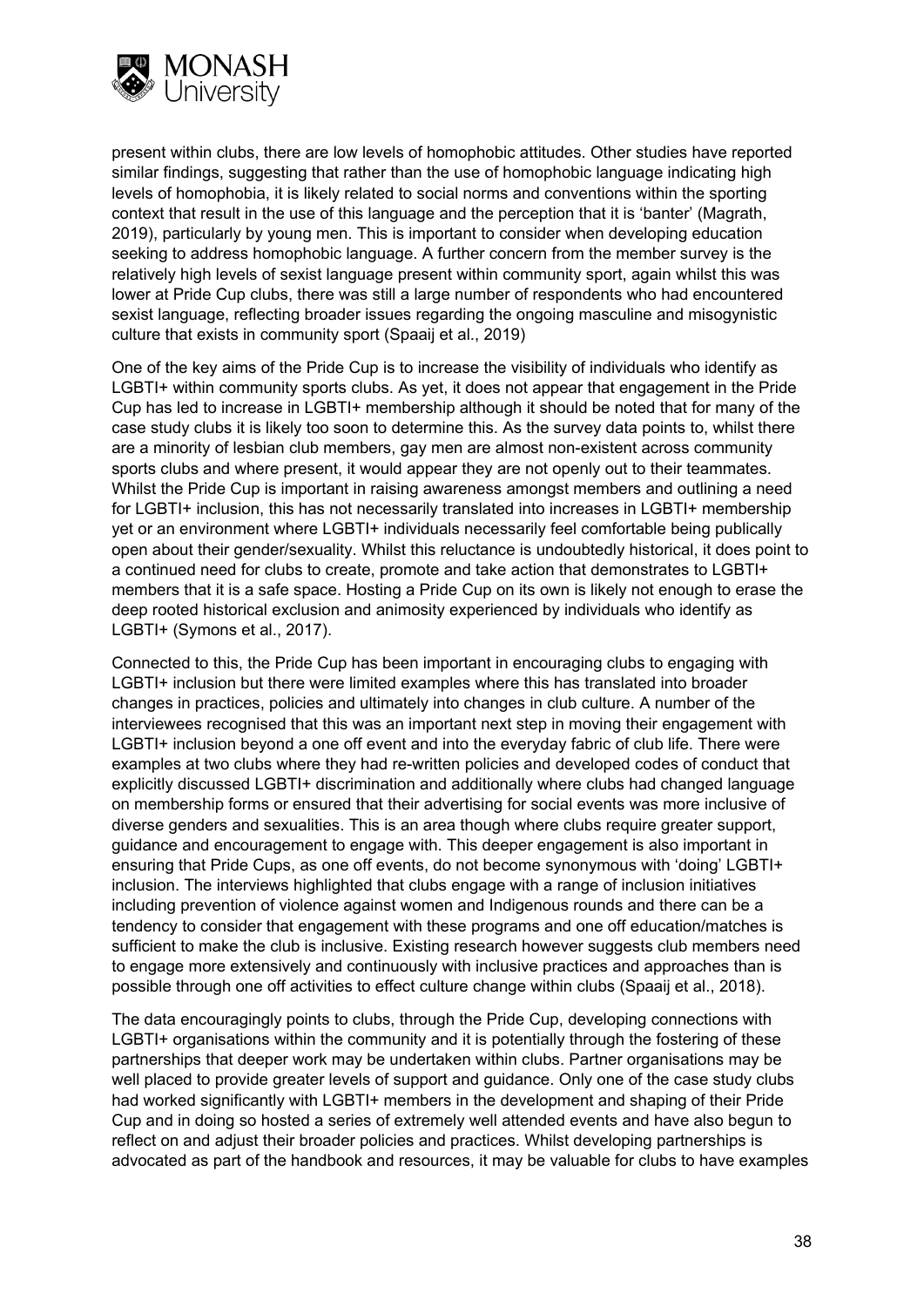present within clubs, there are low levels of homophobic attitudes. Other studies have reported similar findings, suggesting that rather than the use of homophobic language indicating high levels of homophobia, it is likely related to social norms and conventions within the sporting context that result in the use of this language and the perception that it is 'banter' (Magrath, 2019), particularly by young men. This is important to consider when developing education seeking to address homophobic language. A further concern from the member survey is the relatively high levels of sexist language present within community sport, again whilst this was lower at Pride Cup clubs, there was still a large number of respondents who had encountered sexist language, reflecting broader issues regarding the ongoing masculine and misogynistic culture that exists in community sport (Spaaij et al., 2019)

One of the key aims of the Pride Cup is to increase the visibility of individuals who identify as LGBTI+ within community sports clubs. As yet, it does not appear that engagement in the Pride Cup has led to increase in LGBTI+ membership although it should be noted that for many of the case study clubs it is likely too soon to determine this. As the survey data points to, whilst there are a minority of lesbian club members, gay men are almost non-existent across community sports clubs and where present, it would appear they are not openly out to their teammates. Whilst the Pride Cup is important in raising awareness amongst members and outlining a need for LGBTI+ inclusion, this has not necessarily translated into increases in LGBTI+ membership yet or an environment where LGBTI+ individuals necessarily feel comfortable being publically open about their gender/sexuality. Whilst this reluctance is undoubtedly historical, it does point to a continued need for clubs to create, promote and take action that demonstrates to LGBTI+ members that it is a safe space. Hosting a Pride Cup on its own is likely not enough to erase the deep rooted historical exclusion and animosity experienced by individuals who identify as LGBTI+ (Symons et al., 2017).

Connected to this, the Pride Cup has been important in encouraging clubs to engaging with LGBTI+ inclusion but there were limited examples where this has translated into broader changes in practices, policies and ultimately into changes in club culture. A number of the interviewees recognised that this was an important next step in moving their engagement with LGBTI+ inclusion beyond a one off event and into the everyday fabric of club life. There were examples at two clubs where they had re-written policies and developed codes of conduct that explicitly discussed LGBTI+ discrimination and additionally where clubs had changed language on membership forms or ensured that their advertising for social events was more inclusive of diverse genders and sexualities. This is an area though where clubs require greater support, guidance and encouragement to engage with. This deeper engagement is also important in ensuring that Pride Cups, as one off events, do not become synonymous with 'doing' LGBTI+ inclusion. The interviews highlighted that clubs engage with a range of inclusion initiatives including prevention of violence against women and Indigenous rounds and there can be a tendency to consider that engagement with these programs and one off education/matches is sufficient to make the club is inclusive. Existing research however suggests club members need to engage more extensively and continuously with inclusive practices and approaches than is possible through one off activities to effect culture change within clubs (Spaaij et al., 2018).

The data encouragingly points to clubs, through the Pride Cup, developing connections with LGBTI+ organisations within the community and it is potentially through the fostering of these partnerships that deeper work may be undertaken within clubs. Partner organisations may be well placed to provide greater levels of support and guidance. Only one of the case study clubs had worked significantly with LGBTI+ members in the development and shaping of their Pride Cup and in doing so hosted a series of extremely well attended events and have also begun to reflect on and adjust their broader policies and practices. Whilst developing partnerships is advocated as part of the handbook and resources, it may be valuable for clubs to have examples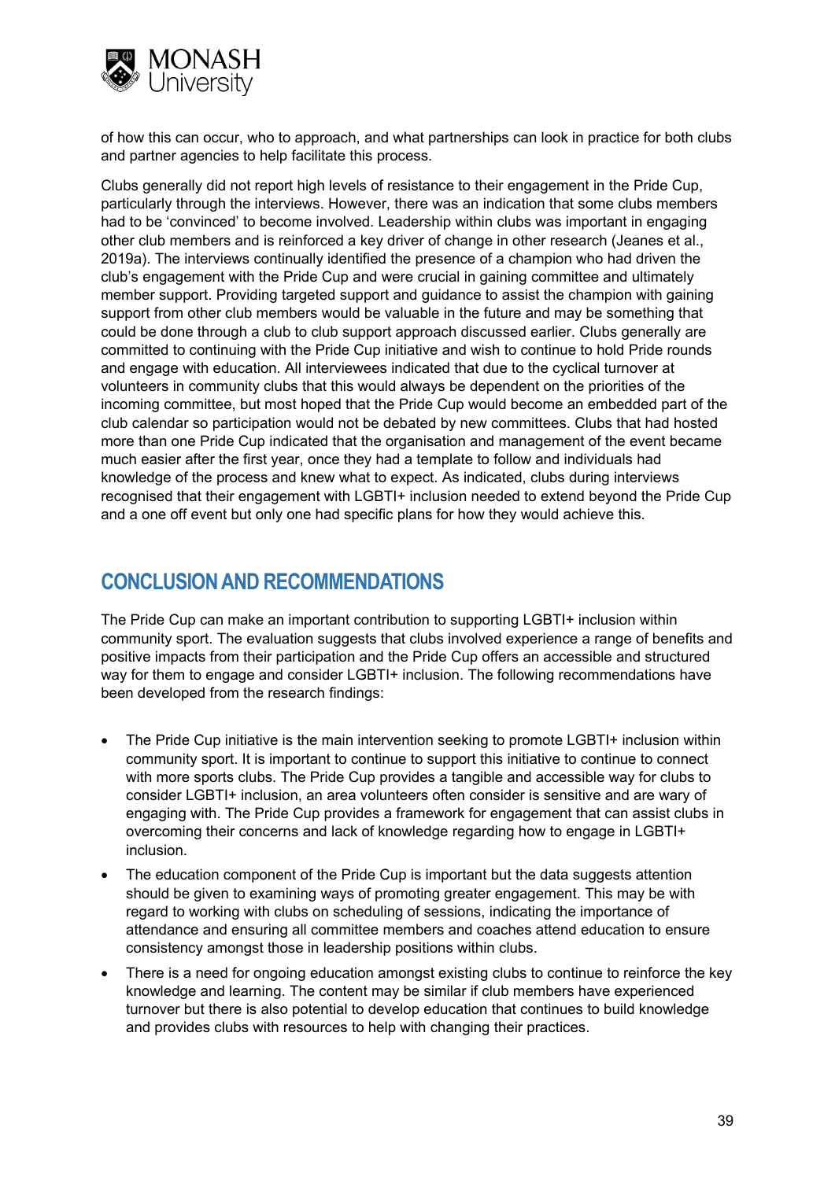of how this can occur, who to approach, and what partnerships can look in practice for both clubs and partner agencies to help facilitate this process.

Clubs generally did not report high levels of resistance to their engagement in the Pride Cup, particularly through the interviews. However, there was an indication that some clubs members had to be 'convinced' to become involved. Leadership within clubs was important in engaging other club members and is reinforced a key driver of change in other research (Jeanes et al., 2019a). The interviews continually identified the presence of a champion who had driven the club's engagement with the Pride Cup and were crucial in gaining committee and ultimately member support. Providing targeted support and guidance to assist the champion with gaining support from other club members would be valuable in the future and may be something that could be done through a club to club support approach discussed earlier. Clubs generally are committed to continuing with the Pride Cup initiative and wish to continue to hold Pride rounds and engage with education. All interviewees indicated that due to the cyclical turnover at volunteers in community clubs that this would always be dependent on the priorities of the incoming committee, but most hoped that the Pride Cup would become an embedded part of the club calendar so participation would not be debated by new committees. Clubs that had hosted more than one Pride Cup indicated that the organisation and management of the event became much easier after the first year, once they had a template to follow and individuals had knowledge of the process and knew what to expect. As indicated, clubs during interviews recognised that their engagement with LGBTI+ inclusion needed to extend beyond the Pride Cup and a one off event but only one had specific plans for how they would achieve this.

## CONCLUSION AND RECOMMENDATIONS

The Pride Cup can make an important contribution to supporting LGBTI+ inclusion within community sport. The evaluation suggests that clubs involved experience a range of benefits and positive impacts from their participation and the Pride Cup offers an accessible and structured way for them to engage and consider LGBTI+ inclusion. The following recommendations have been developed from the research findings:

- The Pride Cup initiative is the main intervention seeking to promote LGBTI+ inclusion within community sport. It is important to continue to support this initiative to continue to connect with more sports clubs. The Pride Cup provides a tangible and accessible way for clubs to consider LGBTI+ inclusion, an area volunteers often consider is sensitive and are wary of engaging with. The Pride Cup provides a framework for engagement that can assist clubs in overcoming their concerns and lack of knowledge regarding how to engage in LGBTI+ inclusion.
- The education component of the Pride Cup is important but the data suggests attention should be given to examining ways of promoting greater engagement. This may be with regard to working with clubs on scheduling of sessions, indicating the importance of attendance and ensuring all committee members and coaches attend education to ensure consistency amongst those in leadership positions within clubs.
- There is a need for ongoing education amongst existing clubs to continue to reinforce the key knowledge and learning. The content may be similar if club members have experienced turnover but there is also potential to develop education that continues to build knowledge and provides clubs with resources to help with changing their practices.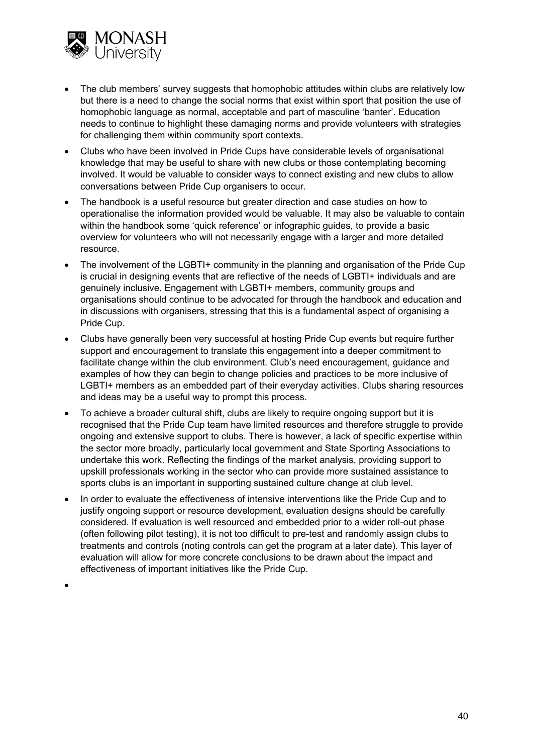- The club members' survey suggests that homophobic attitudes within clubs are relatively low but there is a need to change the social norms that exist within sport that position the use of homophobic language as normal, acceptable and part of masculine 'banter'. Education needs to continue to highlight these damaging norms and provide volunteers with strategies for challenging them within community sport contexts.
- Clubs who have been involved in Pride Cups have considerable levels of organisational knowledge that may be useful to share with new clubs or those contemplating becoming involved. It would be valuable to consider ways to connect existing and new clubs to allow conversations between Pride Cup organisers to occur.
- The handbook is a useful resource but greater direction and case studies on how to operationalise the information provided would be valuable. It may also be valuable to contain within the handbook some 'quick reference' or infographic guides, to provide a basic overview for volunteers who will not necessarily engage with a larger and more detailed resource.
- The involvement of the LGBTI+ community in the planning and organisation of the Pride Cup is crucial in designing events that are reflective of the needs of LGBTI+ individuals and are genuinely inclusive. Engagement with LGBTI+ members, community groups and organisations should continue to be advocated for through the handbook and education and in discussions with organisers, stressing that this is a fundamental aspect of organising a Pride Cup.
- Clubs have generally been very successful at hosting Pride Cup events but require further support and encouragement to translate this engagement into a deeper commitment to facilitate change within the club environment. Club's need encouragement, guidance and examples of how they can begin to change policies and practices to be more inclusive of LGBTI+ members as an embedded part of their everyday activities. Clubs sharing resources and ideas may be a useful way to prompt this process.
- To achieve a broader cultural shift, clubs are likely to require ongoing support but it is recognised that the Pride Cup team have limited resources and therefore struggle to provide ongoing and extensive support to clubs. There is however, a lack of specific expertise within the sector more broadly, particularly local government and State Sporting Associations to undertake this work. Reflecting the findings of the market analysis, providing support to upskill professionals working in the sector who can provide more sustained assistance to sports clubs is an important in supporting sustained culture change at club level.
- In order to evaluate the effectiveness of intensive interventions like the Pride Cup and to justify ongoing support or resource development, evaluation designs should be carefully considered. If evaluation is well resourced and embedded prior to a wider roll-out phase (often following pilot testing), it is not too difficult to pre-test and randomly assign clubs to treatments and controls (noting controls can get the program at a later date). This layer of evaluation will allow for more concrete conclusions to be drawn about the impact and effectiveness of important initiatives like the Pride Cup.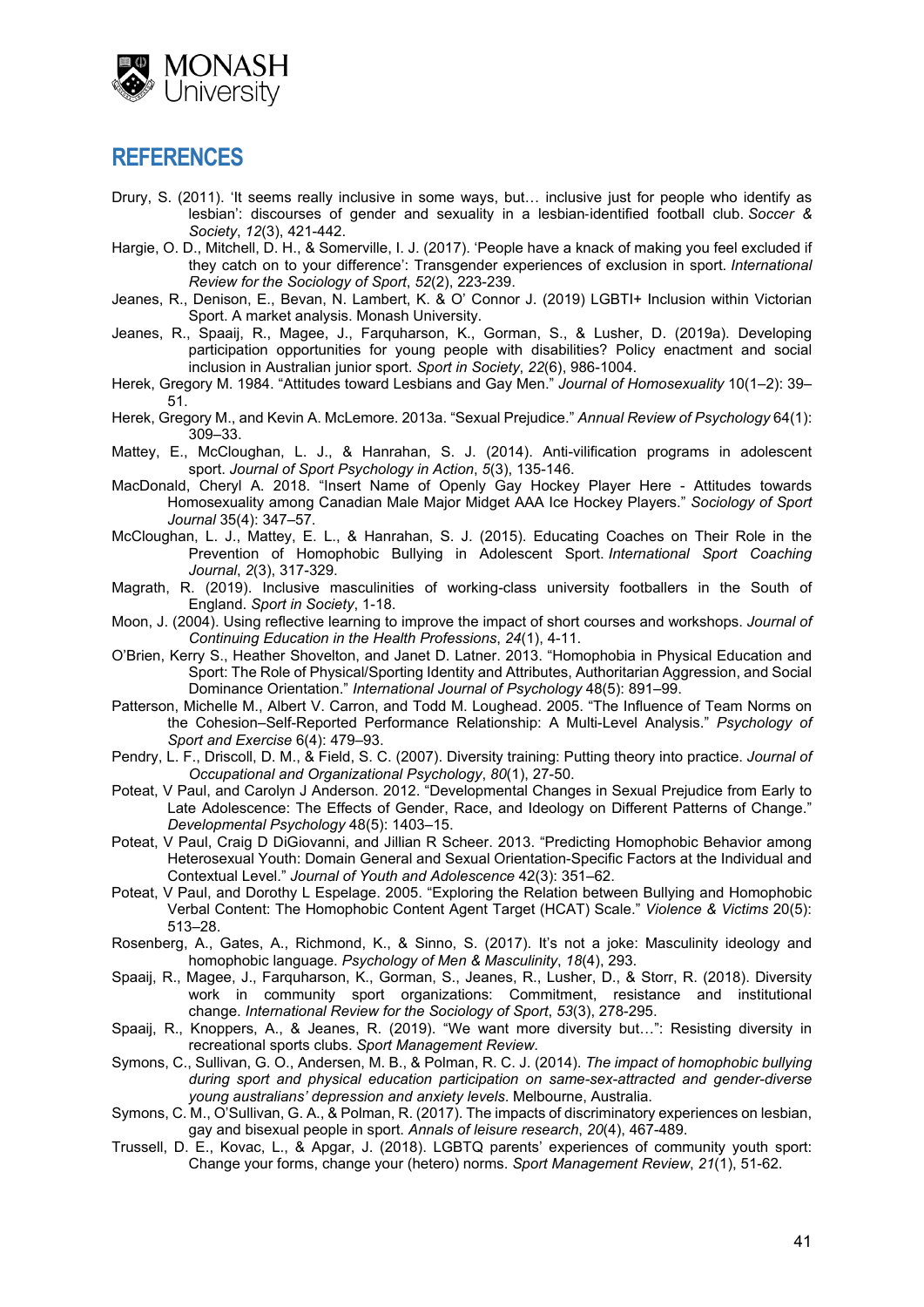# REFERENCES

Drury, S. (2011). 'It seems really inclusive in some ways, but… inclusive just for people who identify as lesbian': discourses of gender and sexuality in a lesbian-identified football club. *Soccer & Society*, *12*(3), 421-442.

Hargie, O. D., Mitchell, D. H., & Somerville, I. J. (2017). 'People have a knack of making you feel excluded if they catch on to your difference': Transgender experiences of exclusion in sport. *International Review for the Sociology of Sport*, *52*(2), 223-239.

Jeanes, R., Denison, E., Bevan, N. Lambert, K. & O' Connor J. (2019) LGBTI+ Inclusion within Victorian Sport. A market analysis. Monash University.

Jeanes, R., Spaaij, R., Magee, J., Farquharson, K., Gorman, S., & Lusher, D. (2019a). Developing participation opportunities for young people with disabilities? Policy enactment and social inclusion in Australian junior sport. *Sport in Society*, *22*(6), 986-1004.

Herek, Gregory M. 1984. "Attitudes toward Lesbians and Gay Men." *Journal of Homosexuality* 10(1–2): 39–51.

Herek, Gregory M., and Kevin A. McLemore. 2013a. "Sexual Prejudice." *Annual Review of Psychology* 64(1): 309–33.

Mattey, E., McCloughan, L. J., & Hanrahan, S. J. (2014). Anti-vilification programs in adolescent sport. *Journal of Sport Psychology in Action*, *5*(3), 135-146.

MacDonald, Cheryl A. 2018. "Insert Name of Openly Gay Hockey Player Here - Attitudes towards Homosexuality among Canadian Male Major Midget AAA Ice Hockey Players." *Sociology of Sport Journal* 35(4): 347–57.

McCloughan, L. J., Mattey, E. L., & Hanrahan, S. J. (2015). Educating Coaches on Their Role in the Prevention of Homophobic Bullying in Adolescent Sport. *International Sport Coaching Journal*, *2*(3), 317-329.

Magrath, R. (2019). Inclusive masculinities of working-class university footballers in the South of England. *Sport in Society*, 1-18.

Moon, J. (2004). Using reflective learning to improve the impact of short courses and workshops. *Journal of Continuing Education in the Health Professions*, *24*(1), 4-11.

O'Brien, Kerry S., Heather Shovelton, and Janet D. Latner. 2013. "Homophobia in Physical Education and Sport: The Role of Physical/Sporting Identity and Attributes, Authoritarian Aggression, and Social Dominance Orientation." *International Journal of Psychology* 48(5): 891–99.

Patterson, Michelle M., Albert V. Carron, and Todd M. Loughead. 2005. "The Influence of Team Norms on the Cohesion–Self-Reported Performance Relationship: A Multi-Level Analysis." *Psychology of Sport and Exercise* 6(4): 479–93.

Pendry, L. F., Driscoll, D. M., & Field, S. C. (2007). Diversity training: Putting theory into practice. *Journal of Occupational and Organizational Psychology*, *80*(1), 27-50.

Poteat, V Paul, and Carolyn J Anderson. 2012. "Developmental Changes in Sexual Prejudice from Early to Late Adolescence: The Effects of Gender, Race, and Ideology on Different Patterns of Change." *Developmental Psychology* 48(5): 1403–15.

Poteat, V Paul, Craig D DiGiovanni, and Jillian R Scheer. 2013. "Predicting Homophobic Behavior among Heterosexual Youth: Domain General and Sexual Orientation-Specific Factors at the Individual and Contextual Level." *Journal of Youth and Adolescence* 42(3): 351–62.

Poteat, V Paul, and Dorothy L Espelage. 2005. "Exploring the Relation between Bullying and Homophobic Verbal Content: The Homophobic Content Agent Target (HCAT) Scale." *Violence & Victims* 20(5): 513–28.

Rosenberg, A., Gates, A., Richmond, K., & Sinno, S. (2017). It's not a joke: Masculinity ideology and homophobic language. *Psychology of Men & Masculinity*, *18*(4), 293.

Spaaij, R., Magee, J., Farquharson, K., Gorman, S., Jeanes, R., Lusher, D., & Storr, R. (2018). Diversity work in community sport organizations: Commitment, resistance and institutional change. *International Review for the Sociology of Sport*, *53*(3), 278-295.

Spaaij, R., Knoppers, A., & Jeanes, R. (2019). "We want more diversity but…": Resisting diversity in recreational sports clubs. *Sport Management Review*.

Symons, C., Sullivan, G. O., Andersen, M. B., & Polman, R. C. J. (2014). *The impact of homophobic bullying during sport and physical education participation on same-sex-attracted and gender-diverse young australians' depression and anxiety levels*. Melbourne, Australia.

Symons, C. M., O'Sullivan, G. A., & Polman, R. (2017). The impacts of discriminatory experiences on lesbian, gay and bisexual people in sport. *Annals of leisure research*, *20*(4), 467-489.

Trussell, D. E., Kovac, L., & Apgar, J. (2018). LGBTQ parents' experiences of community youth sport: Change your forms, change your (hetero) norms. *Sport Management Review*, *21*(1), 51-62.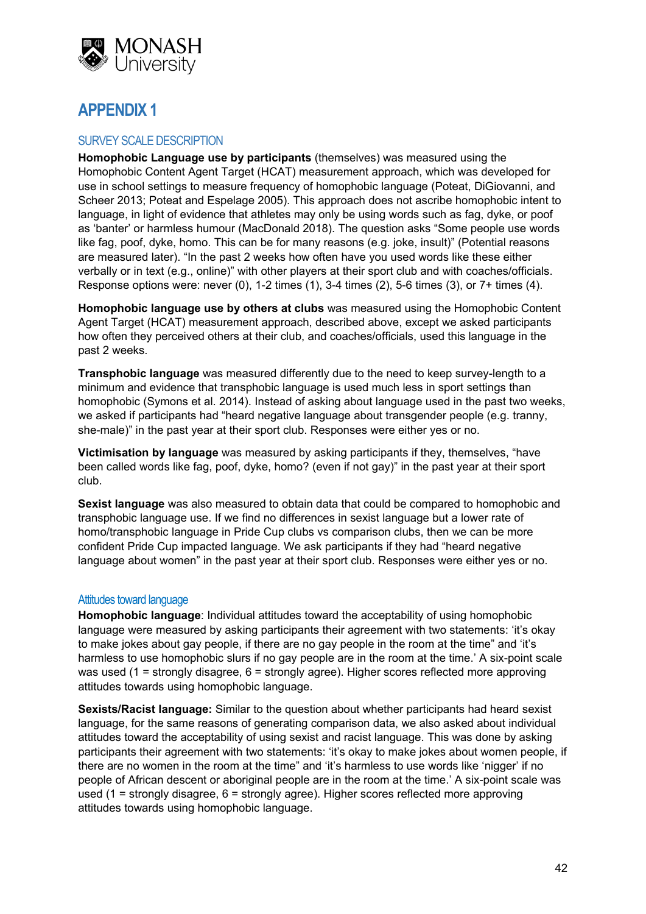# APPENDIX 1

## SURVEY SCALE DESCRIPTION

**Homophobic Language use by participants** (themselves) was measured using the Homophobic Content Agent Target (HCAT) measurement approach, which was developed for use in school settings to measure frequency of homophobic language (Poteat, DiGiovanni, and Scheer 2013; Poteat and Espelage 2005). This approach does not ascribe homophobic intent to language, in light of evidence that athletes may only be using words such as fag, dyke, or poof as 'banter' or harmless humour (MacDonald 2018). The question asks "Some people use words like fag, poof, dyke, homo. This can be for many reasons (e.g. joke, insult)" (Potential reasons are measured later). "In the past 2 weeks how often have you used words like these either verbally or in text (e.g., online)" with other players at their sport club and with coaches/officials. Response options were: never (0), 1-2 times (1), 3-4 times (2), 5-6 times (3), or 7+ times (4).

**Homophobic language use by others at clubs** was measured using the Homophobic Content Agent Target (HCAT) measurement approach, described above, except we asked participants how often they perceived others at their club, and coaches/officials, used this language in the past 2 weeks.

**Transphobic language** was measured differently due to the need to keep survey-length to a minimum and evidence that transphobic language is used much less in sport settings than homophobic (Symons et al. 2014). Instead of asking about language used in the past two weeks, we asked if participants had "heard negative language about transgender people (e.g. tranny, she-male)" in the past year at their sport club. Responses were either yes or no.

**Victimisation by language** was measured by asking participants if they, themselves, "have been called words like fag, poof, dyke, homo? (even if not gay)" in the past year at their sport club.

**Sexist language** was also measured to obtain data that could be compared to homophobic and transphobic language use. If we find no differences in sexist language but a lower rate of homo/transphobic language in Pride Cup clubs vs comparison clubs, then we can be more confident Pride Cup impacted language. We ask participants if they had "heard negative language about women" in the past year at their sport club. Responses were either yes or no.

### Attitudes toward language

**Homophobic language**: Individual attitudes toward the acceptability of using homophobic language were measured by asking participants their agreement with two statements: 'it's okay to make jokes about gay people, if there are no gay people in the room at the time" and 'it's harmless to use homophobic slurs if no gay people are in the room at the time.' A six-point scale was used (1 = strongly disagree, 6 = strongly agree). Higher scores reflected more approving attitudes towards using homophobic language.

**Sexists/Racist language:** Similar to the question about whether participants had heard sexist language, for the same reasons of generating comparison data, we also asked about individual attitudes toward the acceptability of using sexist and racist language. This was done by asking participants their agreement with two statements: 'it's okay to make jokes about women people, if there are no women in the room at the time" and 'it's harmless to use words like 'nigger' if no people of African descent or aboriginal people are in the room at the time.' A six-point scale was used (1 = strongly disagree, 6 = strongly agree). Higher scores reflected more approving attitudes towards using homophobic language.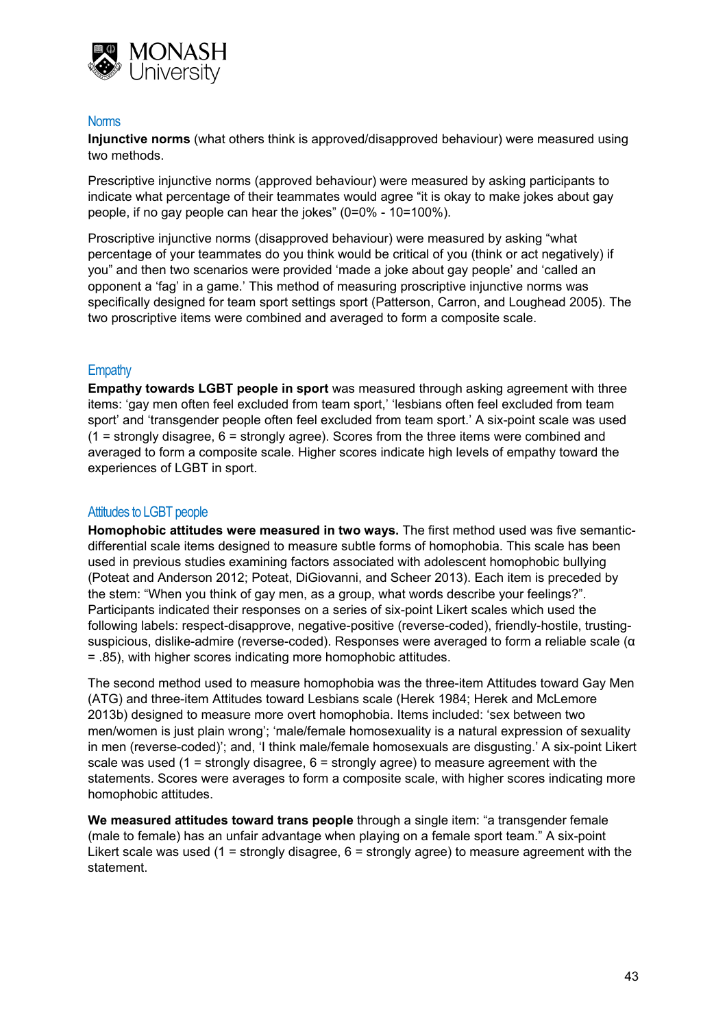## Norms

**Injunctive norms** (what others think is approved/disapproved behaviour) were measured using two methods.

Prescriptive injunctive norms (approved behaviour) were measured by asking participants to indicate what percentage of their teammates would agree "it is okay to make jokes about gay people, if no gay people can hear the jokes" (0=0% - 10=100%).

Proscriptive injunctive norms (disapproved behaviour) were measured by asking "what percentage of your teammates do you think would be critical of you (think or act negatively) if you" and then two scenarios were provided 'made a joke about gay people' and 'called an opponent a 'fag' in a game.' This method of measuring proscriptive injunctive norms was specifically designed for team sport settings sport (Patterson, Carron, and Loughead 2005). The two proscriptive items were combined and averaged to form a composite scale.

## Empathy

**Empathy towards LGBT people in sport** was measured through asking agreement with three items: 'gay men often feel excluded from team sport,' 'lesbians often feel excluded from team sport' and 'transgender people often feel excluded from team sport.' A six-point scale was used (1 = strongly disagree, 6 = strongly agree). Scores from the three items were combined and averaged to form a composite scale. Higher scores indicate high levels of empathy toward the experiences of LGBT in sport.

## Attitudes to LGBT people

**Homophobic attitudes were measured in two ways.** The first method used was five semantic-differential scale items designed to measure subtle forms of homophobia. This scale has been used in previous studies examining factors associated with adolescent homophobic bullying (Poteat and Anderson 2012; Poteat, DiGiovanni, and Scheer 2013). Each item is preceded by the stem: "When you think of gay men, as a group, what words describe your feelings?". Participants indicated their responses on a series of six-point Likert scales which used the following labels: respect-disapprove, negative-positive (reverse-coded), friendly-hostile, trusting-suspicious, dislike-admire (reverse-coded). Responses were averaged to form a reliable scale ($\alpha$ = .85), with higher scores indicating more homophobic attitudes.

The second method used to measure homophobia was the three-item Attitudes toward Gay Men (ATG) and three-item Attitudes toward Lesbians scale (Herek 1984; Herek and McLemore 2013b) designed to measure more overt homophobia. Items included: 'sex between two men/women is just plain wrong'; 'male/female homosexuality is a natural expression of sexuality in men (reverse-coded)'; and, 'I think male/female homosexuals are disgusting.' A six-point Likert scale was used (1 = strongly disagree, 6 = strongly agree) to measure agreement with the statements. Scores were averages to form a composite scale, with higher scores indicating more homophobic attitudes.

**We measured attitudes toward trans people** through a single item: "a transgender female (male to female) has an unfair advantage when playing on a female sport team." A six-point Likert scale was used (1 = strongly disagree, 6 = strongly agree) to measure agreement with the statement.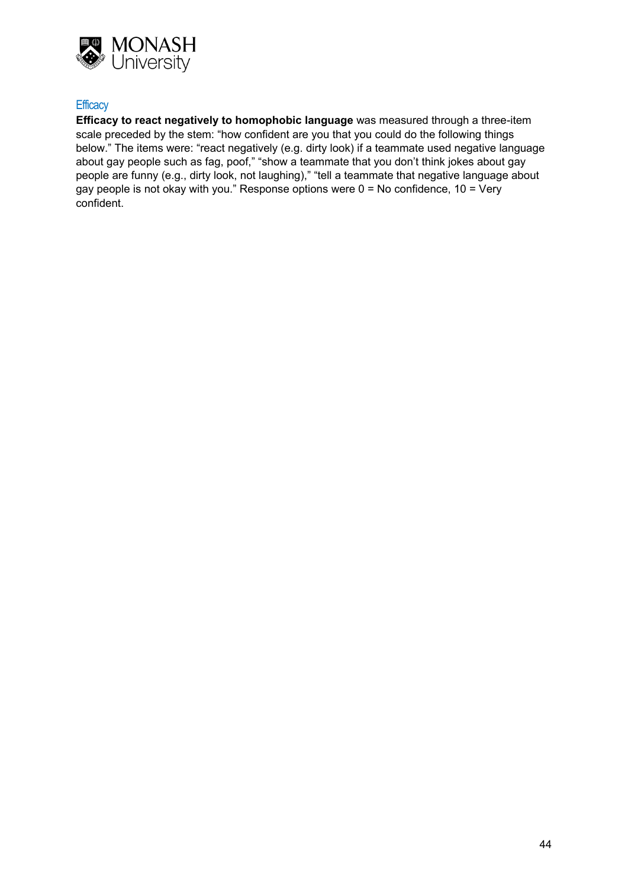### Efficacy

**Efficacy to react negatively to homophobic language** was measured through a three-item scale preceded by the stem: "how confident are you that you could do the following things below." The items were: "react negatively (e.g. dirty look) if a teammate used negative language about gay people such as fag, poof," "show a teammate that you don't think jokes about gay people are funny (e.g., dirty look, not laughing)," "tell a teammate that negative language about gay people is not okay with you." Response options were 0 = No confidence, 10 = Very confident.